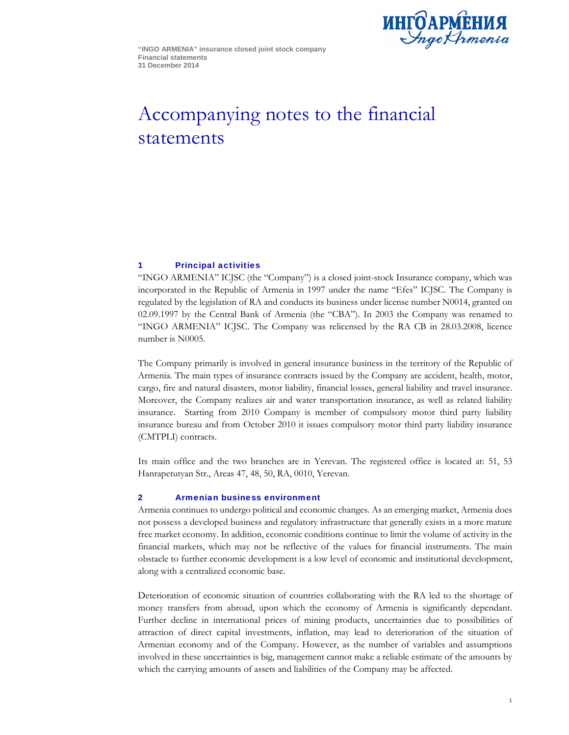# Accompanying notes to the financial statements

## 1 Principal activities

"INGO ARMENIA" ICJSC (the "Company") is a closed joint-stock Insurance company, which was incorporated in the Republic of Armenia in 1997 under the name "Efes" ICJSC. The Company is regulated by the legislation of RA and conducts its business under license number N0014, granted on 02.09.1997 by the Central Bank of Armenia (the "CBA"). In 2003 the Company was renamed to "INGO ARMENIA" ICJSC. The Company was relicensed by the RA CB in 28.03.2008, licence number is N0005.

The Company primarily is involved in general insurance business in the territory of the Republic of Armenia. The main types of insurance contracts issued by the Company are accident, health, motor, cargo, fire and natural disasters, motor liability, financial losses, general liability and travel insurance. Moreover, the Company realizes air and water transportation insurance, as well as related liability insurance. Starting from 2010 Company is member of compulsory motor third party liability insurance bureau and from October 2010 it issues compulsory motor third party liability insurance (CMTPLI) contracts.

Its main office and the two branches are in Yerevan. The registered office is located at: 51, 53 Hanrapetutyan Str., Areas 47, 48, 50, RA, 0010, Yerevan.

## 2 Armenian business environment

Armenia continues to undergo political and economic changes. As an emerging market, Armenia does not possess a developed business and regulatory infrastructure that generally exists in a more mature free market economy. In addition, economic conditions continue to limit the volume of activity in the financial markets, which may not be reflective of the values for financial instruments. The main obstacle to further economic development is a low level of economic and institutional development, along with a centralized economic base.

Deterioration of economic situation of countries collaborating with the RA led to the shortage of money transfers from abroad, upon which the economy of Armenia is significantly dependant. Further decline in international prices of mining products, uncertainties due to possibilities of attraction of direct capital investments, inflation, may lead to deterioration of the situation of Armenian economy and of the Company. However, as the number of variables and assumptions involved in these uncertainties is big, management cannot make a reliable estimate of the amounts by which the carrying amounts of assets and liabilities of the Company may be affected.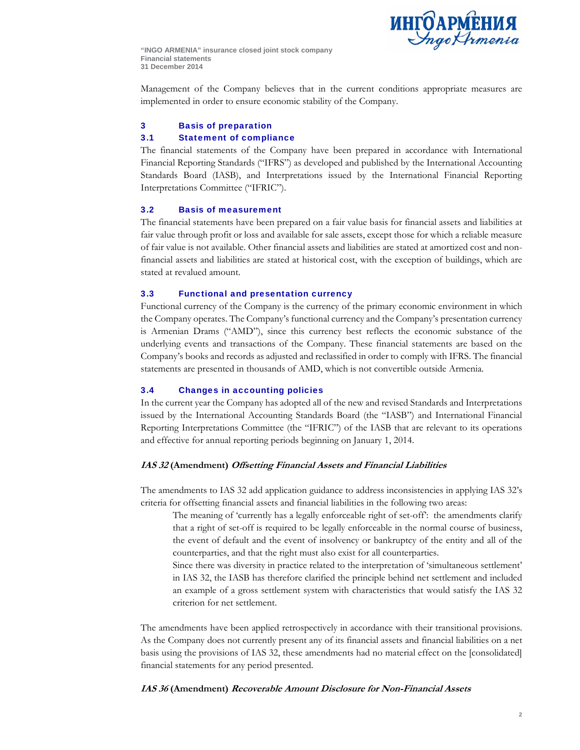Management of the Company believes that in the current conditions appropriate measures are implemented in order to ensure economic stability of the Company.

## 3 Basis of preparation

### 3.1 Statement of compliance

The financial statements of the Company have been prepared in accordance with International Financial Reporting Standards ("IFRS") as developed and published by the International Accounting Standards Board (IASB), and Interpretations issued by the International Financial Reporting Interpretations Committee ("IFRIC").

### 3.2 Basis of measurement

The financial statements have been prepared on a fair value basis for financial assets and liabilities at fair value through profit or loss and available for sale assets, except those for which a reliable measure of fair value is not available. Other financial assets and liabilities are stated at amortized cost and non-financial assets and liabilities are stated at historical cost, with the exception of buildings, which are stated at revalued amount.

### 3.3 Functional and presentation currency

Functional currency of the Company is the currency of the primary economic environment in which the Company operates. The Company's functional currency and the Company's presentation currency is Armenian Drams ("AMD"), since this currency best reflects the economic substance of the underlying events and transactions of the Company. These financial statements are based on the Company's books and records as adjusted and reclassified in order to comply with IFRS. The financial statements are presented in thousands of AMD, which is not convertible outside Armenia.

### 3.4 Changes in accounting policies

In the current year the Company has adopted all of the new and revised Standards and Interpretations issued by the International Accounting Standards Board (the "IASB") and International Financial Reporting Interpretations Committee (the "IFRIC") of the IASB that are relevant to its operations and effective for annual reporting periods beginning on January 1, 2014.

***IAS 32* (Amendment) *Offsetting Financial Assets and Financial Liabilities***

The amendments to IAS 32 add application guidance to address inconsistencies in applying IAS 32's criteria for offsetting financial assets and financial liabilities in the following two areas:

- The meaning of 'currently has a legally enforceable right of set-off': the amendments clarify that a right of set-off is required to be legally enforceable in the normal course of business, the event of default and the event of insolvency or bankruptcy of the entity and all of the counterparties, and that the right must also exist for all counterparties.
- Since there was diversity in practice related to the interpretation of 'simultaneous settlement' in IAS 32, the IASB has therefore clarified the principle behind net settlement and included an example of a gross settlement system with characteristics that would satisfy the IAS 32 criterion for net settlement.

The amendments have been applied retrospectively in accordance with their transitional provisions. As the Company does not currently present any of its financial assets and financial liabilities on a net basis using the provisions of IAS 32, these amendments had no material effect on the [consolidated] financial statements for any period presented.

***IAS 36* (Amendment) *Recoverable Amount Disclosure for Non-Financial Assets***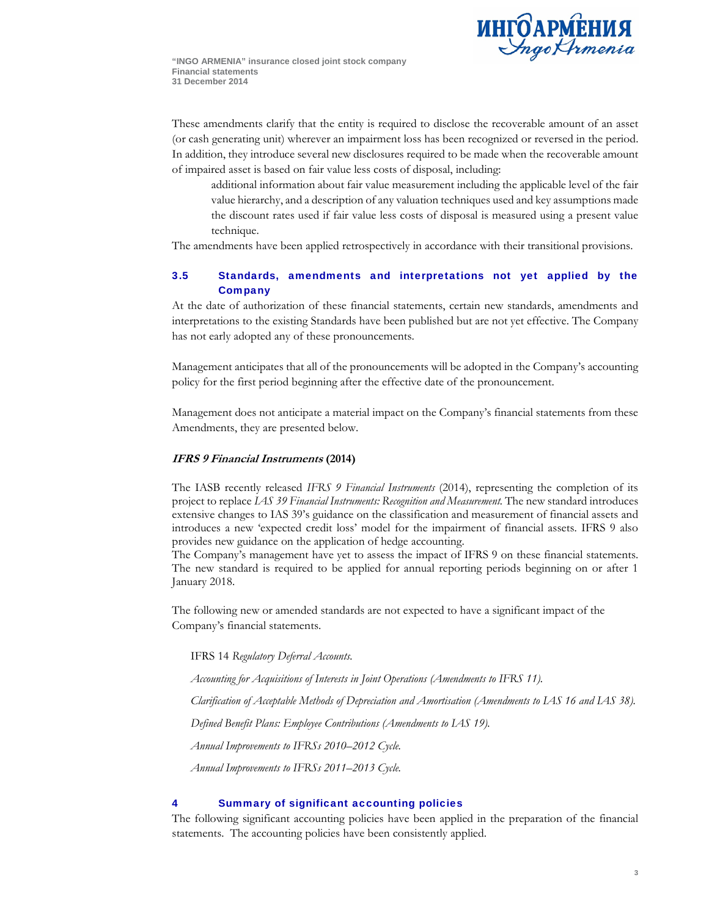These amendments clarify that the entity is required to disclose the recoverable amount of an asset (or cash generating unit) wherever an impairment loss has been recognized or reversed in the period. In addition, they introduce several new disclosures required to be made when the recoverable amount of impaired asset is based on fair value less costs of disposal, including:

additional information about fair value measurement including the applicable level of the fair value hierarchy, and a description of any valuation techniques used and key assumptions made the discount rates used if fair value less costs of disposal is measured using a present value technique.

The amendments have been applied retrospectively in accordance with their transitional provisions.

### 3.5 Standards, amendments and interpretations not yet applied by the Company

At the date of authorization of these financial statements, certain new standards, amendments and interpretations to the existing Standards have been published but are not yet effective. The Company has not early adopted any of these pronouncements.

Management anticipates that all of the pronouncements will be adopted in the Company's accounting policy for the first period beginning after the effective date of the pronouncement.

Management does not anticipate a material impact on the Company's financial statements from these Amendments, they are presented below.

***IFRS 9 Financial Instruments* (2014)**

The IASB recently released *IFRS 9 Financial Instruments* (2014), representing the completion of its project to replace *IAS 39 Financial Instruments: Recognition and Measurement*. The new standard introduces extensive changes to IAS 39's guidance on the classification and measurement of financial assets and introduces a new 'expected credit loss' model for the impairment of financial assets. IFRS 9 also provides new guidance on the application of hedge accounting.

The Company's management have yet to assess the impact of IFRS 9 on these financial statements. The new standard is required to be applied for annual reporting periods beginning on or after 1 January 2018.

The following new or amended standards are not expected to have a significant impact of the Company's financial statements.

IFRS 14 *Regulatory Deferral Accounts.*

*Accounting for Acquisitions of Interests in Joint Operations (Amendments to IFRS 11).*

*Clarification of Acceptable Methods of Depreciation and Amortisation (Amendments to IAS 16 and IAS 38).*

*Defined Benefit Plans: Employee Contributions (Amendments to IAS 19).*

*Annual Improvements to IFRSs 2010–2012 Cycle.*

*Annual Improvements to IFRSs 2011–2013 Cycle.*

## 4 Summary of significant accounting policies

The following significant accounting policies have been applied in the preparation of the financial statements. The accounting policies have been consistently applied.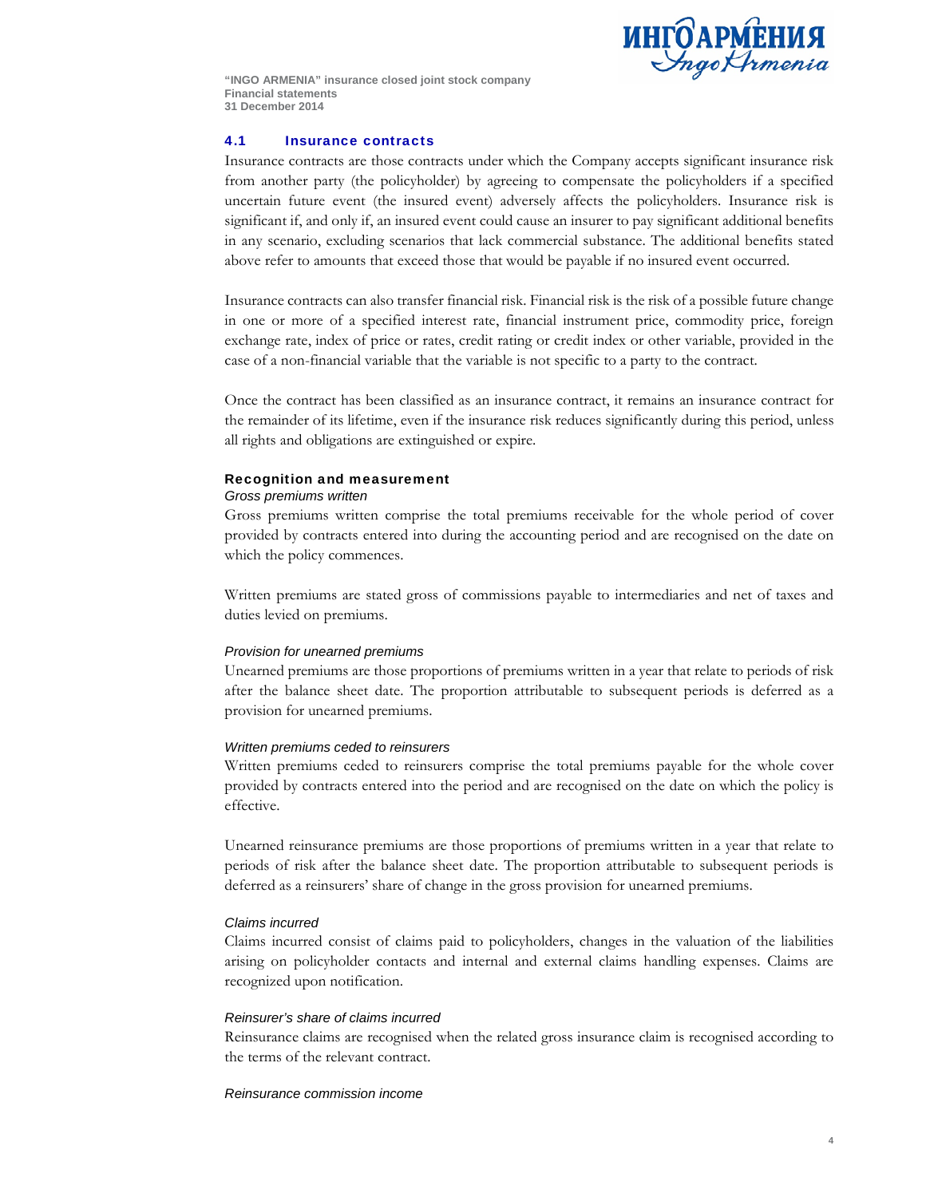## 4.1 Insurance contracts

Insurance contracts are those contracts under which the Company accepts significant insurance risk from another party (the policyholder) by agreeing to compensate the policyholders if a specified uncertain future event (the insured event) adversely affects the policyholders. Insurance risk is significant if, and only if, an insured event could cause an insurer to pay significant additional benefits in any scenario, excluding scenarios that lack commercial substance. The additional benefits stated above refer to amounts that exceed those that would be payable if no insured event occurred.

Insurance contracts can also transfer financial risk. Financial risk is the risk of a possible future change in one or more of a specified interest rate, financial instrument price, commodity price, foreign exchange rate, index of price or rates, credit rating or credit index or other variable, provided in the case of a non-financial variable that the variable is not specific to a party to the contract.

Once the contract has been classified as an insurance contract, it remains an insurance contract for the remainder of its lifetime, even if the insurance risk reduces significantly during this period, unless all rights and obligations are extinguished or expire.

### Recognition and measurement

*Gross premiums written*

Gross premiums written comprise the total premiums receivable for the whole period of cover provided by contracts entered into during the accounting period and are recognised on the date on which the policy commences.

Written premiums are stated gross of commissions payable to intermediaries and net of taxes and duties levied on premiums.

*Provision for unearned premiums*

Unearned premiums are those proportions of premiums written in a year that relate to periods of risk after the balance sheet date. The proportion attributable to subsequent periods is deferred as a provision for unearned premiums.

*Written premiums ceded to reinsurers*

Written premiums ceded to reinsurers comprise the total premiums payable for the whole cover provided by contracts entered into the period and are recognised on the date on which the policy is effective.

Unearned reinsurance premiums are those proportions of premiums written in a year that relate to periods of risk after the balance sheet date. The proportion attributable to subsequent periods is deferred as a reinsurers' share of change in the gross provision for unearned premiums.

*Claims incurred*

Claims incurred consist of claims paid to policyholders, changes in the valuation of the liabilities arising on policyholder contacts and internal and external claims handling expenses. Claims are recognized upon notification.

*Reinsurer's share of claims incurred*

Reinsurance claims are recognised when the related gross insurance claim is recognised according to the terms of the relevant contract.

*Reinsurance commission income*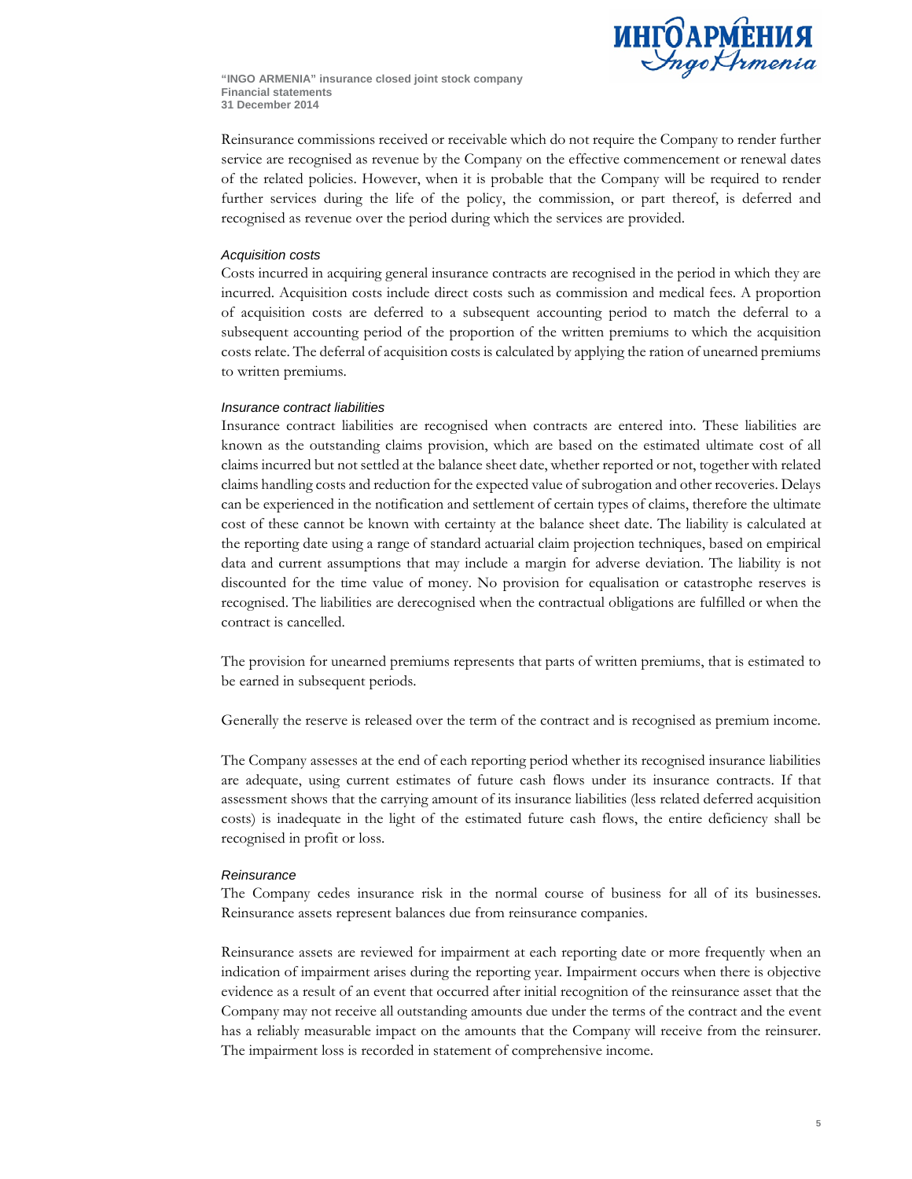Reinsurance commissions received or receivable which do not require the Company to render further service are recognised as revenue by the Company on the effective commencement or renewal dates of the related policies. However, when it is probable that the Company will be required to render further services during the life of the policy, the commission, or part thereof, is deferred and recognised as revenue over the period during which the services are provided.

*Acquisition costs*

Costs incurred in acquiring general insurance contracts are recognised in the period in which they are incurred. Acquisition costs include direct costs such as commission and medical fees. A proportion of acquisition costs are deferred to a subsequent accounting period to match the deferral to a subsequent accounting period of the proportion of the written premiums to which the acquisition costs relate. The deferral of acquisition costs is calculated by applying the ration of unearned premiums to written premiums.

*Insurance contract liabilities*

Insurance contract liabilities are recognised when contracts are entered into. These liabilities are known as the outstanding claims provision, which are based on the estimated ultimate cost of all claims incurred but not settled at the balance sheet date, whether reported or not, together with related claims handling costs and reduction for the expected value of subrogation and other recoveries. Delays can be experienced in the notification and settlement of certain types of claims, therefore the ultimate cost of these cannot be known with certainty at the balance sheet date. The liability is calculated at the reporting date using a range of standard actuarial claim projection techniques, based on empirical data and current assumptions that may include a margin for adverse deviation. The liability is not discounted for the time value of money. No provision for equalisation or catastrophe reserves is recognised. The liabilities are derecognised when the contractual obligations are fulfilled or when the contract is cancelled.

The provision for unearned premiums represents that parts of written premiums, that is estimated to be earned in subsequent periods.

Generally the reserve is released over the term of the contract and is recognised as premium income.

The Company assesses at the end of each reporting period whether its recognised insurance liabilities are adequate, using current estimates of future cash flows under its insurance contracts. If that assessment shows that the carrying amount of its insurance liabilities (less related deferred acquisition costs) is inadequate in the light of the estimated future cash flows, the entire deficiency shall be recognised in profit or loss.

*Reinsurance*

The Company cedes insurance risk in the normal course of business for all of its businesses. Reinsurance assets represent balances due from reinsurance companies.

Reinsurance assets are reviewed for impairment at each reporting date or more frequently when an indication of impairment arises during the reporting year. Impairment occurs when there is objective evidence as a result of an event that occurred after initial recognition of the reinsurance asset that the Company may not receive all outstanding amounts due under the terms of the contract and the event has a reliably measurable impact on the amounts that the Company will receive from the reinsurer. The impairment loss is recorded in statement of comprehensive income.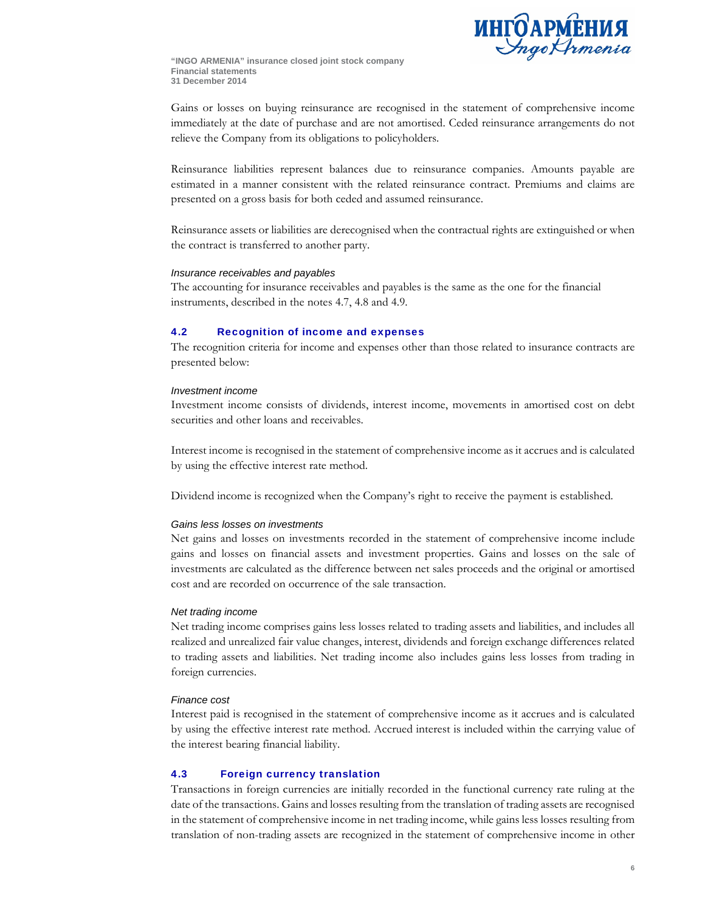Gains or losses on buying reinsurance are recognised in the statement of comprehensive income immediately at the date of purchase and are not amortised. Ceded reinsurance arrangements do not relieve the Company from its obligations to policyholders.

Reinsurance liabilities represent balances due to reinsurance companies. Amounts payable are estimated in a manner consistent with the related reinsurance contract. Premiums and claims are presented on a gross basis for both ceded and assumed reinsurance.

Reinsurance assets or liabilities are derecognised when the contractual rights are extinguished or when the contract is transferred to another party.

*Insurance receivables and payables*

The accounting for insurance receivables and payables is the same as the one for the financial instruments, described in the notes 4.7, 4.8 and 4.9.

## 4.2 Recognition of income and expenses

The recognition criteria for income and expenses other than those related to insurance contracts are presented below:

*Investment income*

Investment income consists of dividends, interest income, movements in amortised cost on debt securities and other loans and receivables.

Interest income is recognised in the statement of comprehensive income as it accrues and is calculated by using the effective interest rate method.

Dividend income is recognized when the Company's right to receive the payment is established.

*Gains less losses on investments*

Net gains and losses on investments recorded in the statement of comprehensive income include gains and losses on financial assets and investment properties. Gains and losses on the sale of investments are calculated as the difference between net sales proceeds and the original or amortised cost and are recorded on occurrence of the sale transaction.

*Net trading income*

Net trading income comprises gains less losses related to trading assets and liabilities, and includes all realized and unrealized fair value changes, interest, dividends and foreign exchange differences related to trading assets and liabilities. Net trading income also includes gains less losses from trading in foreign currencies.

*Finance cost*

Interest paid is recognised in the statement of comprehensive income as it accrues and is calculated by using the effective interest rate method. Accrued interest is included within the carrying value of the interest bearing financial liability.

## 4.3 Foreign currency translation

Transactions in foreign currencies are initially recorded in the functional currency rate ruling at the date of the transactions. Gains and losses resulting from the translation of trading assets are recognised in the statement of comprehensive income in net trading income, while gains less losses resulting from translation of non-trading assets are recognized in the statement of comprehensive income in other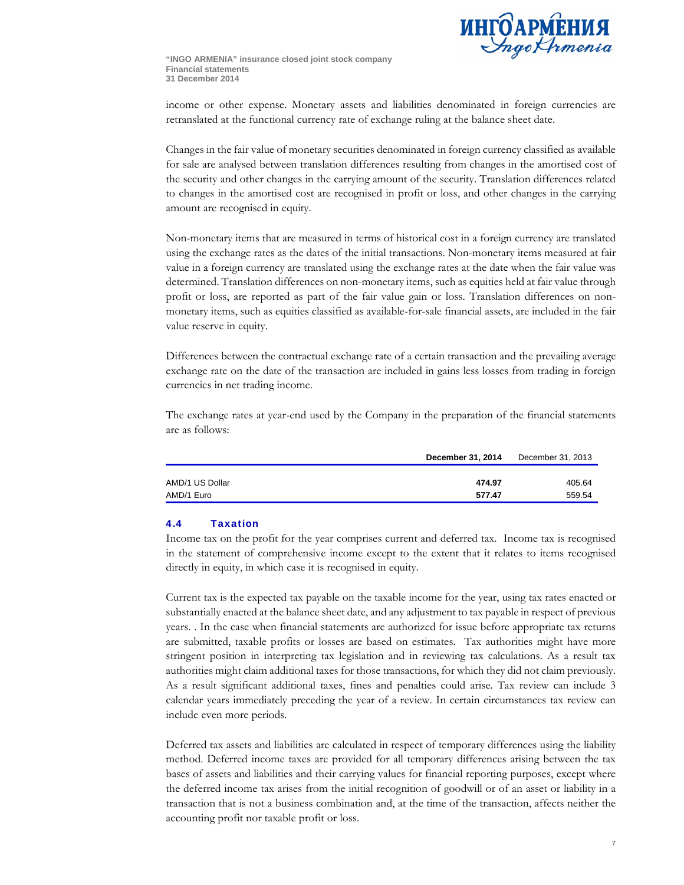income or other expense. Monetary assets and liabilities denominated in foreign currencies are retranslated at the functional currency rate of exchange ruling at the balance sheet date.

Changes in the fair value of monetary securities denominated in foreign currency classified as available for sale are analysed between translation differences resulting from changes in the amortised cost of the security and other changes in the carrying amount of the security. Translation differences related to changes in the amortised cost are recognised in profit or loss, and other changes in the carrying amount are recognised in equity.

Non-monetary items that are measured in terms of historical cost in a foreign currency are translated using the exchange rates as the dates of the initial transactions. Non-monetary items measured at fair value in a foreign currency are translated using the exchange rates at the date when the fair value was determined. Translation differences on non-monetary items, such as equities held at fair value through profit or loss, are reported as part of the fair value gain or loss. Translation differences on non-monetary items, such as equities classified as available-for-sale financial assets, are included in the fair value reserve in equity.

Differences between the contractual exchange rate of a certain transaction and the prevailing average exchange rate on the date of the transaction are included in gains less losses from trading in foreign currencies in net trading income.

The exchange rates at year-end used by the Company in the preparation of the financial statements are as follows:

| | **December 31, 2014** | December 31, 2013 |
|---|---|---|
| AMD/1 US Dollar | **474.97** | 405.64 |
| AMD/1 Euro | **577.47** | 559.54 |

## 4.4 Taxation

Income tax on the profit for the year comprises current and deferred tax. Income tax is recognised in the statement of comprehensive income except to the extent that it relates to items recognised directly in equity, in which case it is recognised in equity.

Current tax is the expected tax payable on the taxable income for the year, using tax rates enacted or substantially enacted at the balance sheet date, and any adjustment to tax payable in respect of previous years. . In the case when financial statements are authorized for issue before appropriate tax returns are submitted, taxable profits or losses are based on estimates. Tax authorities might have more stringent position in interpreting tax legislation and in reviewing tax calculations. As a result tax authorities might claim additional taxes for those transactions, for which they did not claim previously. As a result significant additional taxes, fines and penalties could arise. Tax review can include 3 calendar years immediately preceding the year of a review. In certain circumstances tax review can include even more periods.

Deferred tax assets and liabilities are calculated in respect of temporary differences using the liability method. Deferred income taxes are provided for all temporary differences arising between the tax bases of assets and liabilities and their carrying values for financial reporting purposes, except where the deferred income tax arises from the initial recognition of goodwill or of an asset or liability in a transaction that is not a business combination and, at the time of the transaction, affects neither the accounting profit nor taxable profit or loss.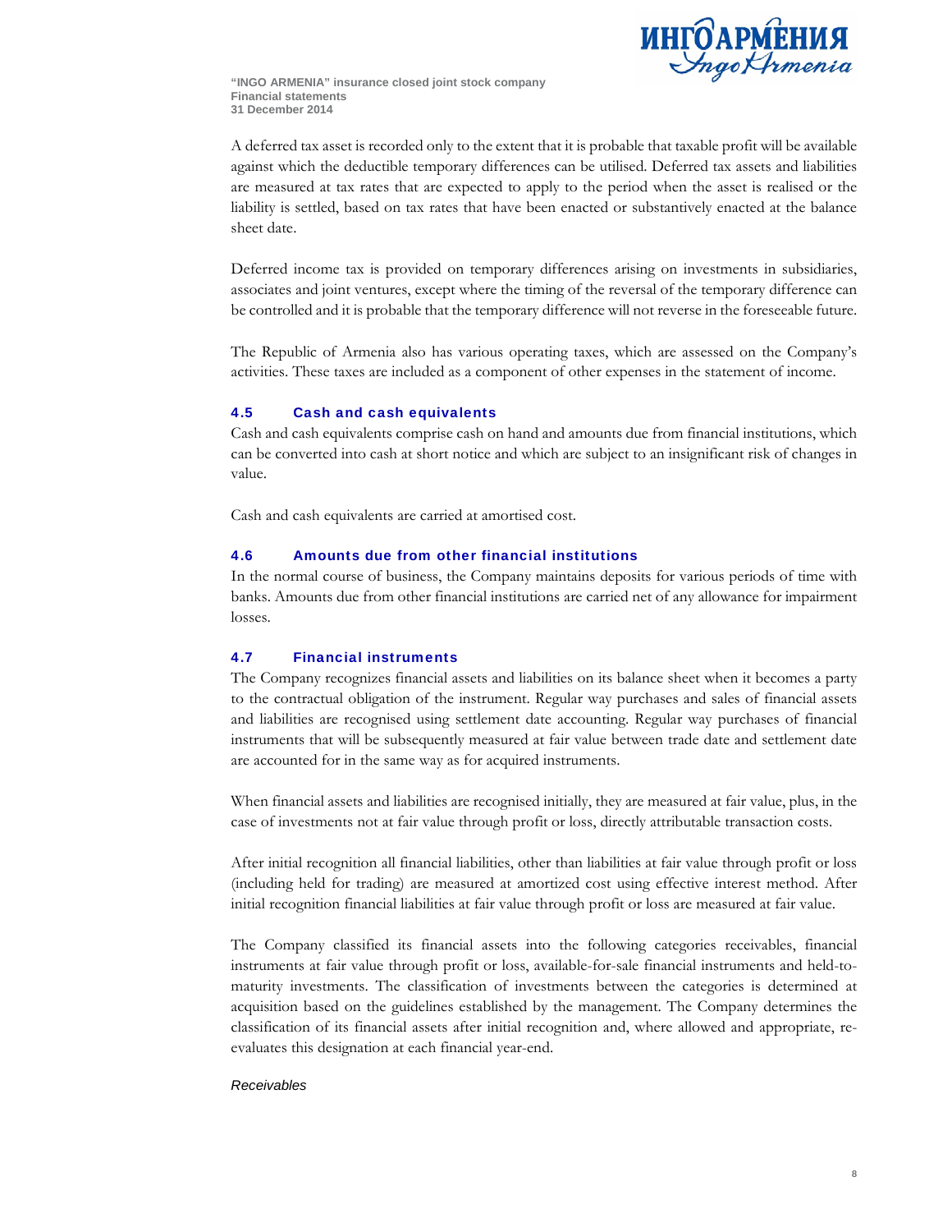A deferred tax asset is recorded only to the extent that it is probable that taxable profit will be available against which the deductible temporary differences can be utilised. Deferred tax assets and liabilities are measured at tax rates that are expected to apply to the period when the asset is realised or the liability is settled, based on tax rates that have been enacted or substantively enacted at the balance sheet date.

Deferred income tax is provided on temporary differences arising on investments in subsidiaries, associates and joint ventures, except where the timing of the reversal of the temporary difference can be controlled and it is probable that the temporary difference will not reverse in the foreseeable future.

The Republic of Armenia also has various operating taxes, which are assessed on the Company's activities. These taxes are included as a component of other expenses in the statement of income.

### 4.5 Cash and cash equivalents

Cash and cash equivalents comprise cash on hand and amounts due from financial institutions, which can be converted into cash at short notice and which are subject to an insignificant risk of changes in value.

Cash and cash equivalents are carried at amortised cost.

### 4.6 Amounts due from other financial institutions

In the normal course of business, the Company maintains deposits for various periods of time with banks. Amounts due from other financial institutions are carried net of any allowance for impairment losses.

### 4.7 Financial instruments

The Company recognizes financial assets and liabilities on its balance sheet when it becomes a party to the contractual obligation of the instrument. Regular way purchases and sales of financial assets and liabilities are recognised using settlement date accounting. Regular way purchases of financial instruments that will be subsequently measured at fair value between trade date and settlement date are accounted for in the same way as for acquired instruments.

When financial assets and liabilities are recognised initially, they are measured at fair value, plus, in the case of investments not at fair value through profit or loss, directly attributable transaction costs.

After initial recognition all financial liabilities, other than liabilities at fair value through profit or loss (including held for trading) are measured at amortized cost using effective interest method. After initial recognition financial liabilities at fair value through profit or loss are measured at fair value.

The Company classified its financial assets into the following categories receivables, financial instruments at fair value through profit or loss, available-for-sale financial instruments and held-to-maturity investments. The classification of investments between the categories is determined at acquisition based on the guidelines established by the management. The Company determines the classification of its financial assets after initial recognition and, where allowed and appropriate, re-evaluates this designation at each financial year-end.

*Receivables*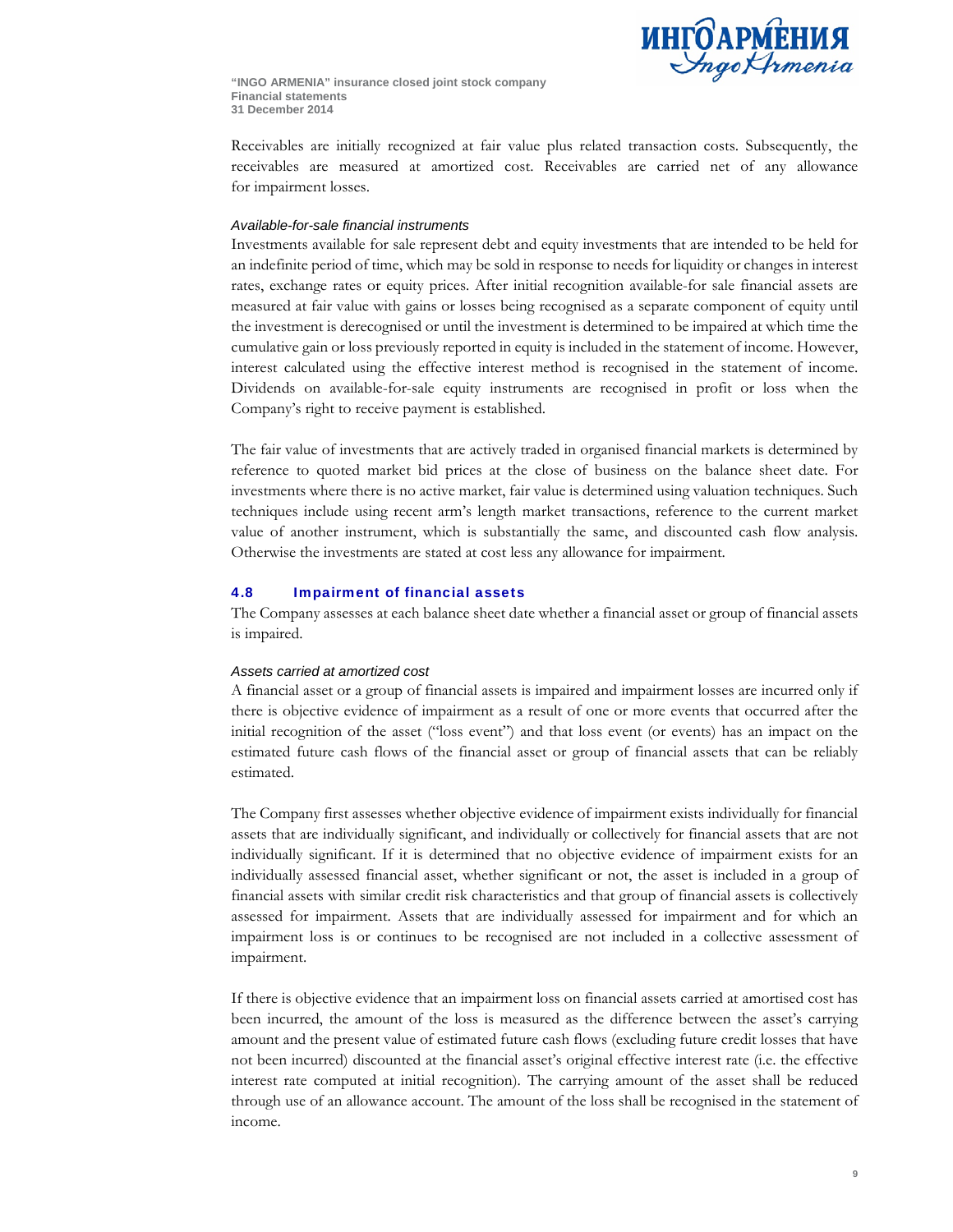Receivables are initially recognized at fair value plus related transaction costs. Subsequently, the receivables are measured at amortized cost. Receivables are carried net of any allowance for impairment losses.

*Available-for-sale financial instruments*

Investments available for sale represent debt and equity investments that are intended to be held for an indefinite period of time, which may be sold in response to needs for liquidity or changes in interest rates, exchange rates or equity prices. After initial recognition available-for sale financial assets are measured at fair value with gains or losses being recognised as a separate component of equity until the investment is derecognised or until the investment is determined to be impaired at which time the cumulative gain or loss previously reported in equity is included in the statement of income. However, interest calculated using the effective interest method is recognised in the statement of income. Dividends on available-for-sale equity instruments are recognised in profit or loss when the Company's right to receive payment is established.

The fair value of investments that are actively traded in organised financial markets is determined by reference to quoted market bid prices at the close of business on the balance sheet date. For investments where there is no active market, fair value is determined using valuation techniques. Such techniques include using recent arm's length market transactions, reference to the current market value of another instrument, which is substantially the same, and discounted cash flow analysis. Otherwise the investments are stated at cost less any allowance for impairment.

## 4.8 Impairment of financial assets

The Company assesses at each balance sheet date whether a financial asset or group of financial assets is impaired.

*Assets carried at amortized cost*

A financial asset or a group of financial assets is impaired and impairment losses are incurred only if there is objective evidence of impairment as a result of one or more events that occurred after the initial recognition of the asset ("loss event") and that loss event (or events) has an impact on the estimated future cash flows of the financial asset or group of financial assets that can be reliably estimated.

The Company first assesses whether objective evidence of impairment exists individually for financial assets that are individually significant, and individually or collectively for financial assets that are not individually significant. If it is determined that no objective evidence of impairment exists for an individually assessed financial asset, whether significant or not, the asset is included in a group of financial assets with similar credit risk characteristics and that group of financial assets is collectively assessed for impairment. Assets that are individually assessed for impairment and for which an impairment loss is or continues to be recognised are not included in a collective assessment of impairment.

If there is objective evidence that an impairment loss on financial assets carried at amortised cost has been incurred, the amount of the loss is measured as the difference between the asset's carrying amount and the present value of estimated future cash flows (excluding future credit losses that have not been incurred) discounted at the financial asset's original effective interest rate (i.e. the effective interest rate computed at initial recognition). The carrying amount of the asset shall be reduced through use of an allowance account. The amount of the loss shall be recognised in the statement of income.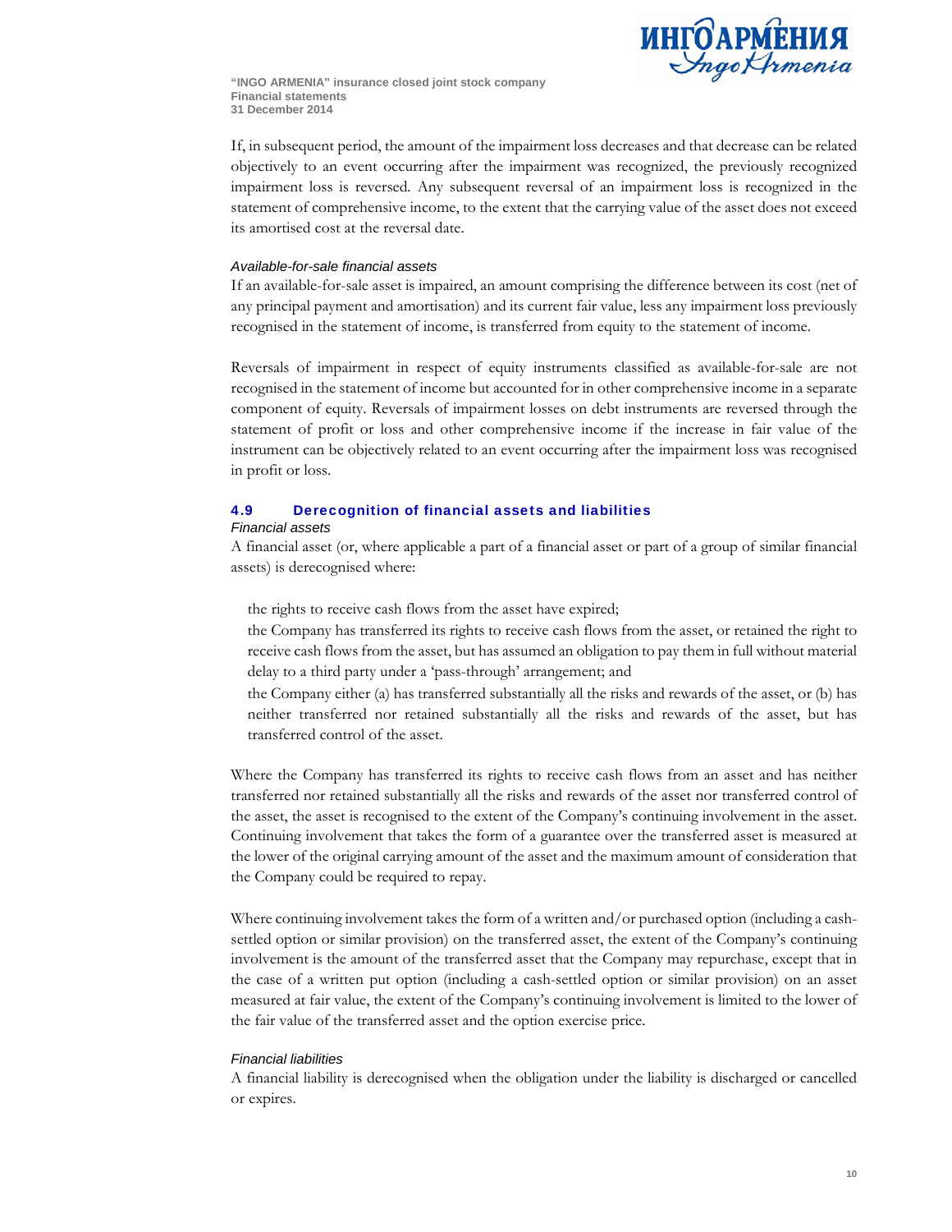If, in subsequent period, the amount of the impairment loss decreases and that decrease can be related objectively to an event occurring after the impairment was recognized, the previously recognized impairment loss is reversed. Any subsequent reversal of an impairment loss is recognized in the statement of comprehensive income, to the extent that the carrying value of the asset does not exceed its amortised cost at the reversal date.

*Available-for-sale financial assets*

If an available-for-sale asset is impaired, an amount comprising the difference between its cost (net of any principal payment and amortisation) and its current fair value, less any impairment loss previously recognised in the statement of income, is transferred from equity to the statement of income.

Reversals of impairment in respect of equity instruments classified as available-for-sale are not recognised in the statement of income but accounted for in other comprehensive income in a separate component of equity. Reversals of impairment losses on debt instruments are reversed through the statement of profit or loss and other comprehensive income if the increase in fair value of the instrument can be objectively related to an event occurring after the impairment loss was recognised in profit or loss.

## 4.9 Derecognition of financial assets and liabilities

*Financial assets*

A financial asset (or, where applicable a part of a financial asset or part of a group of similar financial assets) is derecognised where:

- the rights to receive cash flows from the asset have expired;
- the Company has transferred its rights to receive cash flows from the asset, or retained the right to receive cash flows from the asset, but has assumed an obligation to pay them in full without material delay to a third party under a 'pass-through' arrangement; and
- the Company either (a) has transferred substantially all the risks and rewards of the asset, or (b) has neither transferred nor retained substantially all the risks and rewards of the asset, but has transferred control of the asset.

Where the Company has transferred its rights to receive cash flows from an asset and has neither transferred nor retained substantially all the risks and rewards of the asset nor transferred control of the asset, the asset is recognised to the extent of the Company's continuing involvement in the asset. Continuing involvement that takes the form of a guarantee over the transferred asset is measured at the lower of the original carrying amount of the asset and the maximum amount of consideration that the Company could be required to repay.

Where continuing involvement takes the form of a written and/or purchased option (including a cash-settled option or similar provision) on the transferred asset, the extent of the Company's continuing involvement is the amount of the transferred asset that the Company may repurchase, except that in the case of a written put option (including a cash-settled option or similar provision) on an asset measured at fair value, the extent of the Company's continuing involvement is limited to the lower of the fair value of the transferred asset and the option exercise price.

*Financial liabilities*

A financial liability is derecognised when the obligation under the liability is discharged or cancelled or expires.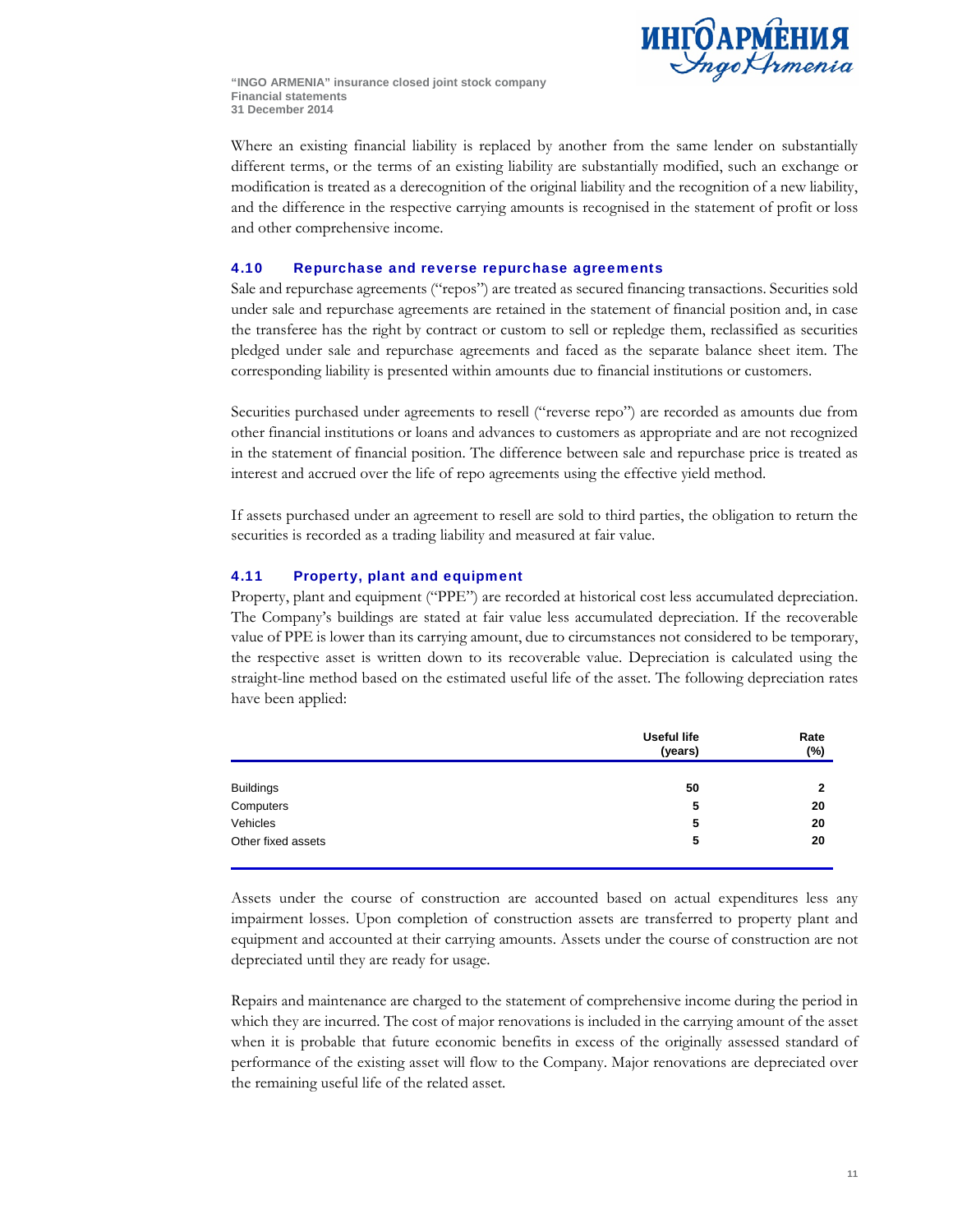Where an existing financial liability is replaced by another from the same lender on substantially different terms, or the terms of an existing liability are substantially modified, such an exchange or modification is treated as a derecognition of the original liability and the recognition of a new liability, and the difference in the respective carrying amounts is recognised in the statement of profit or loss and other comprehensive income.

### 4.10 Repurchase and reverse repurchase agreements

Sale and repurchase agreements ("repos") are treated as secured financing transactions. Securities sold under sale and repurchase agreements are retained in the statement of financial position and, in case the transferee has the right by contract or custom to sell or repledge them, reclassified as securities pledged under sale and repurchase agreements and faced as the separate balance sheet item. The corresponding liability is presented within amounts due to financial institutions or customers.

Securities purchased under agreements to resell ("reverse repo") are recorded as amounts due from other financial institutions or loans and advances to customers as appropriate and are not recognized in the statement of financial position. The difference between sale and repurchase price is treated as interest and accrued over the life of repo agreements using the effective yield method.

If assets purchased under an agreement to resell are sold to third parties, the obligation to return the securities is recorded as a trading liability and measured at fair value.

### 4.11 Property, plant and equipment

Property, plant and equipment ("PPE") are recorded at historical cost less accumulated depreciation. The Company's buildings are stated at fair value less accumulated depreciation. If the recoverable value of PPE is lower than its carrying amount, due to circumstances not considered to be temporary, the respective asset is written down to its recoverable value. Depreciation is calculated using the straight-line method based on the estimated useful life of the asset. The following depreciation rates have been applied:

| | Useful life (years) | Rate (%) |
|---|---|---|
| Buildings | 50 | 2 |
| Computers | 5 | 20 |
| Vehicles | 5 | 20 |
| Other fixed assets | 5 | 20 |

Assets under the course of construction are accounted based on actual expenditures less any impairment losses. Upon completion of construction assets are transferred to property plant and equipment and accounted at their carrying amounts. Assets under the course of construction are not depreciated until they are ready for usage.

Repairs and maintenance are charged to the statement of comprehensive income during the period in which they are incurred. The cost of major renovations is included in the carrying amount of the asset when it is probable that future economic benefits in excess of the originally assessed standard of performance of the existing asset will flow to the Company. Major renovations are depreciated over the remaining useful life of the related asset.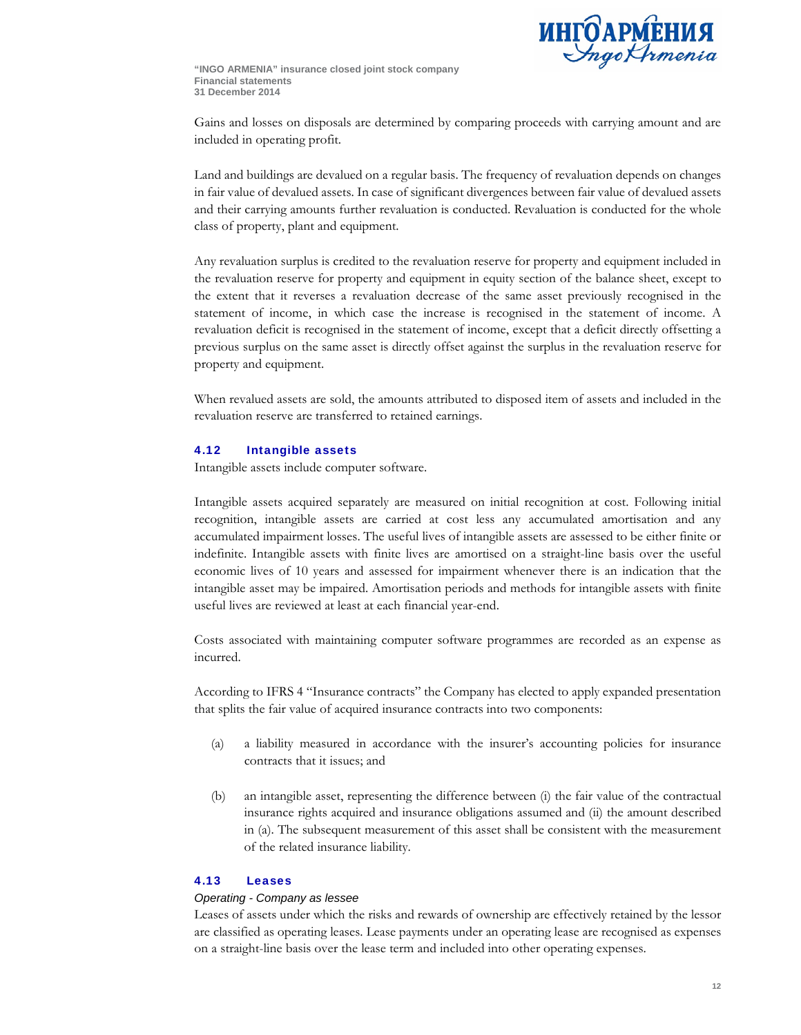Gains and losses on disposals are determined by comparing proceeds with carrying amount and are included in operating profit.

Land and buildings are devalued on a regular basis. The frequency of revaluation depends on changes in fair value of devalued assets. In case of significant divergences between fair value of devalued assets and their carrying amounts further revaluation is conducted. Revaluation is conducted for the whole class of property, plant and equipment.

Any revaluation surplus is credited to the revaluation reserve for property and equipment included in the revaluation reserve for property and equipment in equity section of the balance sheet, except to the extent that it reverses a revaluation decrease of the same asset previously recognised in the statement of income, in which case the increase is recognised in the statement of income. A revaluation deficit is recognised in the statement of income, except that a deficit directly offsetting a previous surplus on the same asset is directly offset against the surplus in the revaluation reserve for property and equipment.

When revalued assets are sold, the amounts attributed to disposed item of assets and included in the revaluation reserve are transferred to retained earnings.

### 4.12 Intangible assets

Intangible assets include computer software.

Intangible assets acquired separately are measured on initial recognition at cost. Following initial recognition, intangible assets are carried at cost less any accumulated amortisation and any accumulated impairment losses. The useful lives of intangible assets are assessed to be either finite or indefinite. Intangible assets with finite lives are amortised on a straight-line basis over the useful economic lives of 10 years and assessed for impairment whenever there is an indication that the intangible asset may be impaired. Amortisation periods and methods for intangible assets with finite useful lives are reviewed at least at each financial year-end.

Costs associated with maintaining computer software programmes are recorded as an expense as incurred.

According to IFRS 4 "Insurance contracts" the Company has elected to apply expanded presentation that splits the fair value of acquired insurance contracts into two components:

(a) a liability measured in accordance with the insurer's accounting policies for insurance contracts that it issues; and

(b) an intangible asset, representing the difference between (i) the fair value of the contractual insurance rights acquired and insurance obligations assumed and (ii) the amount described in (a). The subsequent measurement of this asset shall be consistent with the measurement of the related insurance liability.

### 4.13 Leases

*Operating - Company as lessee*

Leases of assets under which the risks and rewards of ownership are effectively retained by the lessor are classified as operating leases. Lease payments under an operating lease are recognised as expenses on a straight-line basis over the lease term and included into other operating expenses.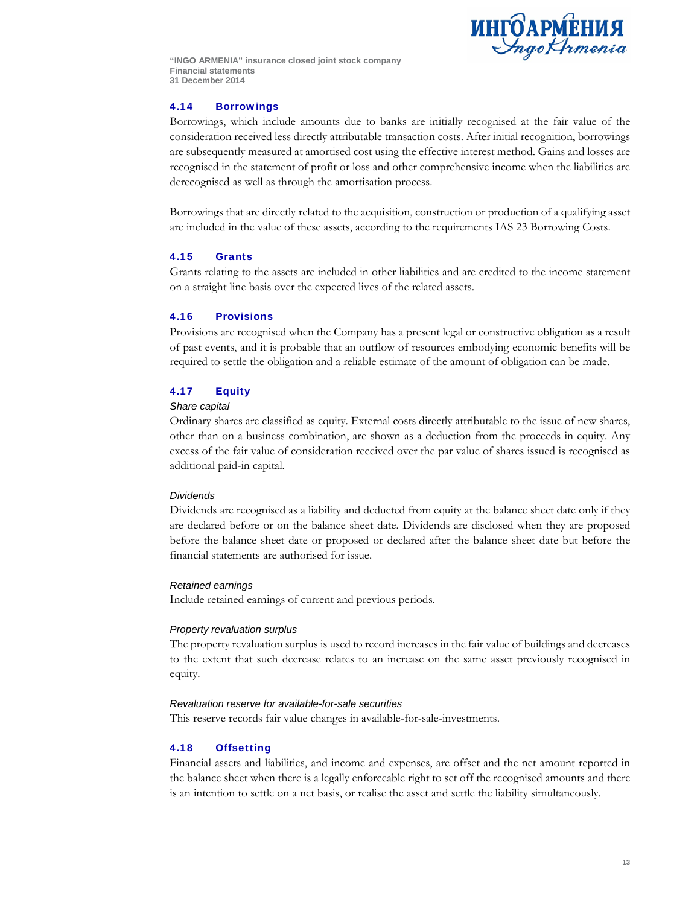### 4.14 Borrowings

Borrowings, which include amounts due to banks are initially recognised at the fair value of the consideration received less directly attributable transaction costs. After initial recognition, borrowings are subsequently measured at amortised cost using the effective interest method. Gains and losses are recognised in the statement of profit or loss and other comprehensive income when the liabilities are derecognised as well as through the amortisation process.

Borrowings that are directly related to the acquisition, construction or production of a qualifying asset are included in the value of these assets, according to the requirements IAS 23 Borrowing Costs.

### 4.15 Grants

Grants relating to the assets are included in other liabilities and are credited to the income statement on a straight line basis over the expected lives of the related assets.

### 4.16 Provisions

Provisions are recognised when the Company has a present legal or constructive obligation as a result of past events, and it is probable that an outflow of resources embodying economic benefits will be required to settle the obligation and a reliable estimate of the amount of obligation can be made.

### 4.17 Equity

*Share capital*

Ordinary shares are classified as equity. External costs directly attributable to the issue of new shares, other than on a business combination, are shown as a deduction from the proceeds in equity. Any excess of the fair value of consideration received over the par value of shares issued is recognised as additional paid-in capital.

*Dividends*

Dividends are recognised as a liability and deducted from equity at the balance sheet date only if they are declared before or on the balance sheet date. Dividends are disclosed when they are proposed before the balance sheet date or proposed or declared after the balance sheet date but before the financial statements are authorised for issue.

*Retained earnings*

Include retained earnings of current and previous periods.

*Property revaluation surplus*

The property revaluation surplus is used to record increases in the fair value of buildings and decreases to the extent that such decrease relates to an increase on the same asset previously recognised in equity.

*Revaluation reserve for available-for-sale securities*

This reserve records fair value changes in available-for-sale-investments.

### 4.18 Offsetting

Financial assets and liabilities, and income and expenses, are offset and the net amount reported in the balance sheet when there is a legally enforceable right to set off the recognised amounts and there is an intention to settle on a net basis, or realise the asset and settle the liability simultaneously.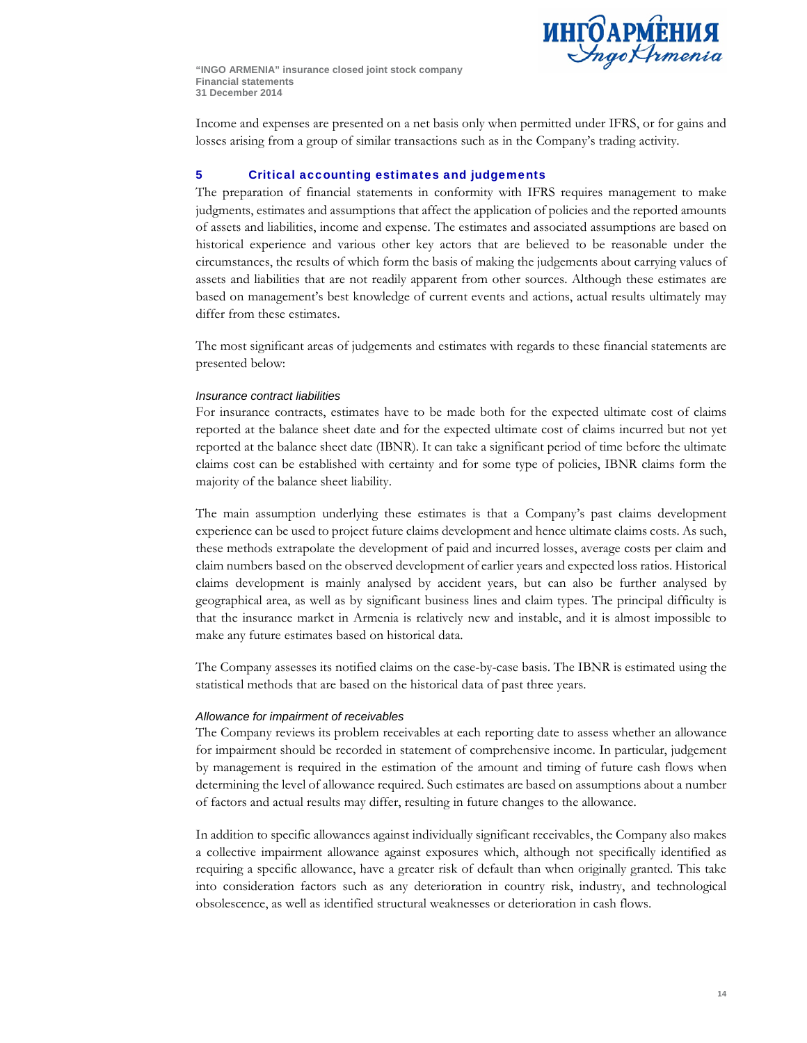Income and expenses are presented on a net basis only when permitted under IFRS, or for gains and losses arising from a group of similar transactions such as in the Company's trading activity.

## 5 Critical accounting estimates and judgements

The preparation of financial statements in conformity with IFRS requires management to make judgments, estimates and assumptions that affect the application of policies and the reported amounts of assets and liabilities, income and expense. The estimates and associated assumptions are based on historical experience and various other key actors that are believed to be reasonable under the circumstances, the results of which form the basis of making the judgements about carrying values of assets and liabilities that are not readily apparent from other sources. Although these estimates are based on management's best knowledge of current events and actions, actual results ultimately may differ from these estimates.

The most significant areas of judgements and estimates with regards to these financial statements are presented below:

*Insurance contract liabilities*

For insurance contracts, estimates have to be made both for the expected ultimate cost of claims reported at the balance sheet date and for the expected ultimate cost of claims incurred but not yet reported at the balance sheet date (IBNR). It can take a significant period of time before the ultimate claims cost can be established with certainty and for some type of policies, IBNR claims form the majority of the balance sheet liability.

The main assumption underlying these estimates is that a Company's past claims development experience can be used to project future claims development and hence ultimate claims costs. As such, these methods extrapolate the development of paid and incurred losses, average costs per claim and claim numbers based on the observed development of earlier years and expected loss ratios. Historical claims development is mainly analysed by accident years, but can also be further analysed by geographical area, as well as by significant business lines and claim types. The principal difficulty is that the insurance market in Armenia is relatively new and instable, and it is almost impossible to make any future estimates based on historical data.

The Company assesses its notified claims on the case-by-case basis. The IBNR is estimated using the statistical methods that are based on the historical data of past three years.

*Allowance for impairment of receivables*

The Company reviews its problem receivables at each reporting date to assess whether an allowance for impairment should be recorded in statement of comprehensive income. In particular, judgement by management is required in the estimation of the amount and timing of future cash flows when determining the level of allowance required. Such estimates are based on assumptions about a number of factors and actual results may differ, resulting in future changes to the allowance.

In addition to specific allowances against individually significant receivables, the Company also makes a collective impairment allowance against exposures which, although not specifically identified as requiring a specific allowance, have a greater risk of default than when originally granted. This take into consideration factors such as any deterioration in country risk, industry, and technological obsolescence, as well as identified structural weaknesses or deterioration in cash flows.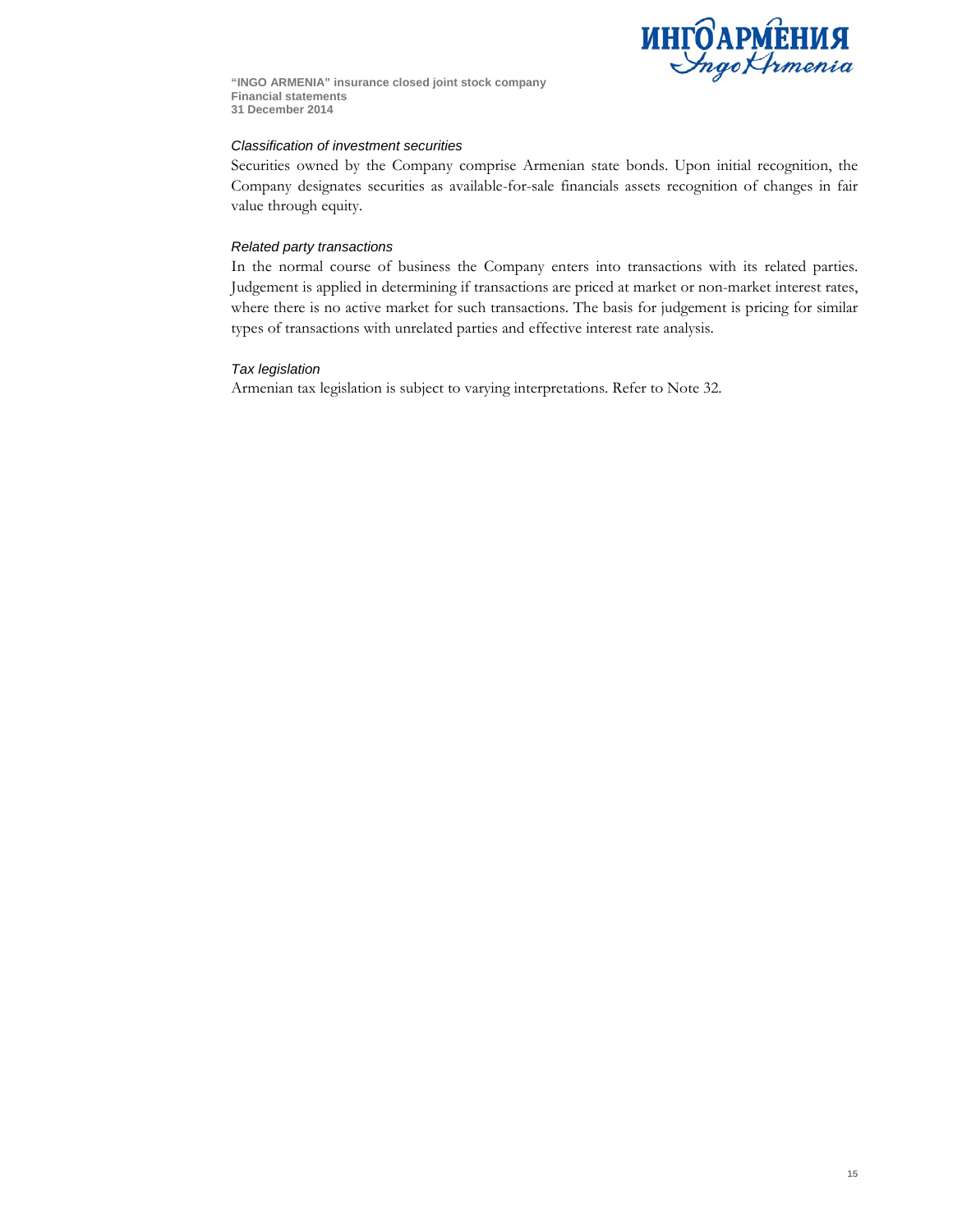*Classification of investment securities*

Securities owned by the Company comprise Armenian state bonds. Upon initial recognition, the Company designates securities as available-for-sale financials assets recognition of changes in fair value through equity.

*Related party transactions*

In the normal course of business the Company enters into transactions with its related parties. Judgement is applied in determining if transactions are priced at market or non-market interest rates, where there is no active market for such transactions. The basis for judgement is pricing for similar types of transactions with unrelated parties and effective interest rate analysis.

*Tax legislation*

Armenian tax legislation is subject to varying interpretations. Refer to Note 32.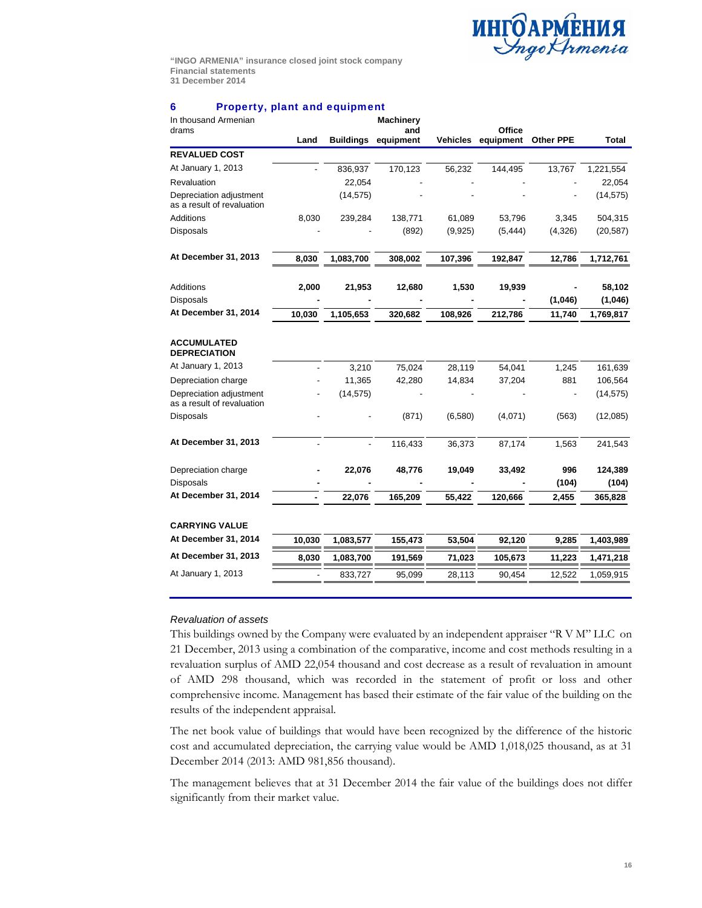## 6 Property, plant and equipment

| In thousand Armenian drams | Land | Buildings | Machinery and equipment | Vehicles | Office equipment | Other PPE | Total |
|---|---|---|---|---|---|---|---|
| **REVALUED COST** | | | | | | | |
| At January 1, 2013 | - | 836,937 | 170,123 | 56,232 | 144,495 | 13,767 | 1,221,554 |
| Revaluation | | 22,054 | - | - | - | - | 22,054 |
| Depreciation adjustment as a result of revaluation | | (14,575) | - | - | - | - | (14,575) |
| Additions | 8,030 | 239,284 | 138,771 | 61,089 | 53,796 | 3,345 | 504,315 |
| Disposals | - | - | (892) | (9,925) | (5,444) | (4,326) | (20,587) |
| **At December 31, 2013** | **8,030** | **1,083,700** | **308,002** | **107,396** | **192,847** | **12,786** | **1,712,761** |
| Additions | **2,000** | **21,953** | **12,680** | **1,530** | **19,939** | **-** | **58,102** |
| Disposals | **-** | **-** | **-** | **-** | **-** | **(1,046)** | **(1,046)** |
| **At December 31, 2014** | **10,030** | **1,105,653** | **320,682** | **108,926** | **212,786** | **11,740** | **1,769,817** |
| **ACCUMULATED DEPRECIATION** | | | | | | | |
| At January 1, 2013 | - | 3,210 | 75,024 | 28,119 | 54,041 | 1,245 | 161,639 |
| Depreciation charge | - | 11,365 | 42,280 | 14,834 | 37,204 | 881 | 106,564 |
| Depreciation adjustment as a result of revaluation | - | (14,575) | - | - | - | - | (14,575) |
| Disposals | - | - | (871) | (6,580) | (4,071) | (563) | (12,085) |
| **At December 31, 2013** | - | - | 116,433 | 36,373 | 87,174 | 1,563 | 241,543 |
| Depreciation charge | **-** | **22,076** | **48,776** | **19,049** | **33,492** | **996** | **124,389** |
| Disposals | **-** | **-** | **-** | **-** | **-** | **(104)** | **(104)** |
| **At December 31, 2014** | **-** | **22,076** | **165,209** | **55,422** | **120,666** | **2,455** | **365,828** |
| **CARRYING VALUE** | | | | | | | |
| **At December 31, 2014** | **10,030** | **1,083,577** | **155,473** | **53,504** | **92,120** | **9,285** | **1,403,989** |
| **At December 31, 2013** | **8,030** | **1,083,700** | **191,569** | **71,023** | **105,673** | **11,223** | **1,471,218** |
| At January 1, 2013 | - | 833,727 | 95,099 | 28,113 | 90,454 | 12,522 | 1,059,915 |

*Revaluation of assets*

This buildings owned by the Company were evaluated by an independent appraiser "R V M" LLC on 21 December, 2013 using a combination of the comparative, income and cost methods resulting in a revaluation surplus of AMD 22,054 thousand and cost decrease as a result of revaluation in amount of AMD 298 thousand, which was recorded in the statement of profit or loss and other comprehensive income. Management has based their estimate of the fair value of the building on the results of the independent appraisal.

The net book value of buildings that would have been recognized by the difference of the historic cost and accumulated depreciation, the carrying value would be AMD 1,018,025 thousand, as at 31 December 2014 (2013: AMD 981,856 thousand).

The management believes that at 31 December 2014 the fair value of the buildings does not differ significantly from their market value.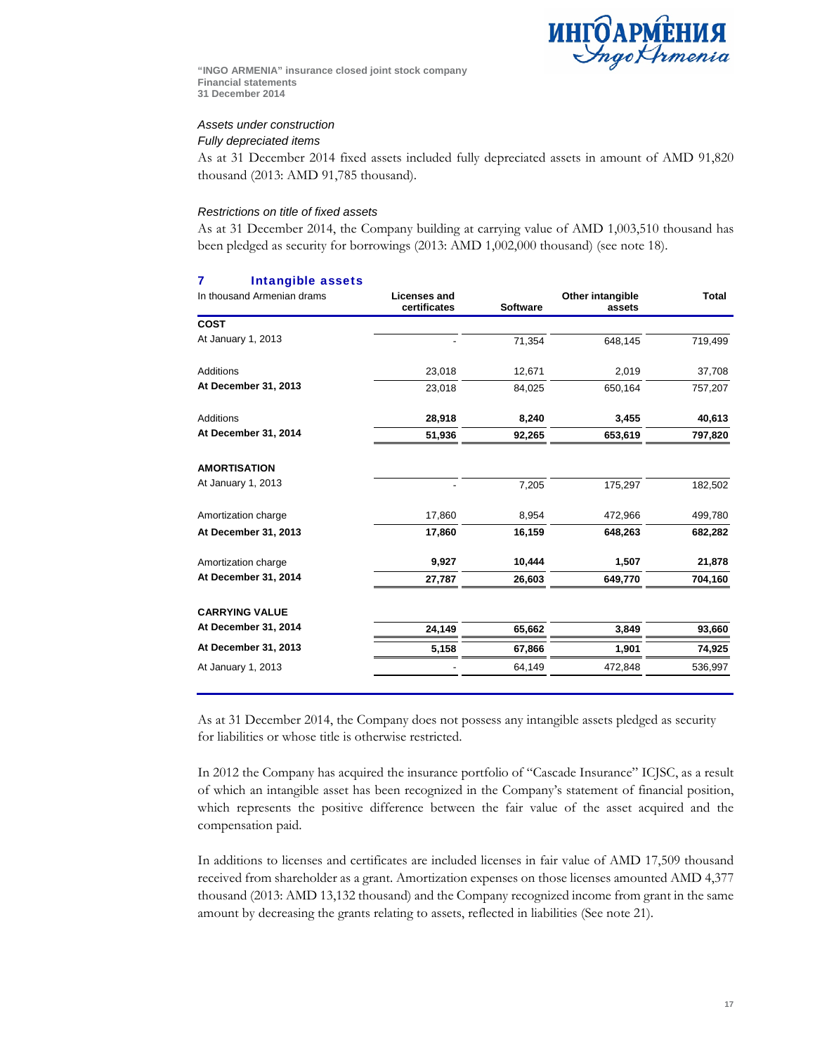*Assets under construction*

*Fully depreciated items*

As at 31 December 2014 fixed assets included fully depreciated assets in amount of AMD 91,820 thousand (2013: AMD 91,785 thousand).

*Restrictions on title of fixed assets*

As at 31 December 2014, the Company building at carrying value of AMD 1,003,510 thousand has been pledged as security for borrowings (2013: AMD 1,002,000 thousand) (see note 18).

## 7 Intangible assets

| In thousand Armenian drams | Licenses and certificates | Software | Other intangible assets | Total |
|---|---|---|---|---|
| **COST** | | | | |
| At January 1, 2013 | - | 71,354 | 648,145 | 719,499 |
| Additions | 23,018 | 12,671 | 2,019 | 37,708 |
| **At December 31, 2013** | 23,018 | 84,025 | 650,164 | 757,207 |
| Additions | **28,918** | **8,240** | **3,455** | **40,613** |
| **At December 31, 2014** | **51,936** | **92,265** | **653,619** | **797,820** |
| **AMORTISATION** | | | | |
| At January 1, 2013 | - | 7,205 | 175,297 | 182,502 |
| Amortization charge | 17,860 | 8,954 | 472,966 | 499,780 |
| **At December 31, 2013** | **17,860** | **16,159** | **648,263** | **682,282** |
| Amortization charge | **9,927** | **10,444** | **1,507** | **21,878** |
| **At December 31, 2014** | **27,787** | **26,603** | **649,770** | **704,160** |
| **CARRYING VALUE** | | | | |
| **At December 31, 2014** | **24,149** | **65,662** | **3,849** | **93,660** |
| **At December 31, 2013** | **5,158** | **67,866** | **1,901** | **74,925** |
| At January 1, 2013 | - | 64,149 | 472,848 | 536,997 |

As at 31 December 2014, the Company does not possess any intangible assets pledged as security for liabilities or whose title is otherwise restricted.

In 2012 the Company has acquired the insurance portfolio of "Cascade Insurance" ICJSC, as a result of which an intangible asset has been recognized in the Company's statement of financial position, which represents the positive difference between the fair value of the asset acquired and the compensation paid.

In additions to licenses and certificates are included licenses in fair value of AMD 17,509 thousand received from shareholder as a grant. Amortization expenses on those licenses amounted AMD 4,377 thousand (2013: AMD 13,132 thousand) and the Company recognized income from grant in the same amount by decreasing the grants relating to assets, reflected in liabilities (See note 21).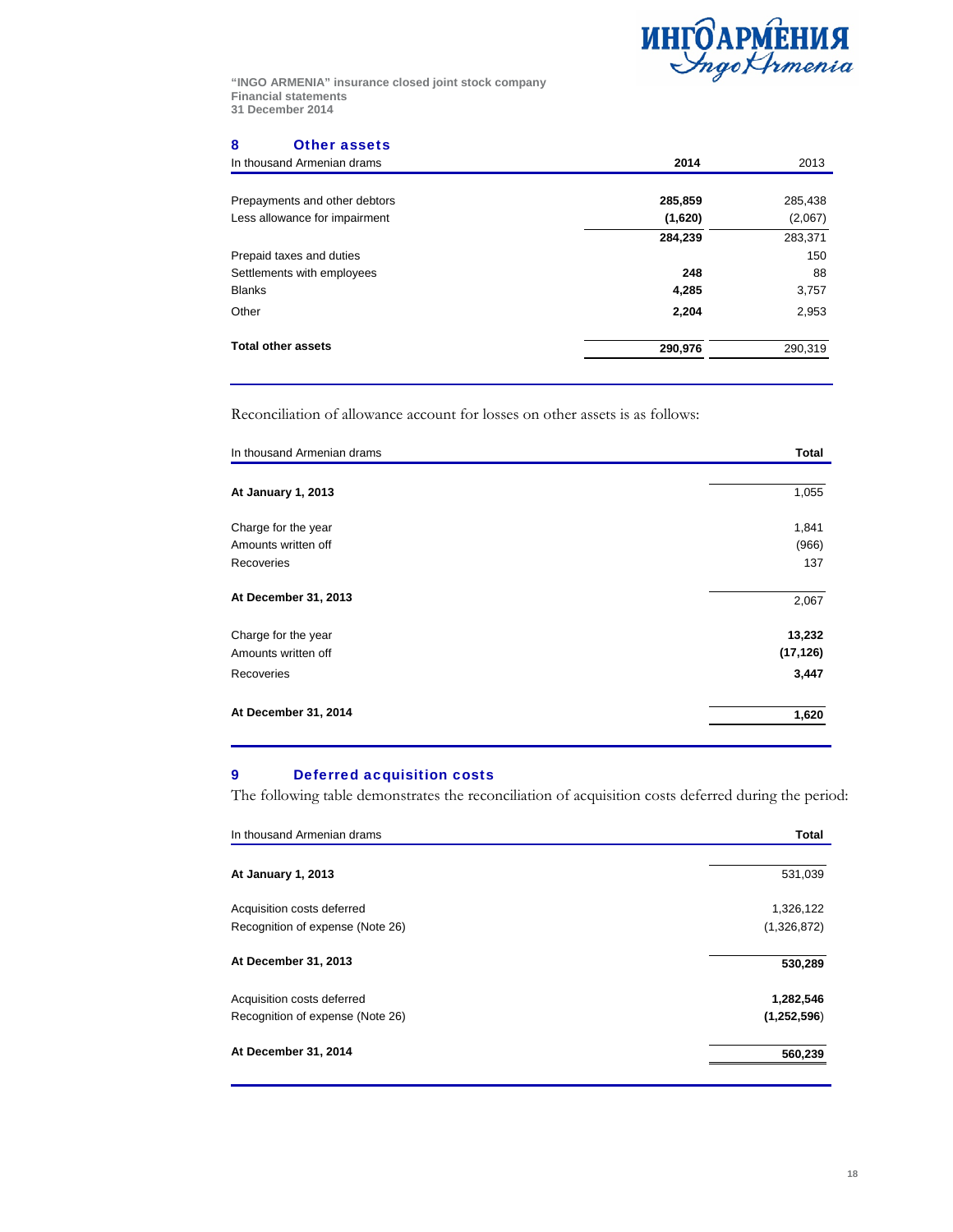## 8 Other assets

| In thousand Armenian drams | 2014 | 2013 |
|---|---|---|
| Prepayments and other debtors | **285,859** | 285,438 |
| Less allowance for impairment | **(1,620)** | (2,067) |
| | **284,239** | 283,371 |
| Prepaid taxes and duties | | 150 |
| Settlements with employees | **248** | 88 |
| Blanks | **4,285** | 3,757 |
| Other | **2,204** | 2,953 |
| **Total other assets** | **290,976** | 290,319 |

Reconciliation of allowance account for losses on other assets is as follows:

| In thousand Armenian drams | Total |
|---|---|
| **At January 1, 2013** | 1,055 |
| Charge for the year | 1,841 |
| Amounts written off | (966) |
| Recoveries | 137 |
| **At December 31, 2013** | 2,067 |
| Charge for the year | **13,232** |
| Amounts written off | **(17,126)** |
| Recoveries | **3,447** |
| **At December 31, 2014** | **1,620** |

## 9 Deferred acquisition costs

The following table demonstrates the reconciliation of acquisition costs deferred during the period:

| In thousand Armenian drams | Total |
|---|---|
| **At January 1, 2013** | 531,039 |
| Acquisition costs deferred | 1,326,122 |
| Recognition of expense (Note 26) | (1,326,872) |
| **At December 31, 2013** | **530,289** |
| Acquisition costs deferred | **1,282,546** |
| Recognition of expense (Note 26) | **(1,252,596)** |
| **At December 31, 2014** | **560,239** |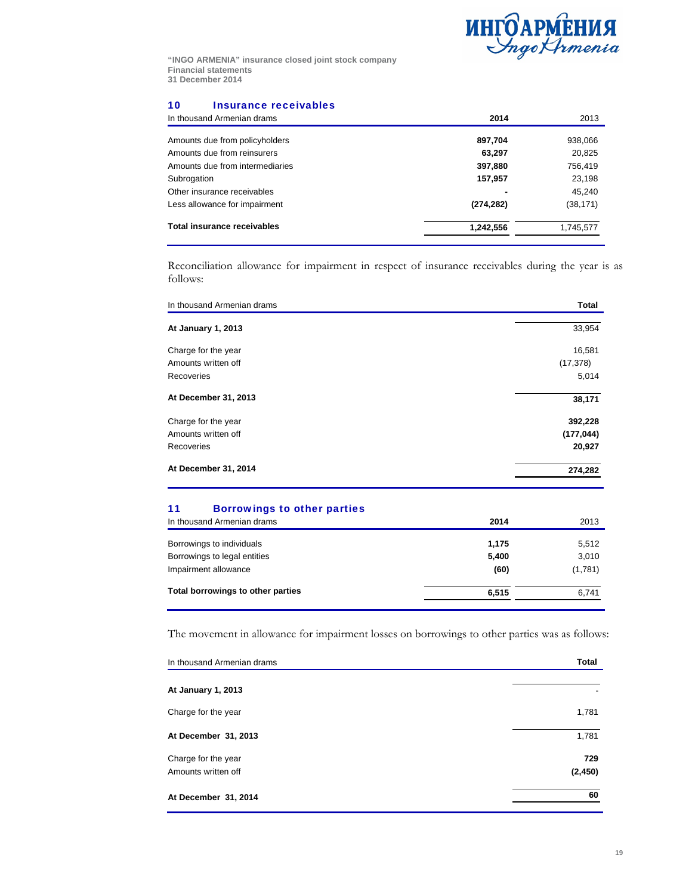## 10 Insurance receivables

| In thousand Armenian drams | 2014 | 2013 |
|---|---|---|
| Amounts due from policyholders | **897,704** | 938,066 |
| Amounts due from reinsurers | **63,297** | 20,825 |
| Amounts due from intermediaries | **397,880** | 756,419 |
| Subrogation | **157,957** | 23,198 |
| Other insurance receivables | **-** | 45,240 |
| Less allowance for impairment | **(274,282)** | (38,171) |
| **Total insurance receivables** | **1,242,556** | 1,745,577 |

Reconciliation allowance for impairment in respect of insurance receivables during the year is as follows:

| In thousand Armenian drams | Total |
|---|---|
| **At January 1, 2013** | 33,954 |
| Charge for the year | 16,581 |
| Amounts written off | (17,378) |
| Recoveries | 5,014 |
| **At December 31, 2013** | **38,171** |
| Charge for the year | **392,228** |
| Amounts written off | **(177,044)** |
| Recoveries | **20,927** |
| **At December 31, 2014** | **274,282** |

## 11 Borrowings to other parties

| In thousand Armenian drams | 2014 | 2013 |
|---|---|---|
| Borrowings to individuals | **1,175** | 5,512 |
| Borrowings to legal entities | **5,400** | 3,010 |
| Impairment allowance | **(60)** | (1,781) |
| **Total borrowings to other parties** | **6,515** | 6,741 |

The movement in allowance for impairment losses on borrowings to other parties was as follows:

| In thousand Armenian drams | Total |
|---|---|
| **At January 1, 2013** | - |
| Charge for the year | 1,781 |
| **At December 31, 2013** | 1,781 |
| Charge for the year | **729** |
| Amounts written off | **(2,450)** |
| **At December 31, 2014** | **60** |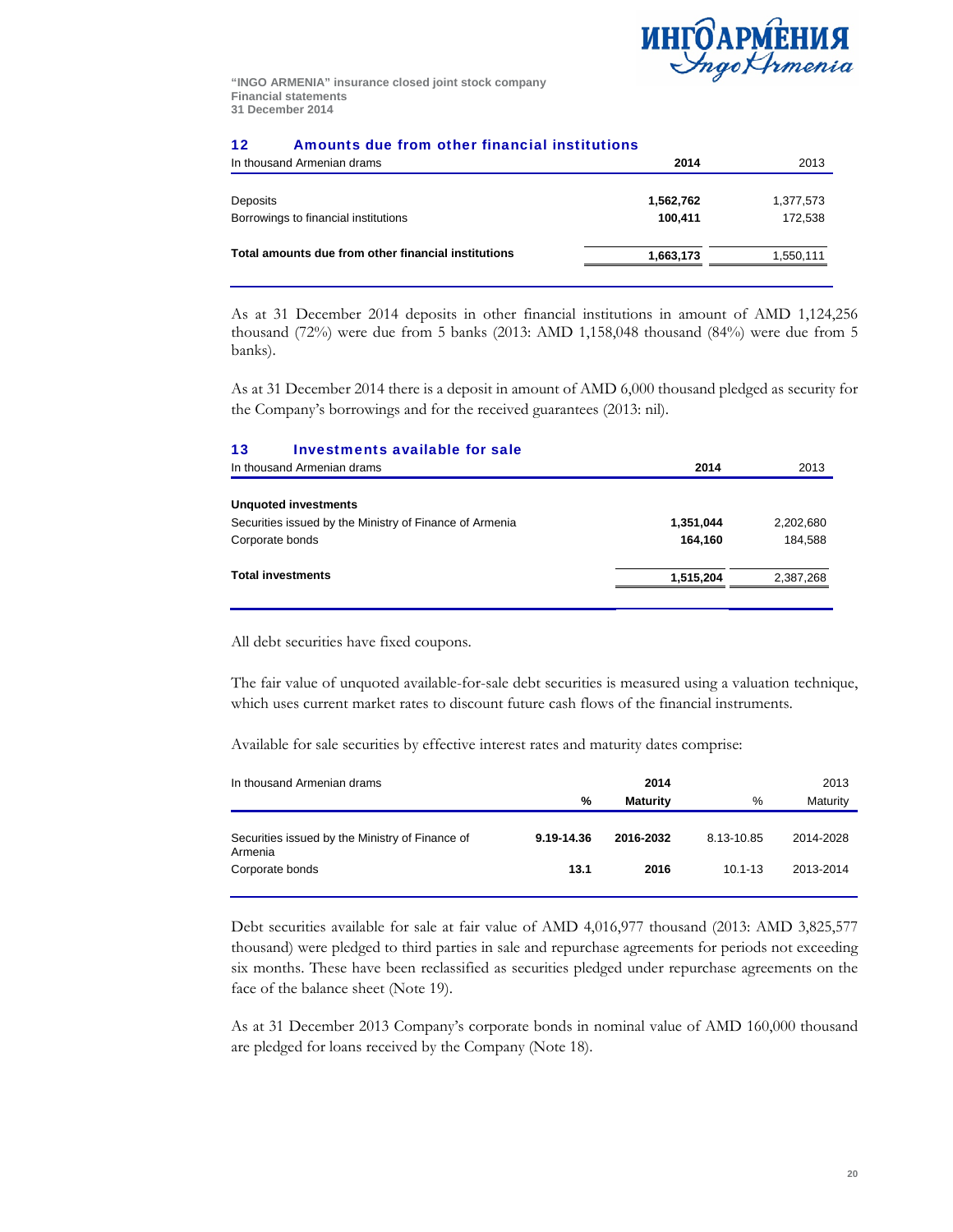## 12 Amounts due from other financial institutions

| In thousand Armenian drams | 2014 | 2013 |
|---|---|---|
| Deposits | **1,562,762** | 1,377,573 |
| Borrowings to financial institutions | **100,411** | 172,538 |
| **Total amounts due from other financial institutions** | **1,663,173** | 1,550,111 |

As at 31 December 2014 deposits in other financial institutions in amount of AMD 1,124,256 thousand (72%) were due from 5 banks (2013: AMD 1,158,048 thousand (84%) were due from 5 banks).

As at 31 December 2014 there is a deposit in amount of AMD 6,000 thousand pledged as security for the Company's borrowings and for the received guarantees (2013: nil).

## 13 Investments available for sale

| In thousand Armenian drams | 2014 | 2013 |
|---|---|---|
| **Unquoted investments** | | |
| Securities issued by the Ministry of Finance of Armenia | **1,351,044** | 2,202,680 |
| Corporate bonds | **164,160** | 184,588 |
| **Total investments** | **1,515,204** | 2,387,268 |

All debt securities have fixed coupons.

The fair value of unquoted available-for-sale debt securities is measured using a valuation technique, which uses current market rates to discount future cash flows of the financial instruments.

Available for sale securities by effective interest rates and maturity dates comprise:

| In thousand Armenian drams | 2014 | | 2013 | |
|---|---|---|---|---|
| | **%** | **Maturity** | % | Maturity |
| Securities issued by the Ministry of Finance of Armenia | **9.19-14.36** | **2016-2032** | 8.13-10.85 | 2014-2028 |
| Corporate bonds | **13.1** | **2016** | 10.1-13 | 2013-2014 |

Debt securities available for sale at fair value of AMD 4,016,977 thousand (2013: AMD 3,825,577 thousand) were pledged to third parties in sale and repurchase agreements for periods not exceeding six months. These have been reclassified as securities pledged under repurchase agreements on the face of the balance sheet (Note 19).

As at 31 December 2013 Company's corporate bonds in nominal value of AMD 160,000 thousand are pledged for loans received by the Company (Note 18).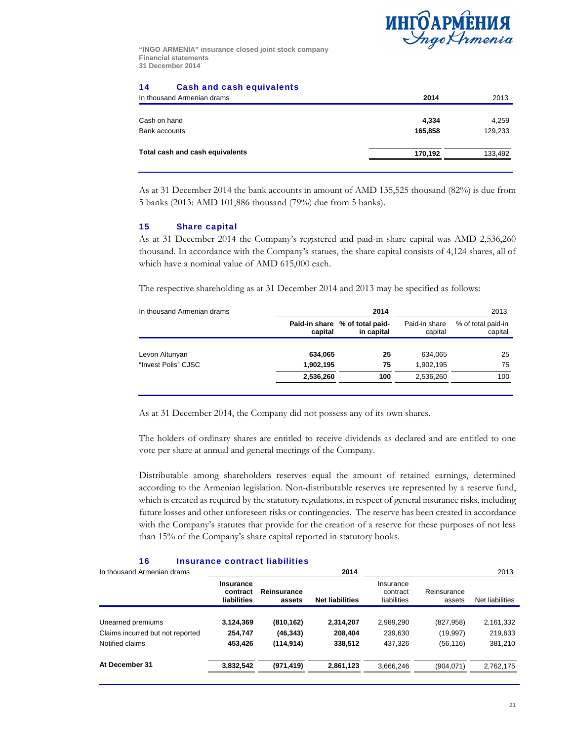## 14 Cash and cash equivalents

| In thousand Armenian drams | 2014 | 2013 |
| --- | --- | --- |
| Cash on hand | **4,334** | 4,259 |
| Bank accounts | **165,858** | 129,233 |
| **Total cash and cash equivalents** | **170,192** | 133,492 |

As at 31 December 2014 the bank accounts in amount of AMD 135,525 thousand (82%) is due from 5 banks (2013: AMD 101,886 thousand (79%) due from 5 banks).

## 15 Share capital

As at 31 December 2014 the Company's registered and paid-in share capital was AMD 2,536,260 thousand. In accordance with the Company's statues, the share capital consists of 4,124 shares, all of which have a nominal value of AMD 615,000 each.

The respective shareholding as at 31 December 2014 and 2013 may be specified as follows:

| In thousand Armenian drams | 2014 | | 2013 | |
| --- | --- | --- | --- | --- |
| | **Paid-in share capital** | **% of total paid-in capital** | Paid-in share capital | % of total paid-in capital |
| Levon Altunyan | **634,065** | **25** | 634,065 | 25 |
| "Invest Polis" CJSC | **1,902,195** | **75** | 1,902,195 | 75 |
| | **2,536,260** | **100** | 2,536,260 | 100 |

As at 31 December 2014, the Company did not possess any of its own shares.

The holders of ordinary shares are entitled to receive dividends as declared and are entitled to one vote per share at annual and general meetings of the Company.

Distributable among shareholders reserves equal the amount of retained earnings, determined according to the Armenian legislation. Non-distributable reserves are represented by a reserve fund, which is created as required by the statutory regulations, in respect of general insurance risks, including future losses and other unforeseen risks or contingencies. The reserve has been created in accordance with the Company's statutes that provide for the creation of a reserve for these purposes of not less than 15% of the Company's share capital reported in statutory books.

## 16 Insurance contract liabilities

| In thousand Armenian drams | 2014 | | | 2013 | | |
| --- | --- | --- | --- | --- | --- | --- |
| | **Insurance contract liabilities** | **Reinsurance assets** | **Net liabilities** | Insurance contract liabilities | Reinsurance assets | Net liabilities |
| Unearned premiums | **3,124,369** | **(810,162)** | **2,314,207** | 2,989,290 | (827,958) | 2,161,332 |
| Claims incurred but not reported | **254,747** | **(46,343)** | **208,404** | 239,630 | (19,997) | 219,633 |
| Notified claims | **453,426** | **(114,914)** | **338,512** | 437,326 | (56,116) | 381,210 |
| **At December 31** | **3,832,542** | **(971,419)** | **2,861,123** | 3,666,246 | (904,071) | 2,762,175 |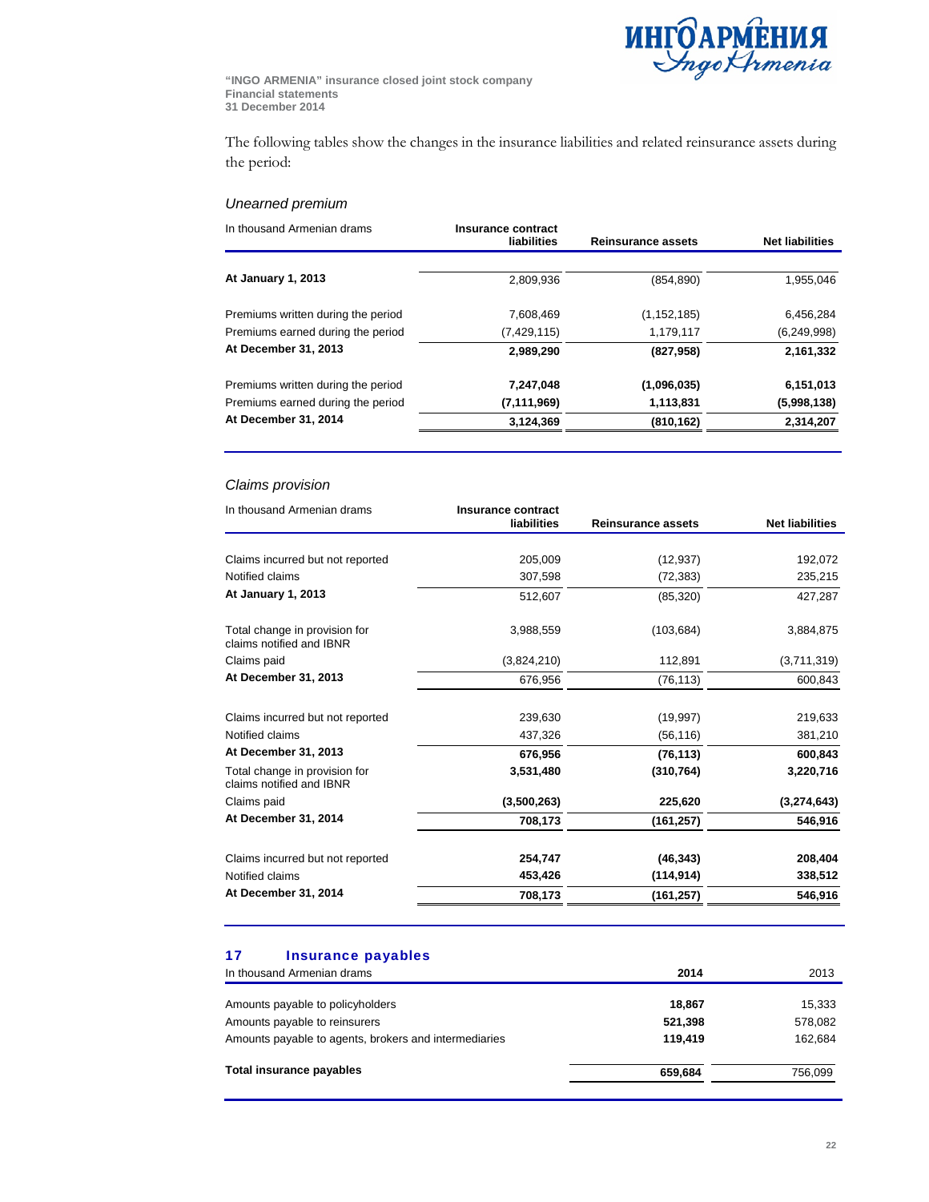The following tables show the changes in the insurance liabilities and related reinsurance assets during the period:

*Unearned premium*

| In thousand Armenian drams | Insurance contract liabilities | Reinsurance assets | Net liabilities |
|---|---|---|---|
| **At January 1, 2013** | 2,809,936 | (854,890) | 1,955,046 |
| Premiums written during the period | 7,608,469 | (1,152,185) | 6,456,284 |
| Premiums earned during the period | (7,429,115) | 1,179,117 | (6,249,998) |
| **At December 31, 2013** | **2,989,290** | **(827,958)** | **2,161,332** |
| Premiums written during the period | **7,247,048** | **(1,096,035)** | **6,151,013** |
| Premiums earned during the period | **(7,111,969)** | **1,113,831** | **(5,998,138)** |
| **At December 31, 2014** | **3,124,369** | **(810,162)** | **2,314,207** |

*Claims provision*

| In thousand Armenian drams | Insurance contract liabilities | Reinsurance assets | Net liabilities |
|---|---|---|---|
| Claims incurred but not reported | 205,009 | (12,937) | 192,072 |
| Notified claims | 307,598 | (72,383) | 235,215 |
| **At January 1, 2013** | 512,607 | (85,320) | 427,287 |
| Total change in provision for claims notified and IBNR | 3,988,559 | (103,684) | 3,884,875 |
| Claims paid | (3,824,210) | 112,891 | (3,711,319) |
| **At December 31, 2013** | 676,956 | (76,113) | 600,843 |
| Claims incurred but not reported | 239,630 | (19,997) | 219,633 |
| Notified claims | 437,326 | (56,116) | 381,210 |
| **At December 31, 2013** | **676,956** | **(76,113)** | **600,843** |
| Total change in provision for claims notified and IBNR | **3,531,480** | **(310,764)** | **3,220,716** |
| Claims paid | **(3,500,263)** | **225,620** | **(3,274,643)** |
| **At December 31, 2014** | **708,173** | **(161,257)** | **546,916** |
| Claims incurred but not reported | **254,747** | **(46,343)** | **208,404** |
| Notified claims | **453,426** | **(114,914)** | **338,512** |
| **At December 31, 2014** | **708,173** | **(161,257)** | **546,916** |

## 17 Insurance payables

| In thousand Armenian drams | 2014 | 2013 |
|---|---|---|
| Amounts payable to policyholders | **18,867** | 15,333 |
| Amounts payable to reinsurers | **521,398** | 578,082 |
| Amounts payable to agents, brokers and intermediaries | **119,419** | 162,684 |
| **Total insurance payables** | **659,684** | 756,099 |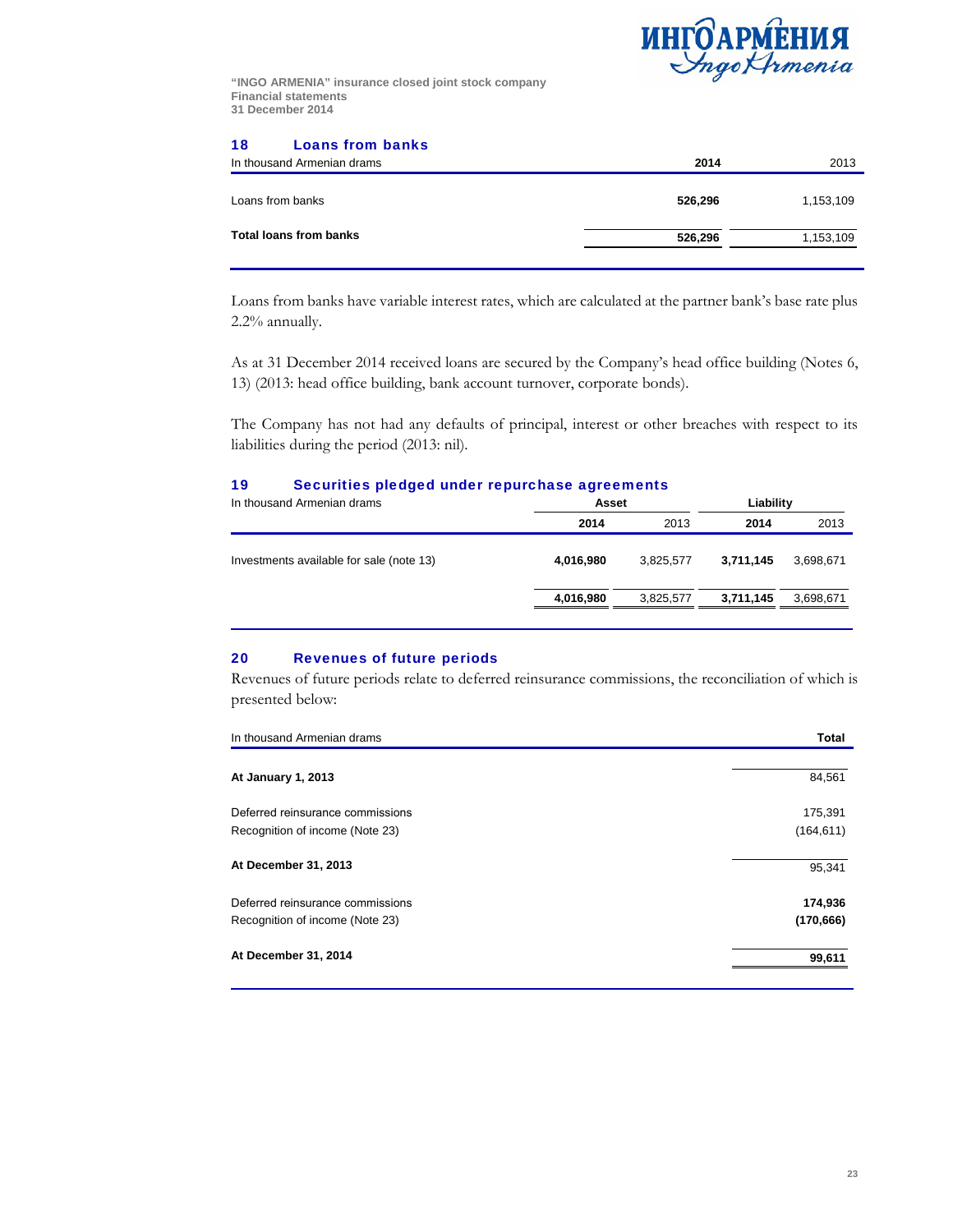## 18 Loans from banks

| In thousand Armenian drams | 2014 | 2013 |
|---|---|---|
| Loans from banks | **526,296** | 1,153,109 |
| **Total loans from banks** | **526,296** | 1,153,109 |

Loans from banks have variable interest rates, which are calculated at the partner bank's base rate plus 2.2% annually.

As at 31 December 2014 received loans are secured by the Company's head office building (Notes 6, 13) (2013: head office building, bank account turnover, corporate bonds).

The Company has not had any defaults of principal, interest or other breaches with respect to its liabilities during the period (2013: nil).

## 19 Securities pledged under repurchase agreements

| In thousand Armenian drams | Asset | | Liability | |
|---|---|---|---|---|
| | **2014** | 2013 | **2014** | 2013 |
| Investments available for sale (note 13) | **4,016,980** | 3,825,577 | **3,711,145** | 3,698,671 |
| | **4,016,980** | 3,825,577 | **3,711,145** | 3,698,671 |

## 20 Revenues of future periods

Revenues of future periods relate to deferred reinsurance commissions, the reconciliation of which is presented below:

| In thousand Armenian drams | Total |
|---|---|
| **At January 1, 2013** | 84,561 |
| Deferred reinsurance commissions | 175,391 |
| Recognition of income (Note 23) | (164,611) |
| **At December 31, 2013** | 95,341 |
| Deferred reinsurance commissions | **174,936** |
| Recognition of income (Note 23) | **(170,666)** |
| **At December 31, 2014** | **99,611** |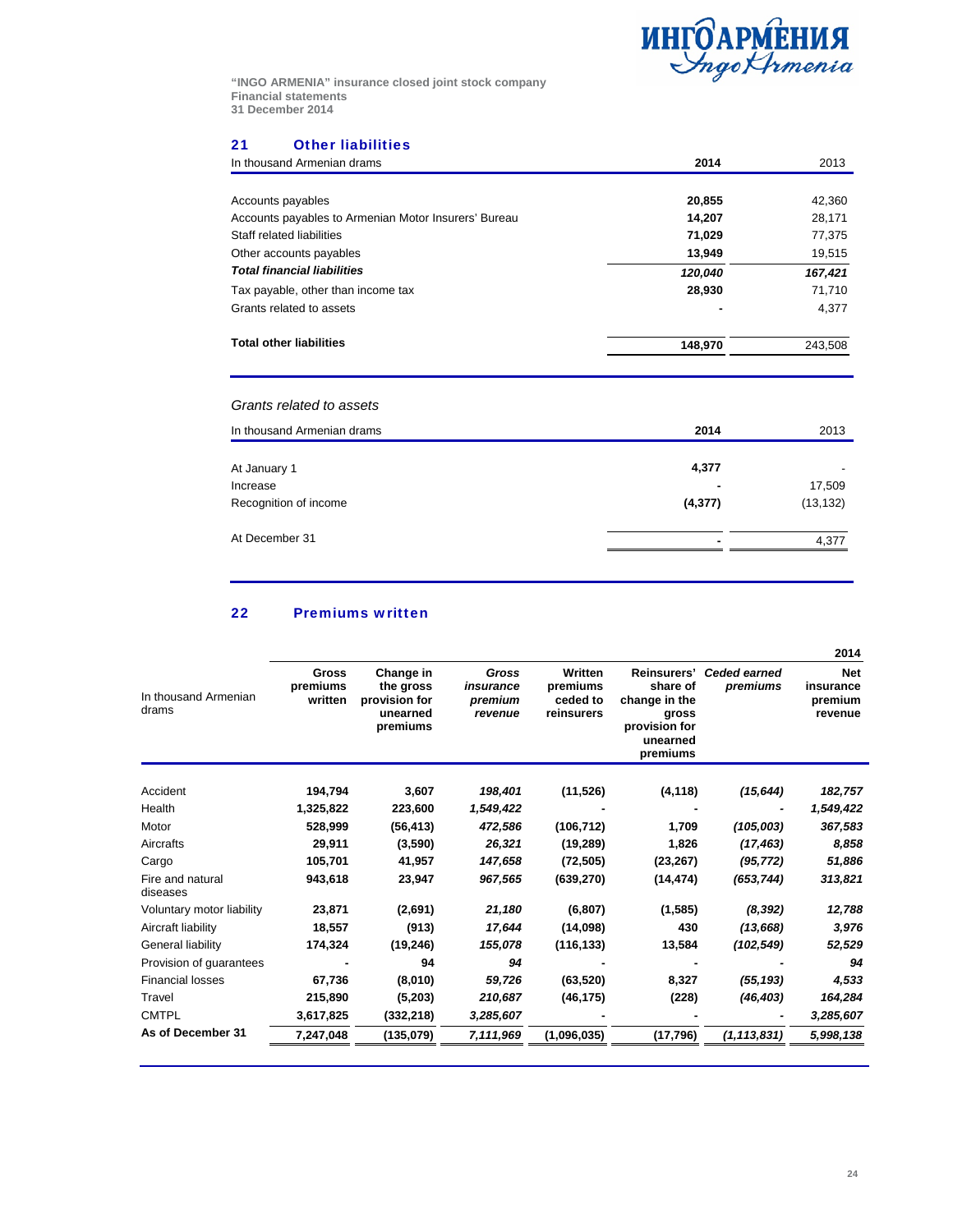## 21 Other liabilities

| In thousand Armenian drams | 2014 | 2013 |
|---|---|---|
| Accounts payables | **20,855** | 42,360 |
| Accounts payables to Armenian Motor Insurers' Bureau | **14,207** | 28,171 |
| Staff related liabilities | **71,029** | 77,375 |
| Other accounts payables | **13,949** | 19,515 |
| ***Total financial liabilities*** | ***120,040*** | ***167,421*** |
| Tax payable, other than income tax | **28,930** | 71,710 |
| Grants related to assets | **-** | 4,377 |
| **Total other liabilities** | **148,970** | 243,508 |

*Grants related to assets*

| In thousand Armenian drams | 2014 | 2013 |
|---|---|---|
| At January 1 | **4,377** | - |
| Increase | **-** | 17,509 |
| Recognition of income | **(4,377)** | (13,132) |
| At December 31 | **-** | 4,377 |

## 22 Premiums written

| In thousand Armenian drams | Gross premiums written | Change in the gross provision for unearned premiums | *Gross insurance premium revenue* | Written premiums ceded to reinsurers | Reinsurers' share of change in the gross provision for unearned premiums | *Ceded earned premiums* | Net insurance premium revenue |
|---|---|---|---|---|---|---|---|
| | | | | | | | **2014** |
| Accident | **194,794** | **3,607** | ***198,401*** | **(11,526)** | **(4,118)** | ***(15,644)*** | ***182,757*** |
| Health | **1,325,822** | **223,600** | ***1,549,422*** | **-** | **-** | **-** | ***1,549,422*** |
| Motor | **528,999** | **(56,413)** | ***472,586*** | **(106,712)** | **1,709** | ***(105,003)*** | ***367,583*** |
| Aircrafts | **29,911** | **(3,590)** | ***26,321*** | **(19,289)** | **1,826** | ***(17,463)*** | ***8,858*** |
| Cargo | **105,701** | **41,957** | ***147,658*** | **(72,505)** | **(23,267)** | ***(95,772)*** | ***51,886*** |
| Fire and natural diseases | **943,618** | **23,947** | ***967,565*** | **(639,270)** | **(14,474)** | ***(653,744)*** | ***313,821*** |
| Voluntary motor liability | **23,871** | **(2,691)** | ***21,180*** | **(6,807)** | **(1,585)** | ***(8,392)*** | ***12,788*** |
| Aircraft liability | **18,557** | **(913)** | ***17,644*** | **(14,098)** | **430** | ***(13,668)*** | ***3,976*** |
| General liability | **174,324** | **(19,246)** | ***155,078*** | **(116,133)** | **13,584** | ***(102,549)*** | ***52,529*** |
| Provision of guarantees | **-** | **94** | ***94*** | **-** | **-** | **-** | ***94*** |
| Financial losses | **67,736** | **(8,010)** | ***59,726*** | **(63,520)** | **8,327** | ***(55,193)*** | ***4,533*** |
| Travel | **215,890** | **(5,203)** | ***210,687*** | **(46,175)** | **(228)** | ***(46,403)*** | ***164,284*** |
| CMTPL | **3,617,825** | **(332,218)** | ***3,285,607*** | **-** | **-** | **-** | ***3,285,607*** |
| **As of December 31** | **7,247,048** | **(135,079)** | ***7,111,969*** | **(1,096,035)** | **(17,796)** | ***(1,113,831)*** | ***5,998,138*** |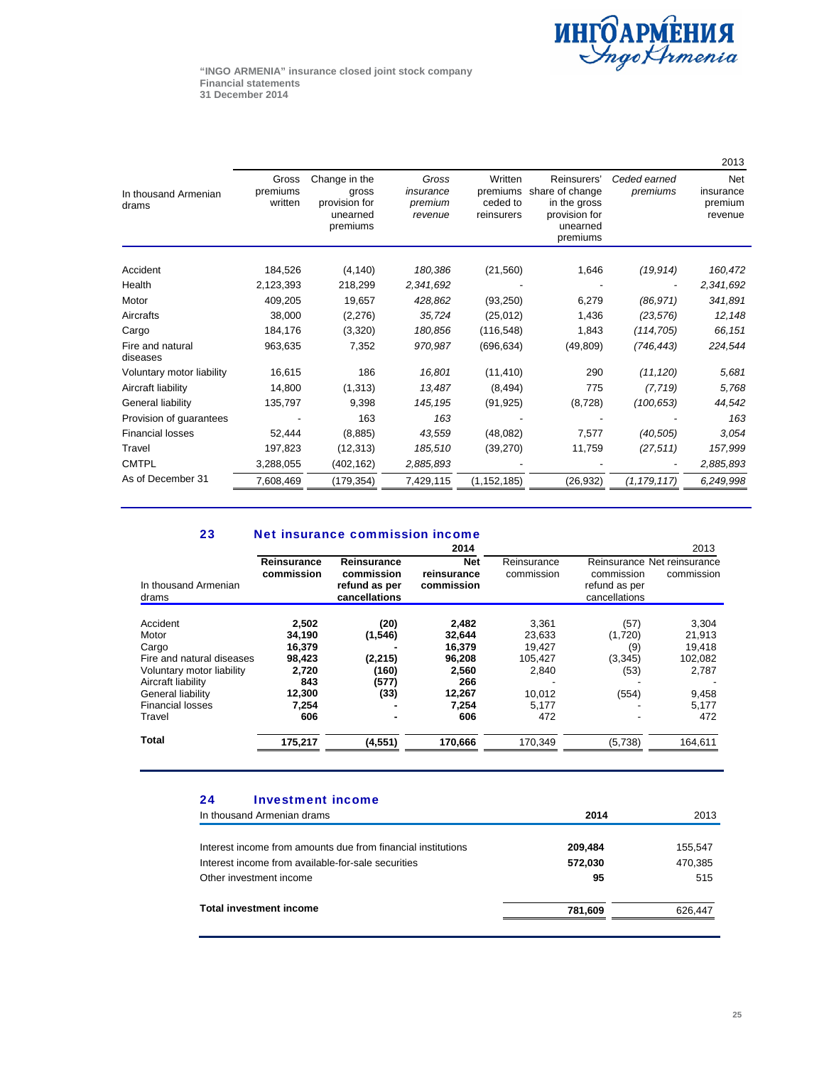| In thousand Armenian drams | Gross premiums written | Change in the gross provision for unearned premiums | *Gross insurance premium revenue* | Written premiums ceded to reinsurers | Reinsurers' share of change in the gross provision for unearned premiums | *Ceded earned premiums* | Net insurance premium revenue |
|---|---|---|---|---|---|---|---|
| | | | | | | | 2013 |
| Accident | 184,526 | (4,140) | *180,386* | (21,560) | 1,646 | *(19,914)* | *160,472* |
| Health | 2,123,393 | 218,299 | *2,341,692* | - | - | - | *2,341,692* |
| Motor | 409,205 | 19,657 | *428,862* | (93,250) | 6,279 | *(86,971)* | *341,891* |
| Aircrafts | 38,000 | (2,276) | *35,724* | (25,012) | 1,436 | *(23,576)* | *12,148* |
| Cargo | 184,176 | (3,320) | *180,856* | (116,548) | 1,843 | *(114,705)* | *66,151* |
| Fire and natural diseases | 963,635 | 7,352 | *970,987* | (696,634) | (49,809) | *(746,443)* | *224,544* |
| Voluntary motor liability | 16,615 | 186 | *16,801* | (11,410) | 290 | *(11,120)* | *5,681* |
| Aircraft liability | 14,800 | (1,313) | *13,487* | (8,494) | 775 | *(7,719)* | *5,768* |
| General liability | 135,797 | 9,398 | *145,195* | (91,925) | (8,728) | *(100,653)* | *44,542* |
| Provision of guarantees | - | 163 | *163* | - | - | - | *163* |
| Financial losses | 52,444 | (8,885) | *43,559* | (48,082) | 7,577 | *(40,505)* | *3,054* |
| Travel | 197,823 | (12,313) | *185,510* | (39,270) | 11,759 | *(27,511)* | *157,999* |
| CMTPL | 3,288,055 | (402,162) | *2,885,893* | - | - | - | *2,885,893* |
| As of December 31 | 7,608,469 | (179,354) | 7,429,115 | (1,152,185) | (26,932) | *(1,179,117)* | *6,249,998* |

## 23 Net insurance commission income

| In thousand Armenian drams | **Reinsurance commission** | **Reinsurance commission refund as per cancellations** | **Net reinsurance commission** | Reinsurance commission | Reinsurance commission refund as per cancellations | Net reinsurance commission |
|---|---|---|---|---|---|---|
| | | | **2014** | | | 2013 |
| Accident | **2,502** | **(20)** | **2,482** | 3,361 | (57) | 3,304 |
| Motor | **34,190** | **(1,546)** | **32,644** | 23,633 | (1,720) | 21,913 |
| Cargo | **16,379** | **-** | **16,379** | 19,427 | (9) | 19,418 |
| Fire and natural diseases | **98,423** | **(2,215)** | **96,208** | 105,427 | (3,345) | 102,082 |
| Voluntary motor liability | **2,720** | **(160)** | **2,560** | 2,840 | (53) | 2,787 |
| Aircraft liability | **843** | **(577)** | **266** | - | - | - |
| General liability | **12,300** | **(33)** | **12,267** | 10,012 | (554) | 9,458 |
| Financial losses | **7,254** | **-** | **7,254** | 5,177 | - | 5,177 |
| Travel | **606** | **-** | **606** | 472 | - | 472 |
| **Total** | **175,217** | **(4,551)** | **170,666** | 170,349 | (5,738) | 164,611 |

## 24 Investment income

| In thousand Armenian drams | **2014** | 2013 |
|---|---|---|
| Interest income from amounts due from financial institutions | **209,484** | 155,547 |
| Interest income from available-for-sale securities | **572,030** | 470,385 |
| Other investment income | **95** | 515 |
| **Total investment income** | **781,609** | 626,447 |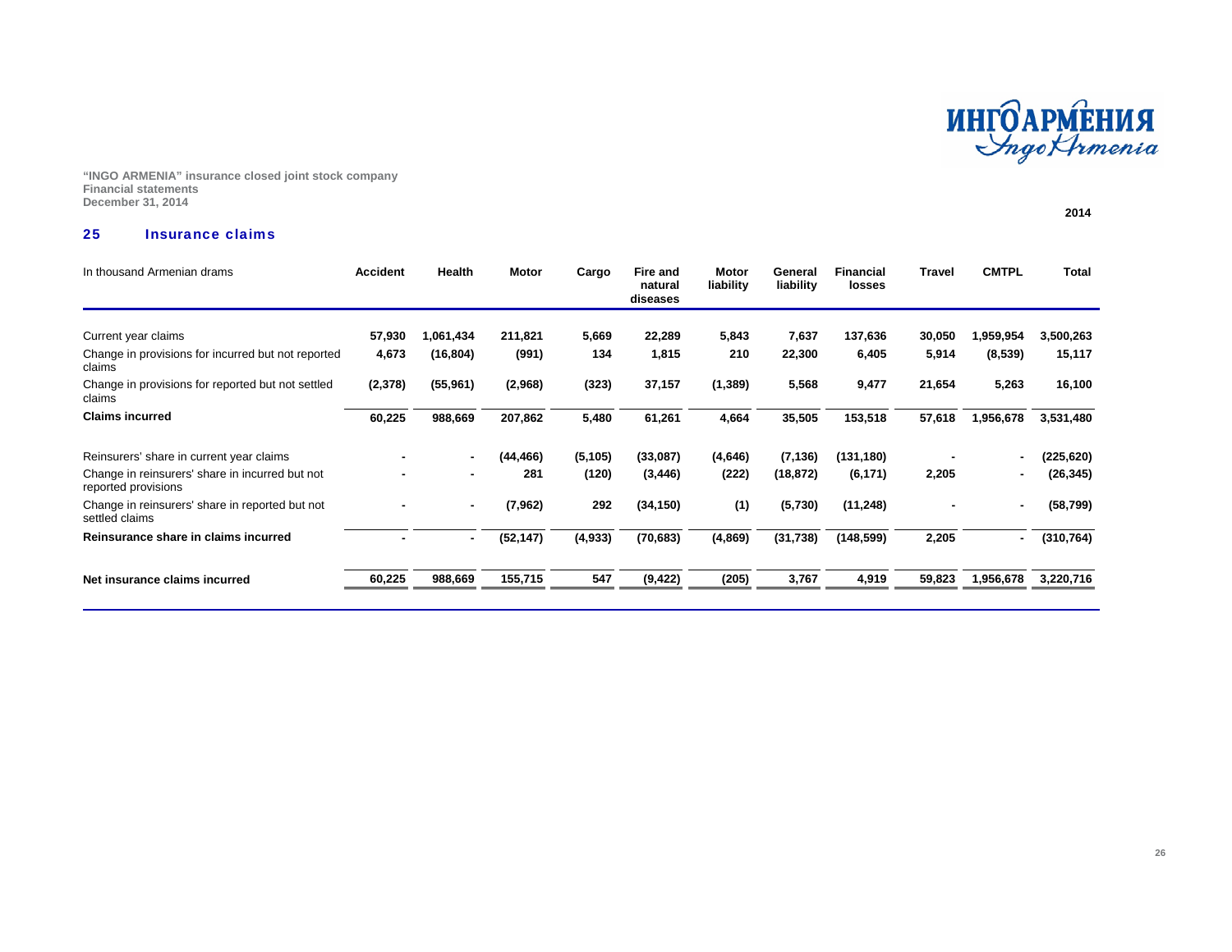## 25 Insurance claims

2014

| In thousand Armenian drams | Accident | Health | Motor | Cargo | Fire and natural diseases | Motor liability | General liability | Financial losses | Travel | CMTPL | Total |
|---|---|---|---|---|---|---|---|---|---|---|---|
| Current year claims | 57,930 | 1,061,434 | 211,821 | 5,669 | 22,289 | 5,843 | 7,637 | 137,636 | 30,050 | 1,959,954 | 3,500,263 |
| Change in provisions for incurred but not reported claims | 4,673 | (16,804) | (991) | 134 | 1,815 | 210 | 22,300 | 6,405 | 5,914 | (8,539) | 15,117 |
| Change in provisions for reported but not settled claims | (2,378) | (55,961) | (2,968) | (323) | 37,157 | (1,389) | 5,568 | 9,477 | 21,654 | 5,263 | 16,100 |
| **Claims incurred** | 60,225 | 988,669 | 207,862 | 5,480 | 61,261 | 4,664 | 35,505 | 153,518 | 57,618 | 1,956,678 | 3,531,480 |
| Reinsurers' share in current year claims | - | - | (44,466) | (5,105) | (33,087) | (4,646) | (7,136) | (131,180) | - | - | (225,620) |
| Change in reinsurers' share in incurred but not reported provisions | - | - | 281 | (120) | (3,446) | (222) | (18,872) | (6,171) | 2,205 | - | (26,345) |
| Change in reinsurers' share in reported but not settled claims | - | - | (7,962) | 292 | (34,150) | (1) | (5,730) | (11,248) | - | - | (58,799) |
| **Reinsurance share in claims incurred** | - | - | (52,147) | (4,933) | (70,683) | (4,869) | (31,738) | (148,599) | 2,205 | - | (310,764) |
| **Net insurance claims incurred** | 60,225 | 988,669 | 155,715 | 547 | (9,422) | (205) | 3,767 | 4,919 | 59,823 | 1,956,678 | 3,220,716 |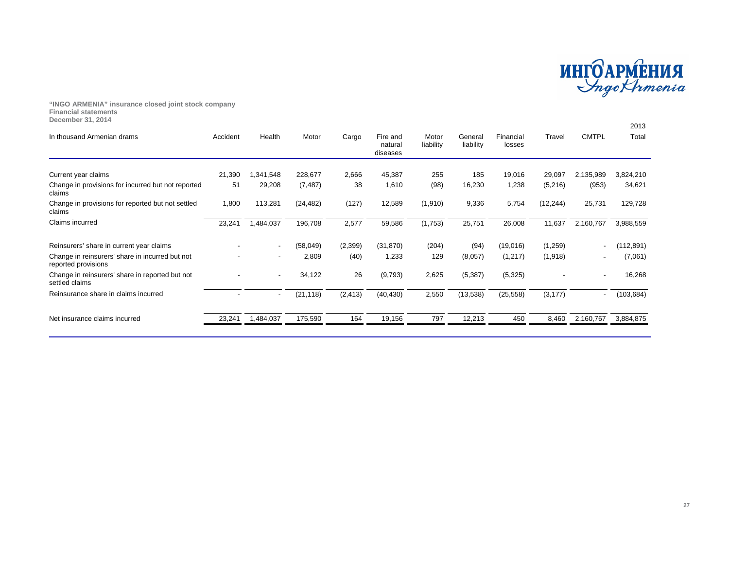"INGO ARMENIA" insurance closed joint stock company
Financial statements
December 31, 2014

2013

| In thousand Armenian drams | Accident | Health | Motor | Cargo | Fire and natural diseases | Motor liability | General liability | Financial losses | Travel | CMTPL | Total |
|---|---|---|---|---|---|---|---|---|---|---|---|
| Current year claims | 21,390 | 1,341,548 | 228,677 | 2,666 | 45,387 | 255 | 185 | 19,016 | 29,097 | 2,135,989 | 3,824,210 |
| Change in provisions for incurred but not reported claims | 51 | 29,208 | (7,487) | 38 | 1,610 | (98) | 16,230 | 1,238 | (5,216) | (953) | 34,621 |
| Change in provisions for reported but not settled claims | 1,800 | 113,281 | (24,482) | (127) | 12,589 | (1,910) | 9,336 | 5,754 | (12,244) | 25,731 | 129,728 |
| Claims incurred | 23,241 | 1,484,037 | 196,708 | 2,577 | 59,586 | (1,753) | 25,751 | 26,008 | 11,637 | 2,160,767 | 3,988,559 |
| Reinsurers' share in current year claims | - | - | (58,049) | (2,399) | (31,870) | (204) | (94) | (19,016) | (1,259) | - | (112,891) |
| Change in reinsurers' share in incurred but not reported provisions | - | - | 2,809 | (40) | 1,233 | 129 | (8,057) | (1,217) | (1,918) | - | (7,061) |
| Change in reinsurers' share in reported but not settled claims | - | - | 34,122 | 26 | (9,793) | 2,625 | (5,387) | (5,325) | - | - | 16,268 |
| Reinsurance share in claims incurred | - | - | (21,118) | (2,413) | (40,430) | 2,550 | (13,538) | (25,558) | (3,177) | - | (103,684) |
| Net insurance claims incurred | 23,241 | 1,484,037 | 175,590 | 164 | 19,156 | 797 | 12,213 | 450 | 8,460 | 2,160,767 | 3,884,875 |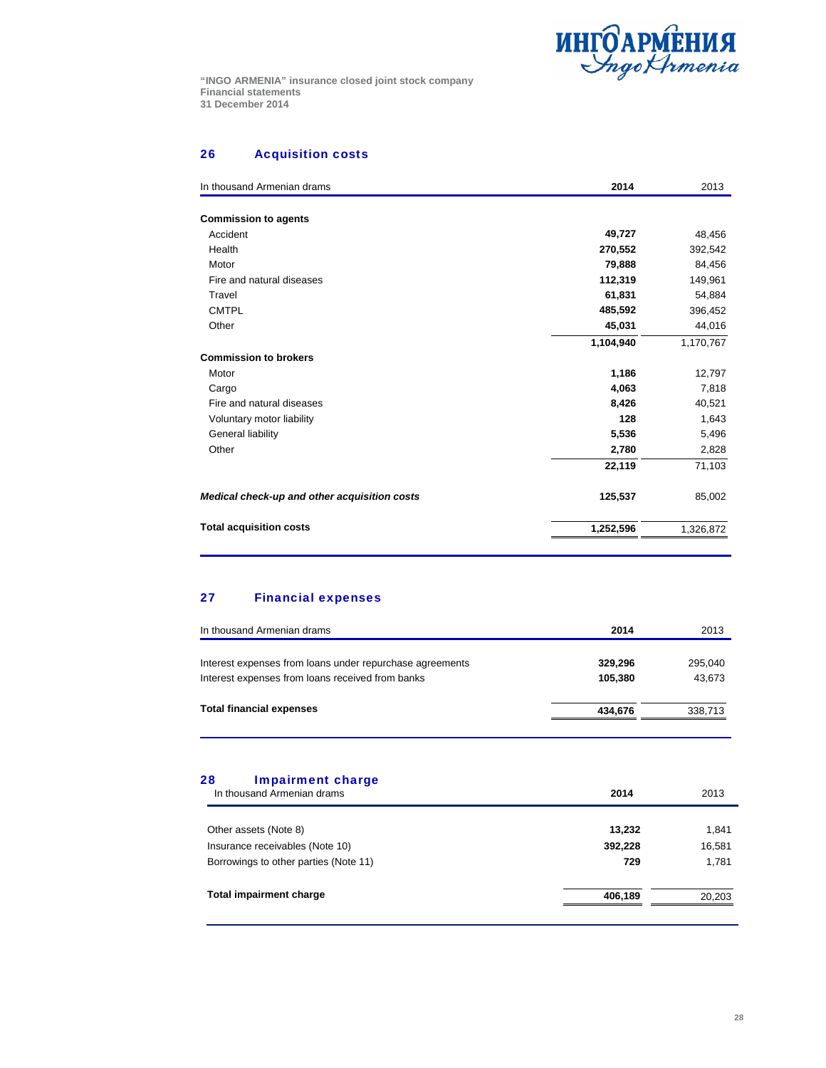## 26 Acquisition costs

| In thousand Armenian drams | 2014 | 2013 |
|---|---|---|
| **Commission to agents** | | |
| Accident | **49,727** | 48,456 |
| Health | **270,552** | 392,542 |
| Motor | **79,888** | 84,456 |
| Fire and natural diseases | **112,319** | 149,961 |
| Travel | **61,831** | 54,884 |
| CMTPL | **485,592** | 396,452 |
| Other | **45,031** | 44,016 |
| | **1,104,940** | 1,170,767 |
| **Commission to brokers** | | |
| Motor | **1,186** | 12,797 |
| Cargo | **4,063** | 7,818 |
| Fire and natural diseases | **8,426** | 40,521 |
| Voluntary motor liability | **128** | 1,643 |
| General liability | **5,536** | 5,496 |
| Other | **2,780** | 2,828 |
| | **22,119** | 71,103 |
| ***Medical check-up and other acquisition costs*** | **125,537** | 85,002 |
| **Total acquisition costs** | **1,252,596** | 1,326,872 |

## 27 Financial expenses

| In thousand Armenian drams | 2014 | 2013 |
|---|---|---|
| Interest expenses from loans under repurchase agreements | **329,296** | 295,040 |
| Interest expenses from loans received from banks | **105,380** | 43,673 |
| **Total financial expenses** | **434,676** | 338,713 |

## 28 Impairment charge

| In thousand Armenian drams | 2014 | 2013 |
|---|---|---|
| Other assets (Note 8) | **13,232** | 1,841 |
| Insurance receivables (Note 10) | **392,228** | 16,581 |
| Borrowings to other parties (Note 11) | **729** | 1,781 |
| **Total impairment charge** | **406,189** | 20,203 |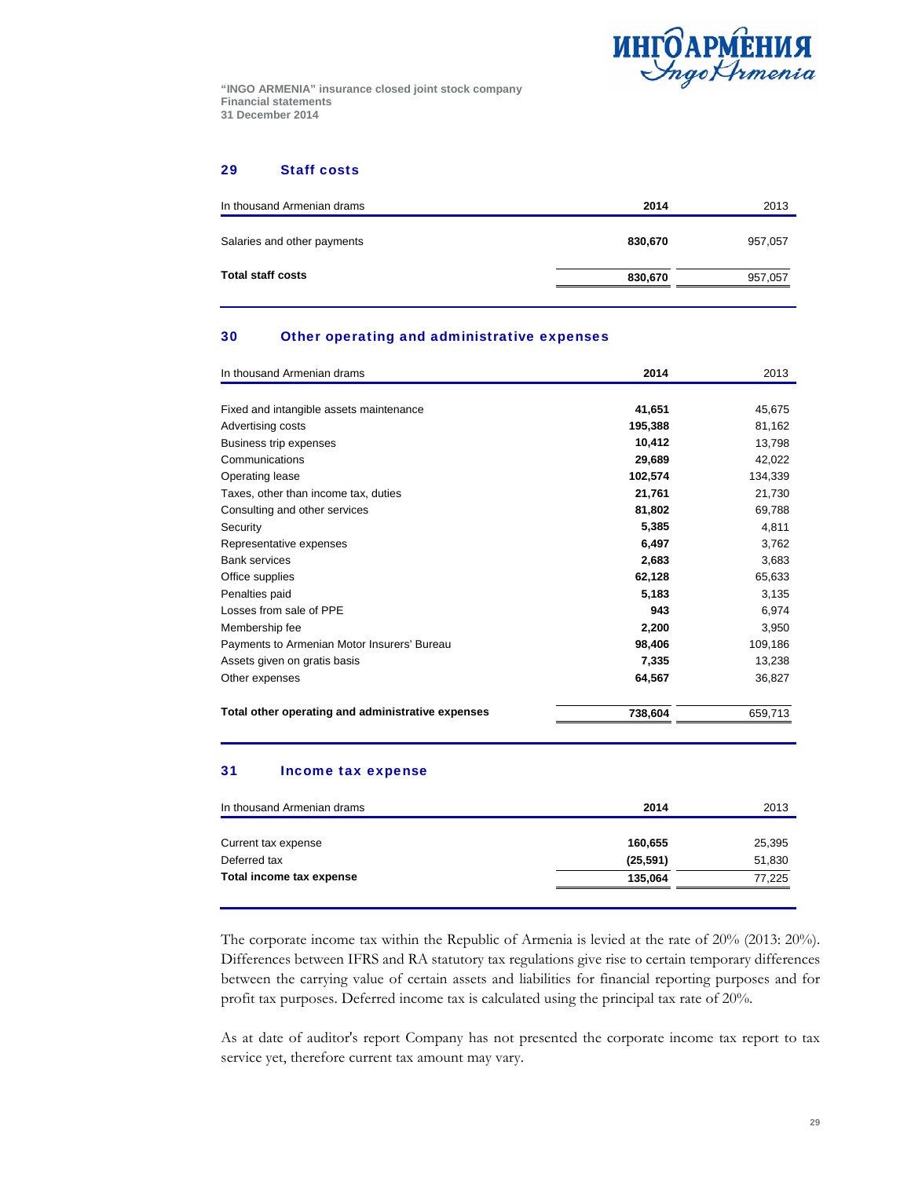## 29 Staff costs

| In thousand Armenian drams | 2014 | 2013 |
|---|---|---|
| Salaries and other payments | **830,670** | 957,057 |
| **Total staff costs** | **830,670** | 957,057 |

## 30 Other operating and administrative expenses

| In thousand Armenian drams | 2014 | 2013 |
|---|---|---|
| Fixed and intangible assets maintenance | **41,651** | 45,675 |
| Advertising costs | **195,388** | 81,162 |
| Business trip expenses | **10,412** | 13,798 |
| Communications | **29,689** | 42,022 |
| Operating lease | **102,574** | 134,339 |
| Taxes, other than income tax, duties | **21,761** | 21,730 |
| Consulting and other services | **81,802** | 69,788 |
| Security | **5,385** | 4,811 |
| Representative expenses | **6,497** | 3,762 |
| Bank services | **2,683** | 3,683 |
| Office supplies | **62,128** | 65,633 |
| Penalties paid | **5,183** | 3,135 |
| Losses from sale of PPE | **943** | 6,974 |
| Membership fee | **2,200** | 3,950 |
| Payments to Armenian Motor Insurers' Bureau | **98,406** | 109,186 |
| Assets given on gratis basis | **7,335** | 13,238 |
| Other expenses | **64,567** | 36,827 |
| **Total other operating and administrative expenses** | **738,604** | 659,713 |

## 31 Income tax expense

| In thousand Armenian drams | 2014 | 2013 |
|---|---|---|
| Current tax expense | **160,655** | 25,395 |
| Deferred tax | **(25,591)** | 51,830 |
| **Total income tax expense** | **135,064** | 77,225 |

The corporate income tax within the Republic of Armenia is levied at the rate of 20% (2013: 20%). Differences between IFRS and RA statutory tax regulations give rise to certain temporary differences between the carrying value of certain assets and liabilities for financial reporting purposes and for profit tax purposes. Deferred income tax is calculated using the principal tax rate of 20%.

As at date of auditor's report Company has not presented the corporate income tax report to tax service yet, therefore current tax amount may vary.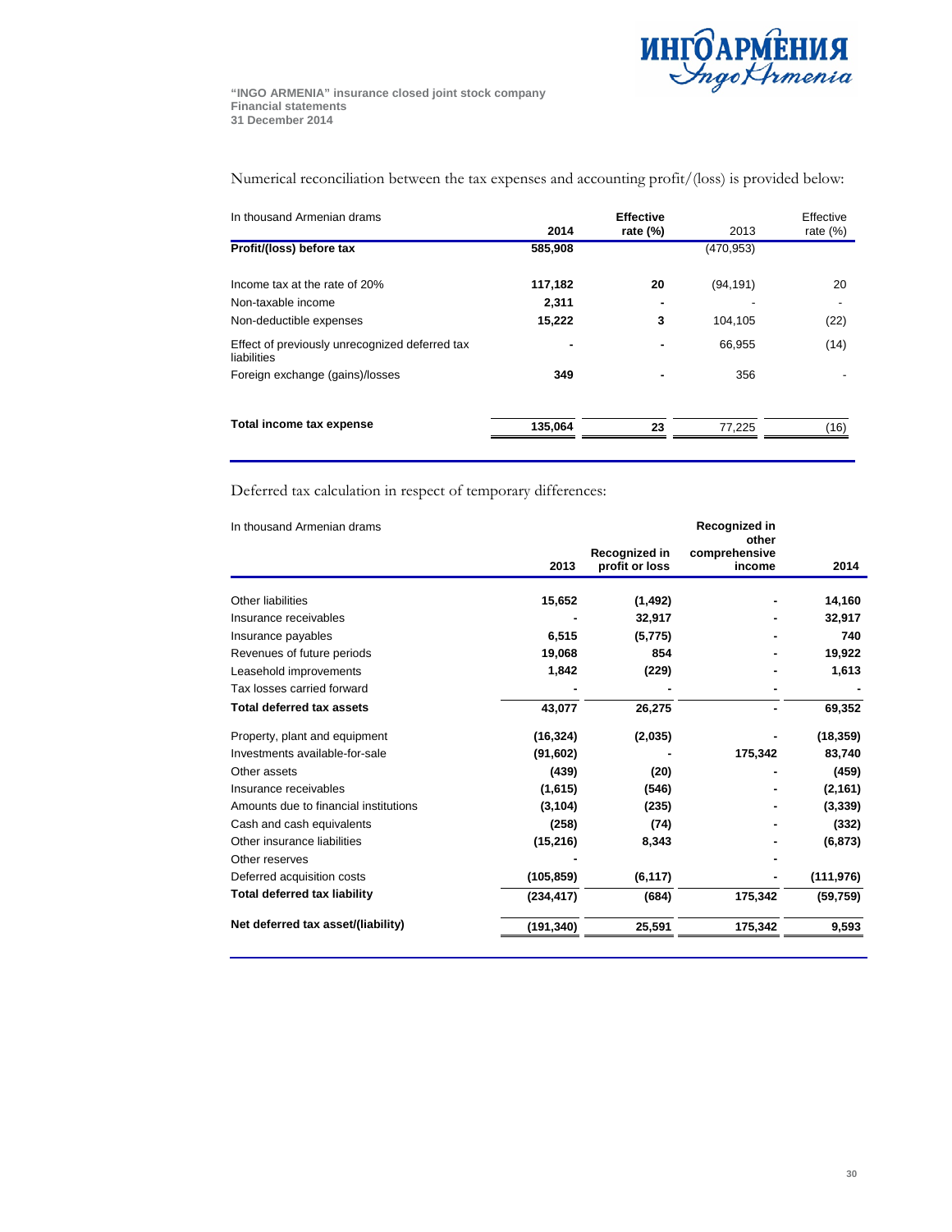Numerical reconciliation between the tax expenses and accounting profit/(loss) is provided below:

| In thousand Armenian drams | 2014 | Effective rate (%) | 2013 | Effective rate (%) |
|---|---|---|---|---|
| **Profit/(loss) before tax** | **585,908** | | (470,953) | |
| Income tax at the rate of 20% | **117,182** | **20** | (94,191) | 20 |
| Non-taxable income | **2,311** | **-** | - | - |
| Non-deductible expenses | **15,222** | **3** | 104,105 | (22) |
| Effect of previously unrecognized deferred tax liabilities | **-** | **-** | 66,955 | (14) |
| Foreign exchange (gains)/losses | **349** | **-** | 356 | - |
| **Total income tax expense** | **135,064** | **23** | 77,225 | (16) |

Deferred tax calculation in respect of temporary differences:

| In thousand Armenian drams | 2013 | Recognized in profit or loss | Recognized in other comprehensive income | 2014 |
|---|---|---|---|---|
| Other liabilities | **15,652** | **(1,492)** | **-** | **14,160** |
| Insurance receivables | **-** | **32,917** | **-** | **32,917** |
| Insurance payables | **6,515** | **(5,775)** | **-** | **740** |
| Revenues of future periods | **19,068** | **854** | **-** | **19,922** |
| Leasehold improvements | **1,842** | **(229)** | **-** | **1,613** |
| Tax losses carried forward | **-** | **-** | **-** | **-** |
| **Total deferred tax assets** | **43,077** | **26,275** | **-** | **69,352** |
| Property, plant and equipment | **(16,324)** | **(2,035)** | **-** | **(18,359)** |
| Investments available-for-sale | **(91,602)** | **-** | **175,342** | **83,740** |
| Other assets | **(439)** | **(20)** | **-** | **(459)** |
| Insurance receivables | **(1,615)** | **(546)** | **-** | **(2,161)** |
| Amounts due to financial institutions | **(3,104)** | **(235)** | **-** | **(3,339)** |
| Cash and cash equivalents | **(258)** | **(74)** | **-** | **(332)** |
| Other insurance liabilities | **(15,216)** | **8,343** | **-** | **(6,873)** |
| Other reserves | **-** | | **-** | |
| Deferred acquisition costs | **(105,859)** | **(6,117)** | **-** | **(111,976)** |
| **Total deferred tax liability** | **(234,417)** | **(684)** | **175,342** | **(59,759)** |
| **Net deferred tax asset/(liability)** | **(191,340)** | **25,591** | **175,342** | **9,593** |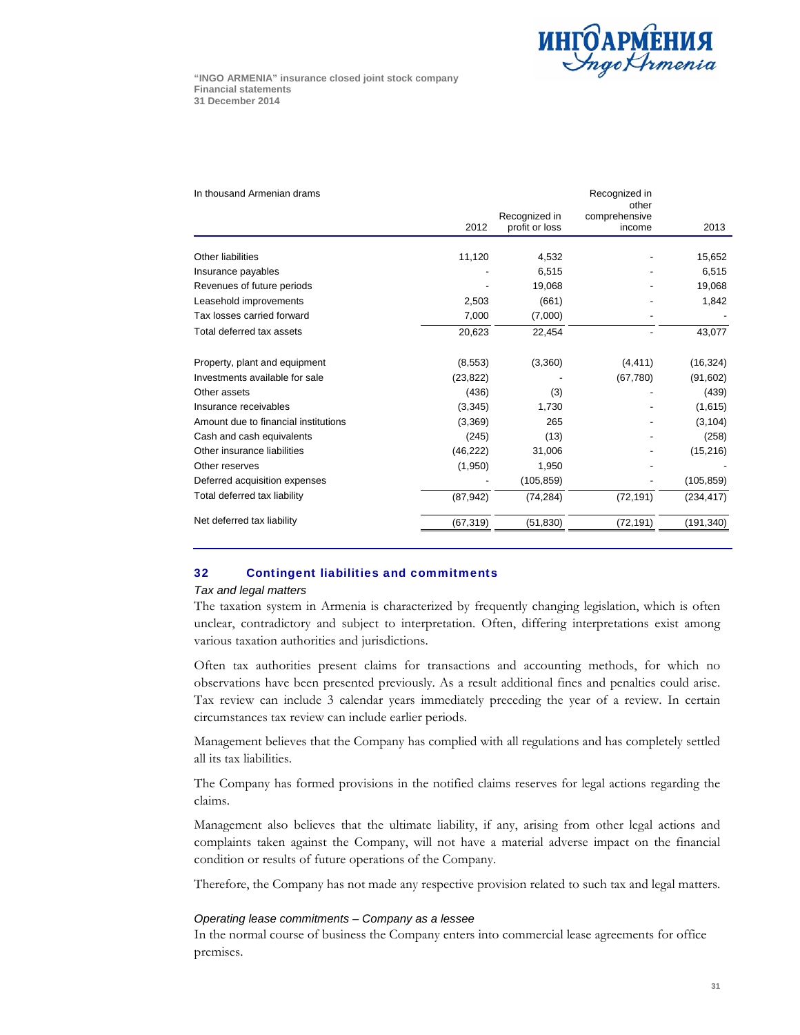| In thousand Armenian drams | 2012 | Recognized in profit or loss | Recognized in other comprehensive income | 2013 |
|---|---|---|---|---|
| Other liabilities | 11,120 | 4,532 | - | 15,652 |
| Insurance payables | - | 6,515 | - | 6,515 |
| Revenues of future periods | - | 19,068 | - | 19,068 |
| Leasehold improvements | 2,503 | (661) | - | 1,842 |
| Tax losses carried forward | 7,000 | (7,000) | - | - |
| Total deferred tax assets | 20,623 | 22,454 | - | 43,077 |
| Property, plant and equipment | (8,553) | (3,360) | (4,411) | (16,324) |
| Investments available for sale | (23,822) | - | (67,780) | (91,602) |
| Other assets | (436) | (3) | - | (439) |
| Insurance receivables | (3,345) | 1,730 | - | (1,615) |
| Amount due to financial institutions | (3,369) | 265 | - | (3,104) |
| Cash and cash equivalents | (245) | (13) | - | (258) |
| Other insurance liabilities | (46,222) | 31,006 | - | (15,216) |
| Other reserves | (1,950) | 1,950 | - | - |
| Deferred acquisition expenses | - | (105,859) | - | (105,859) |
| Total deferred tax liability | (87,942) | (74,284) | (72,191) | (234,417) |
| Net deferred tax liability | (67,319) | (51,830) | (72,191) | (191,340) |

## 32 Contingent liabilities and commitments

*Tax and legal matters*

The taxation system in Armenia is characterized by frequently changing legislation, which is often unclear, contradictory and subject to interpretation. Often, differing interpretations exist among various taxation authorities and jurisdictions.

Often tax authorities present claims for transactions and accounting methods, for which no observations have been presented previously. As a result additional fines and penalties could arise. Tax review can include 3 calendar years immediately preceding the year of a review. In certain circumstances tax review can include earlier periods.

Management believes that the Company has complied with all regulations and has completely settled all its tax liabilities.

The Company has formed provisions in the notified claims reserves for legal actions regarding the claims.

Management also believes that the ultimate liability, if any, arising from other legal actions and complaints taken against the Company, will not have a material adverse impact on the financial condition or results of future operations of the Company.

Therefore, the Company has not made any respective provision related to such tax and legal matters.

*Operating lease commitments – Company as a lessee*

In the normal course of business the Company enters into commercial lease agreements for office premises.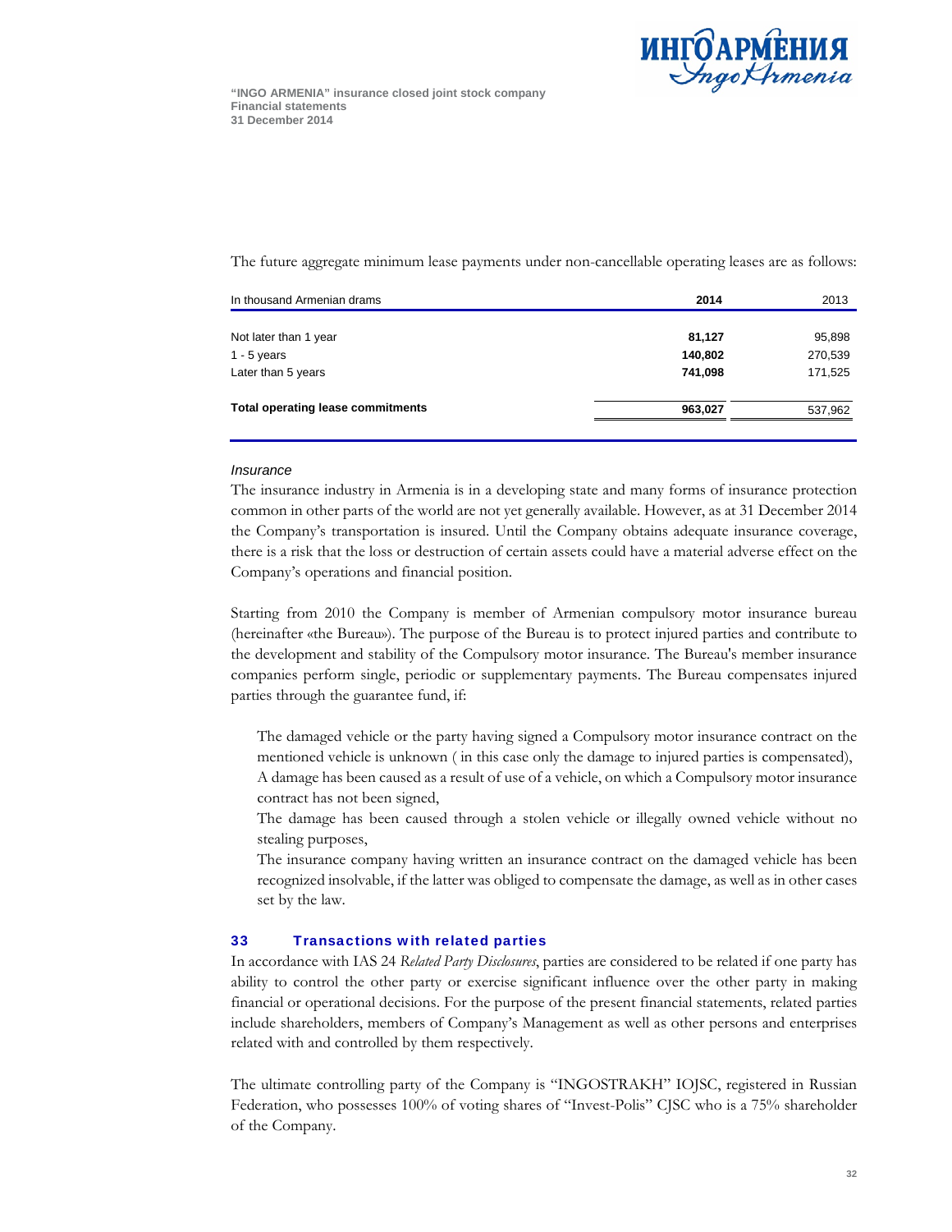The future aggregate minimum lease payments under non-cancellable operating leases are as follows:

| In thousand Armenian drams | 2014 | 2013 |
|---|---|---|
| Not later than 1 year | **81,127** | 95,898 |
| 1 - 5 years | **140,802** | 270,539 |
| Later than 5 years | **741,098** | 171,525 |
| **Total operating lease commitments** | **963,027** | 537,962 |

*Insurance*

The insurance industry in Armenia is in a developing state and many forms of insurance protection common in other parts of the world are not yet generally available. However, as at 31 December 2014 the Company's transportation is insured. Until the Company obtains adequate insurance coverage, there is a risk that the loss or destruction of certain assets could have a material adverse effect on the Company's operations and financial position.

Starting from 2010 the Company is member of Armenian compulsory motor insurance bureau (hereinafter «the Bureau»). The purpose of the Bureau is to protect injured parties and contribute to the development and stability of the Compulsory motor insurance. The Bureau's member insurance companies perform single, periodic or supplementary payments. The Bureau compensates injured parties through the guarantee fund, if:

The damaged vehicle or the party having signed a Compulsory motor insurance contract on the mentioned vehicle is unknown ( in this case only the damage to injured parties is compensated),
A damage has been caused as a result of use of a vehicle, on which a Compulsory motor insurance contract has not been signed,
The damage has been caused through a stolen vehicle or illegally owned vehicle without no stealing purposes,
The insurance company having written an insurance contract on the damaged vehicle has been recognized insolvable, if the latter was obliged to compensate the damage, as well as in other cases set by the law.

## 33 Transactions with related parties

In accordance with IAS 24 *Related Party Disclosures*, parties are considered to be related if one party has ability to control the other party or exercise significant influence over the other party in making financial or operational decisions. For the purpose of the present financial statements, related parties include shareholders, members of Company's Management as well as other persons and enterprises related with and controlled by them respectively.

The ultimate controlling party of the Company is "INGOSTRAKH" IOJSC, registered in Russian Federation, who possesses 100% of voting shares of "Invest-Polis" CJSC who is a 75% shareholder of the Company.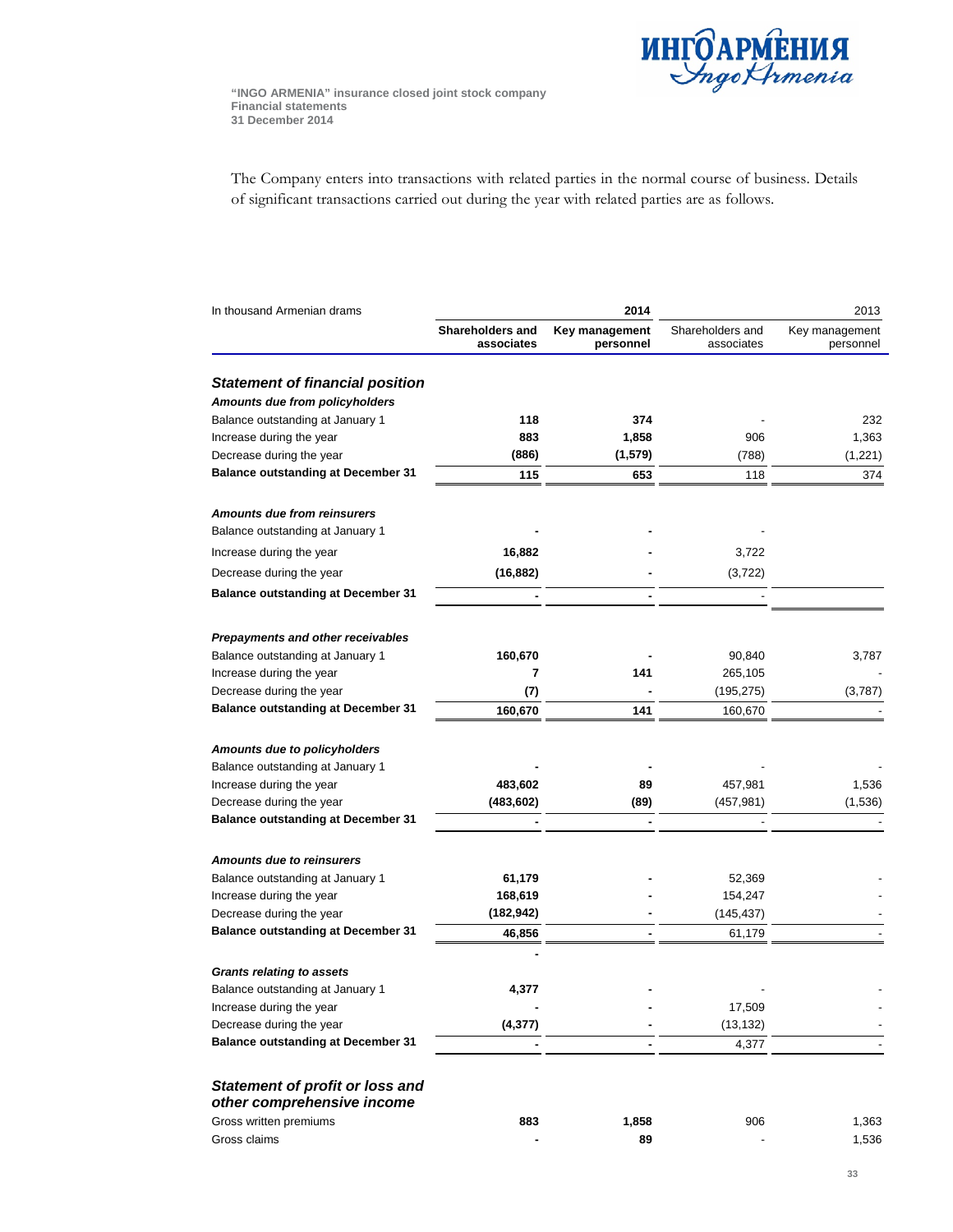The Company enters into transactions with related parties in the normal course of business. Details of significant transactions carried out during the year with related parties are as follows.

| In thousand Armenian drams | 2014 | | 2013 | |
|---|---|---|---|---|
| | **Shareholders and associates** | **Key management personnel** | Shareholders and associates | Key management personnel |
| ***Statement of financial position*** | | | | |
| ***Amounts due from policyholders*** | | | | |
| Balance outstanding at January 1 | **118** | **374** | - | 232 |
| Increase during the year | **883** | **1,858** | 906 | 1,363 |
| Decrease during the year | **(886)** | **(1,579)** | (788) | (1,221) |
| **Balance outstanding at December 31** | **115** | **653** | 118 | 374 |
| ***Amounts due from reinsurers*** | | | | |
| Balance outstanding at January 1 | **-** | **-** | - | |
| Increase during the year | **16,882** | **-** | 3,722 | |
| Decrease during the year | **(16,882)** | **-** | (3,722) | |
| **Balance outstanding at December 31** | **-** | **-** | - | |
| ***Prepayments and other receivables*** | | | | |
| Balance outstanding at January 1 | **160,670** | **-** | 90,840 | 3,787 |
| Increase during the year | **7** | **141** | 265,105 | - |
| Decrease during the year | **(7)** | **-** | (195,275) | (3,787) |
| **Balance outstanding at December 31** | **160,670** | **141** | 160,670 | - |
| ***Amounts due to policyholders*** | | | | |
| Balance outstanding at January 1 | **-** | **-** | - | - |
| Increase during the year | **483,602** | **89** | 457,981 | 1,536 |
| Decrease during the year | **(483,602)** | **(89)** | (457,981) | (1,536) |
| **Balance outstanding at December 31** | **-** | **-** | - | - |
| ***Amounts due to reinsurers*** | | | | |
| Balance outstanding at January 1 | **61,179** | **-** | 52,369 | - |
| Increase during the year | **168,619** | **-** | 154,247 | - |
| Decrease during the year | **(182,942)** | **-** | (145,437) | - |
| **Balance outstanding at December 31** | **46,856** | **-** | 61,179 | - |
| | **-** | | | |
| ***Grants relating to assets*** | | | | |
| Balance outstanding at January 1 | **4,377** | **-** | - | - |
| Increase during the year | **-** | **-** | 17,509 | - |
| Decrease during the year | **(4,377)** | **-** | (13,132) | - |
| **Balance outstanding at December 31** | **-** | **-** | 4,377 | - |
| ***Statement of profit or loss and other comprehensive income*** | | | | |
| Gross written premiums | **883** | **1,858** | 906 | 1,363 |
| Gross claims | **-** | **89** | - | 1,536 |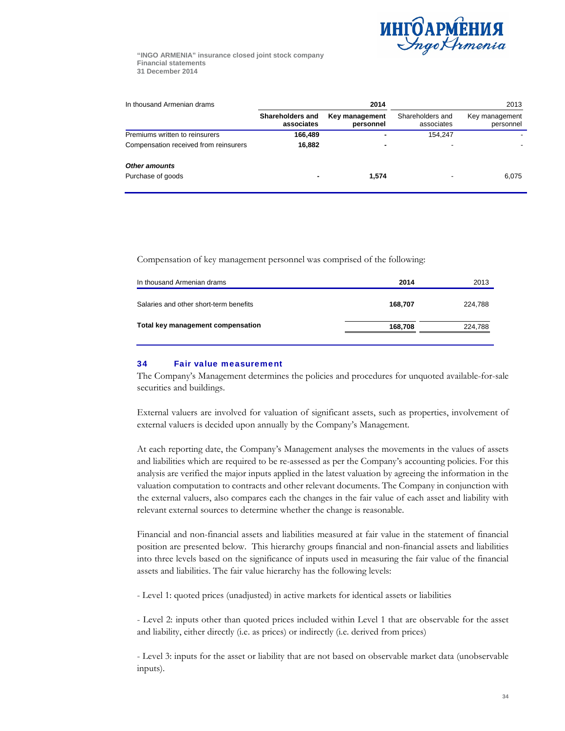| In thousand Armenian drams | 2014 | | 2013 | |
|---|---|---|---|---|
| | **Shareholders and associates** | **Key management personnel** | Shareholders and associates | Key management personnel |
| Premiums written to reinsurers | **166,489** | **-** | 154,247 | - |
| Compensation received from reinsurers | **16,882** | **-** | - | - |
| ***Other amounts*** | | | | |
| Purchase of goods | **-** | **1,574** | - | 6,075 |

Compensation of key management personnel was comprised of the following:

| In thousand Armenian drams | 2014 | 2013 |
|---|---|---|
| Salaries and other short-term benefits | **168,707** | 224,788 |
| **Total key management compensation** | **168,708** | 224,788 |

## 34 Fair value measurement

The Company's Management determines the policies and procedures for unquoted available-for-sale securities and buildings.

External valuers are involved for valuation of significant assets, such as properties, involvement of external valuers is decided upon annually by the Company's Management.

At each reporting date, the Company's Management analyses the movements in the values of assets and liabilities which are required to be re-assessed as per the Company's accounting policies. For this analysis are verified the major inputs applied in the latest valuation by agreeing the information in the valuation computation to contracts and other relevant documents. The Company in conjunction with the external valuers, also compares each the changes in the fair value of each asset and liability with relevant external sources to determine whether the change is reasonable.

Financial and non-financial assets and liabilities measured at fair value in the statement of financial position are presented below. This hierarchy groups financial and non-financial assets and liabilities into three levels based on the significance of inputs used in measuring the fair value of the financial assets and liabilities. The fair value hierarchy has the following levels:

- Level 1: quoted prices (unadjusted) in active markets for identical assets or liabilities

- Level 2: inputs other than quoted prices included within Level 1 that are observable for the asset and liability, either directly (i.e. as prices) or indirectly (i.e. derived from prices)

- Level 3: inputs for the asset or liability that are not based on observable market data (unobservable inputs).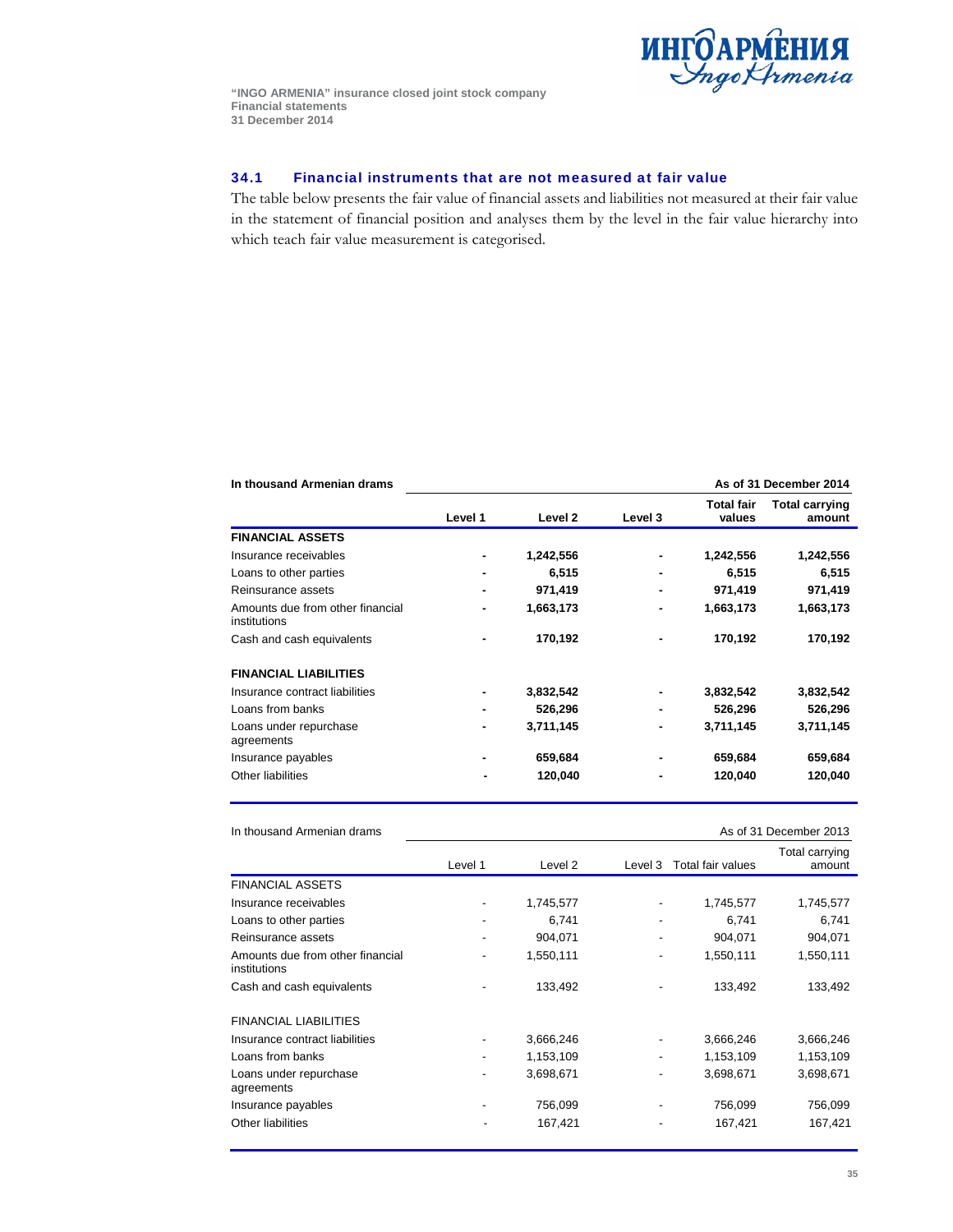### 34.1 Financial instruments that are not measured at fair value

The table below presents the fair value of financial assets and liabilities not measured at their fair value in the statement of financial position and analyses them by the level in the fair value hierarchy into which teach fair value measurement is categorised.

| In thousand Armenian drams | As of 31 December 2014 | | | | |
|---|---|---|---|---|---|
| | **Level 1** | **Level 2** | **Level 3** | **Total fair values** | **Total carrying amount** |
| **FINANCIAL ASSETS** | | | | | |
| Insurance receivables | **-** | **1,242,556** | **-** | **1,242,556** | **1,242,556** |
| Loans to other parties | **-** | **6,515** | **-** | **6,515** | **6,515** |
| Reinsurance assets | **-** | **971,419** | **-** | **971,419** | **971,419** |
| Amounts due from other financial institutions | **-** | **1,663,173** | **-** | **1,663,173** | **1,663,173** |
| Cash and cash equivalents | **-** | **170,192** | **-** | **170,192** | **170,192** |
| **FINANCIAL LIABILITIES** | | | | | |
| Insurance contract liabilities | **-** | **3,832,542** | **-** | **3,832,542** | **3,832,542** |
| Loans from banks | **-** | **526,296** | **-** | **526,296** | **526,296** |
| Loans under repurchase agreements | **-** | **3,711,145** | **-** | **3,711,145** | **3,711,145** |
| Insurance payables | **-** | **659,684** | **-** | **659,684** | **659,684** |
| Other liabilities | **-** | **120,040** | **-** | **120,040** | **120,040** |

| In thousand Armenian drams | As of 31 December 2013 | | | | |
|---|---|---|---|---|---|
| | Level 1 | Level 2 | Level 3 | Total fair values | Total carrying amount |
| FINANCIAL ASSETS | | | | | |
| Insurance receivables | - | 1,745,577 | - | 1,745,577 | 1,745,577 |
| Loans to other parties | - | 6,741 | - | 6,741 | 6,741 |
| Reinsurance assets | - | 904,071 | - | 904,071 | 904,071 |
| Amounts due from other financial institutions | - | 1,550,111 | - | 1,550,111 | 1,550,111 |
| Cash and cash equivalents | - | 133,492 | - | 133,492 | 133,492 |
| FINANCIAL LIABILITIES | | | | | |
| Insurance contract liabilities | - | 3,666,246 | - | 3,666,246 | 3,666,246 |
| Loans from banks | - | 1,153,109 | - | 1,153,109 | 1,153,109 |
| Loans under repurchase agreements | - | 3,698,671 | - | 3,698,671 | 3,698,671 |
| Insurance payables | - | 756,099 | - | 756,099 | 756,099 |
| Other liabilities | - | 167,421 | - | 167,421 | 167,421 |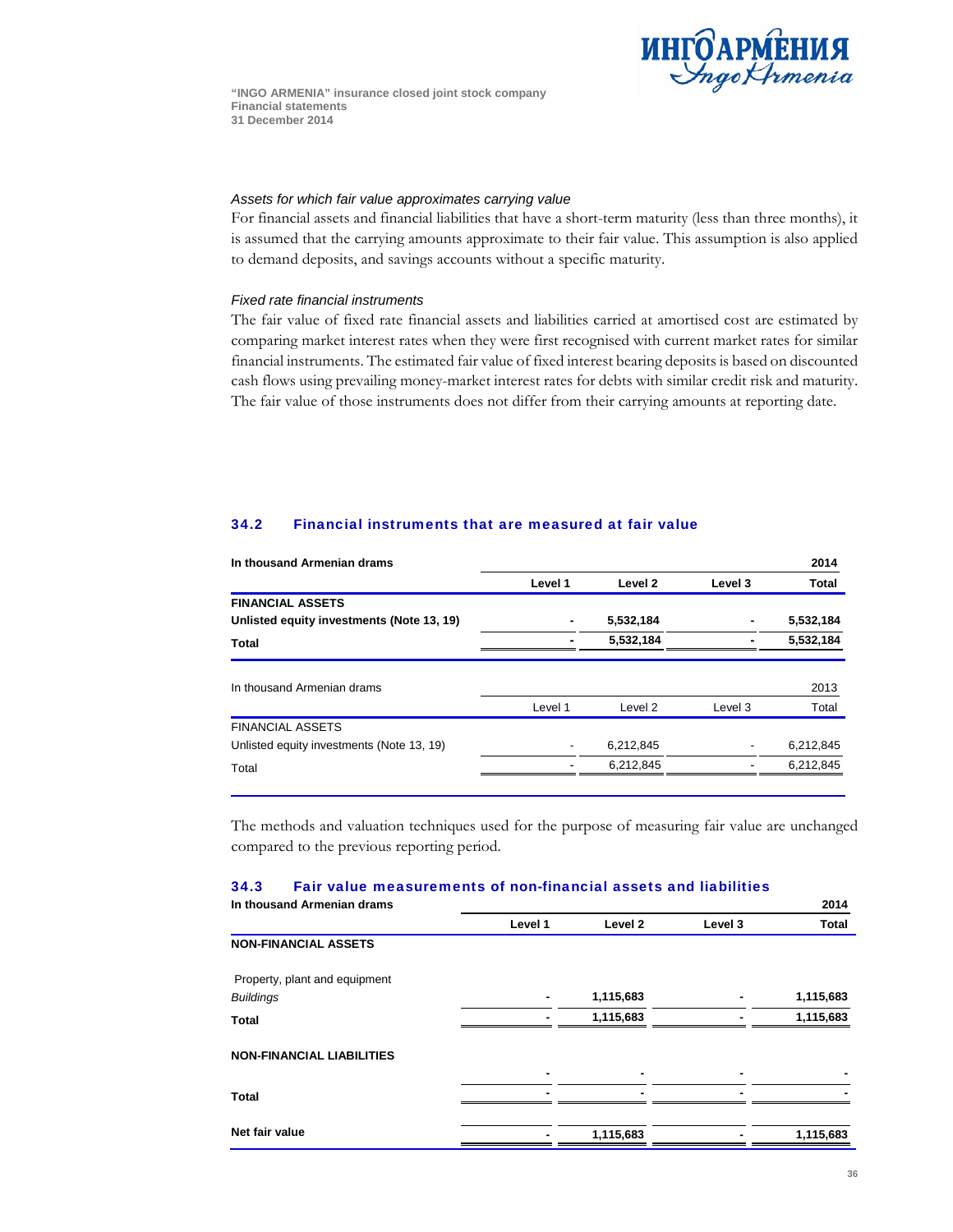*Assets for which fair value approximates carrying value*

For financial assets and financial liabilities that have a short-term maturity (less than three months), it is assumed that the carrying amounts approximate to their fair value. This assumption is also applied to demand deposits, and savings accounts without a specific maturity.

*Fixed rate financial instruments*

The fair value of fixed rate financial assets and liabilities carried at amortised cost are estimated by comparing market interest rates when they were first recognised with current market rates for similar financial instruments. The estimated fair value of fixed interest bearing deposits is based on discounted cash flows using prevailing money-market interest rates for debts with similar credit risk and maturity. The fair value of those instruments does not differ from their carrying amounts at reporting date.

## 34.2 Financial instruments that are measured at fair value

| **In thousand Armenian drams** | | | | **2014** |
|---|---|---|---|---|
| | **Level 1** | **Level 2** | **Level 3** | **Total** |
| **FINANCIAL ASSETS** | | | | |
| **Unlisted equity investments (Note 13, 19)** | **-** | **5,532,184** | **-** | **5,532,184** |
| **Total** | **-** | **5,532,184** | **-** | **5,532,184** |

| In thousand Armenian drams | | | | 2013 |
|---|---|---|---|---|
| | Level 1 | Level 2 | Level 3 | Total |
| FINANCIAL ASSETS | | | | |
| Unlisted equity investments (Note 13, 19) | - | 6,212,845 | - | 6,212,845 |
| Total | - | 6,212,845 | - | 6,212,845 |

The methods and valuation techniques used for the purpose of measuring fair value are unchanged compared to the previous reporting period.

## 34.3 Fair value measurements of non-financial assets and liabilities

| **In thousand Armenian drams** | | | | **2014** |
|---|---|---|---|---|
| | **Level 1** | **Level 2** | **Level 3** | **Total** |
| **NON-FINANCIAL ASSETS** | | | | |
| Property, plant and equipment | | | | |
| *Buildings* | **-** | **1,115,683** | **-** | **1,115,683** |
| **Total** | **-** | **1,115,683** | **-** | **1,115,683** |
| **NON-FINANCIAL LIABILITIES** | | | | |
| | **-** | **-** | **-** | **-** |
| **Total** | **-** | **-** | **-** | **-** |
| **Net fair value** | **-** | **1,115,683** | **-** | **1,115,683** |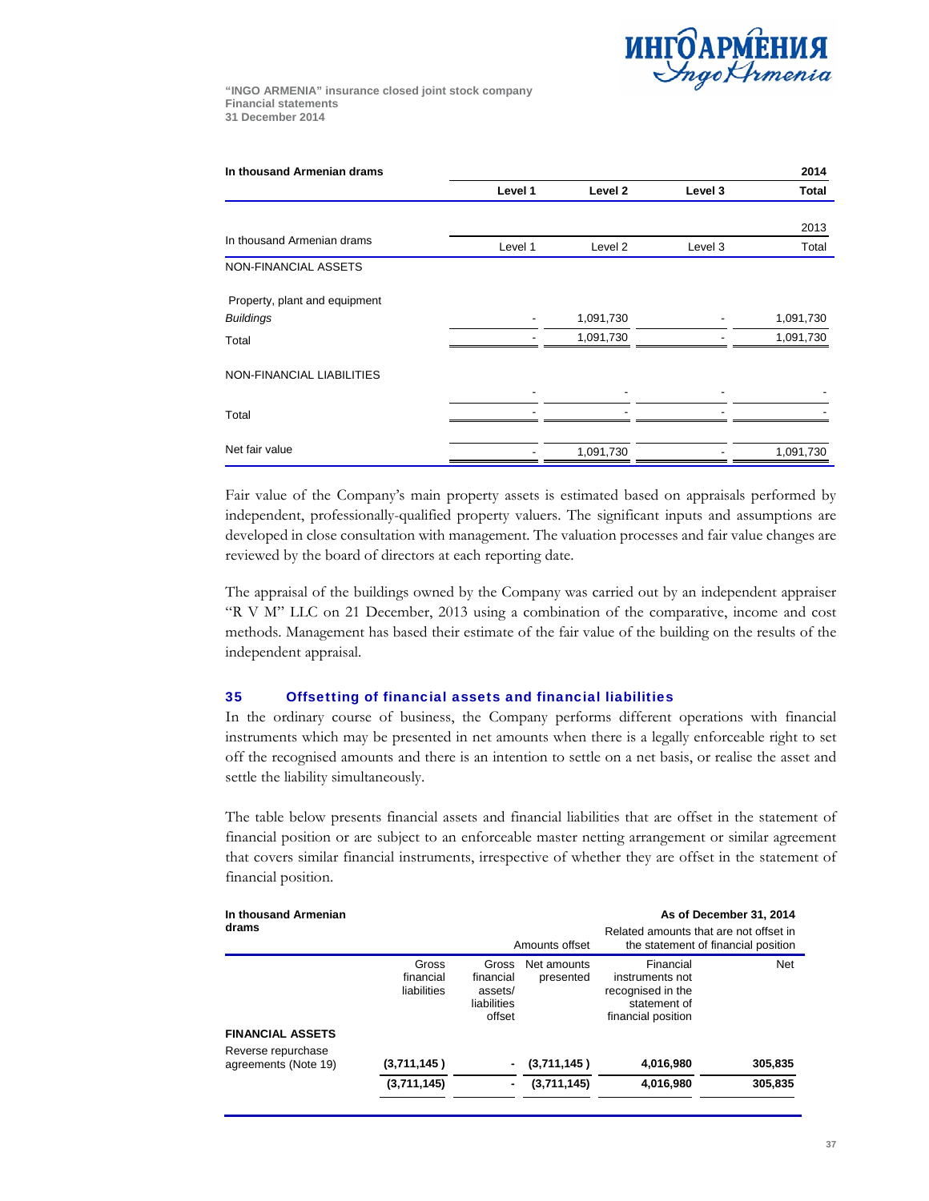| In thousand Armenian drams | | | | 2014 |
|---|---|---|---|---|
| | **Level 1** | **Level 2** | **Level 3** | **Total** |

| In thousand Armenian drams | | | | 2013 |
|---|---|---|---|---|
| | Level 1 | Level 2 | Level 3 | Total |
| NON-FINANCIAL ASSETS | | | | |
| Property, plant and equipment | | | | |
| *Buildings* | - | 1,091,730 | - | 1,091,730 |
| Total | - | 1,091,730 | - | 1,091,730 |
| NON-FINANCIAL LIABILITIES | | | | |
| | - | - | - | - |
| Total | - | - | - | - |
| Net fair value | - | 1,091,730 | - | 1,091,730 |

Fair value of the Company's main property assets is estimated based on appraisals performed by independent, professionally-qualified property valuers. The significant inputs and assumptions are developed in close consultation with management. The valuation processes and fair value changes are reviewed by the board of directors at each reporting date.

The appraisal of the buildings owned by the Company was carried out by an independent appraiser "R V M" LLC on 21 December, 2013 using a combination of the comparative, income and cost methods. Management has based their estimate of the fair value of the building on the results of the independent appraisal.

## 35 Offsetting of financial assets and financial liabilities

In the ordinary course of business, the Company performs different operations with financial instruments which may be presented in net amounts when there is a legally enforceable right to set off the recognised amounts and there is an intention to settle on a net basis, or realise the asset and settle the liability simultaneously.

The table below presents financial assets and financial liabilities that are offset in the statement of financial position or are subject to an enforceable master netting arrangement or similar agreement that covers similar financial instruments, irrespective of whether they are offset in the statement of financial position.

| **In thousand Armenian drams** | | | | **As of December 31, 2014** | |
|---|---|---|---|---|---|
| | | | Amounts offset | Related amounts that are not offset in the statement of financial position | |
| | Gross financial liabilities | Gross financial assets/ liabilities offset | Net amounts presented | Financial instruments not recognised in the statement of financial position | Net |
| **FINANCIAL ASSETS** | | | | | |
| Reverse repurchase agreements (Note 19) | **(3,711,145 )** | **-** | **(3,711,145 )** | **4,016,980** | **305,835** |
| | **(3,711,145)** | **-** | **(3,711,145)** | **4,016,980** | **305,835** |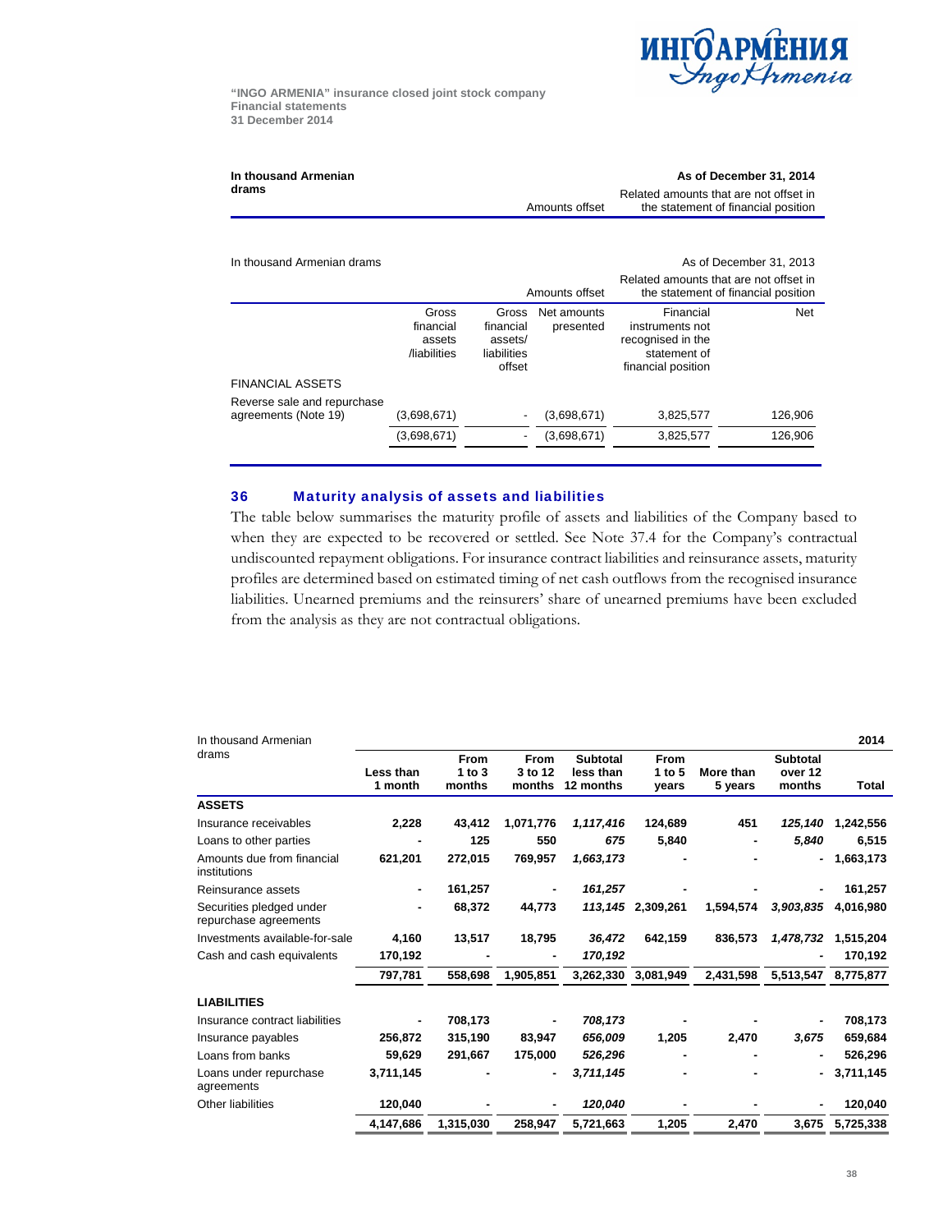| In thousand Armenian drams | | | | As of December 31, 2014 | |
|---|---|---|---|---|---|
| | | | Amounts offset | Related amounts that are not offset in the statement of financial position | |

| In thousand Armenian drams | | | | As of December 31, 2013 | |
|---|---|---|---|---|---|
| | | | Amounts offset | Related amounts that are not offset in the statement of financial position | |
| | Gross financial assets /liabilities | Gross financial assets/ liabilities offset | Net amounts presented | Financial instruments not recognised in the statement of financial position | Net |
| FINANCIAL ASSETS | | | | | |
| Reverse sale and repurchase agreements (Note 19) | (3,698,671) | - | (3,698,671) | 3,825,577 | 126,906 |
| | (3,698,671) | - | (3,698,671) | 3,825,577 | 126,906 |

## 36 Maturity analysis of assets and liabilities

The table below summarises the maturity profile of assets and liabilities of the Company based to when they are expected to be recovered or settled. See Note 37.4 for the Company's contractual undiscounted repayment obligations. For insurance contract liabilities and reinsurance assets, maturity profiles are determined based on estimated timing of net cash outflows from the recognised insurance liabilities. Unearned premiums and the reinsurers' share of unearned premiums have been excluded from the analysis as they are not contractual obligations.

| In thousand Armenian drams | | | | | | | | 2014 |
|---|---|---|---|---|---|---|---|---|
| | Less than 1 month | From 1 to 3 months | From 3 to 12 months | Subtotal less than 12 months | From 1 to 5 years | More than 5 years | Subtotal over 12 months | Total |
| **ASSETS** | | | | | | | | |
| Insurance receivables | 2,228 | 43,412 | 1,071,776 | *1,117,416* | 124,689 | 451 | *125,140* | 1,242,556 |
| Loans to other parties | - | 125 | 550 | *675* | 5,840 | - | *5,840* | 6,515 |
| Amounts due from financial institutions | 621,201 | 272,015 | 769,957 | *1,663,173* | - | - | - | 1,663,173 |
| Reinsurance assets | - | 161,257 | - | *161,257* | - | - | - | 161,257 |
| Securities pledged under repurchase agreements | - | 68,372 | 44,773 | *113,145* | 2,309,261 | 1,594,574 | *3,903,835* | 4,016,980 |
| Investments available-for-sale | 4,160 | 13,517 | 18,795 | *36,472* | 642,159 | 836,573 | *1,478,732* | 1,515,204 |
| Cash and cash equivalents | 170,192 | - | - | *170,192* | | | - | 170,192 |
| | 797,781 | 558,698 | 1,905,851 | 3,262,330 | 3,081,949 | 2,431,598 | 5,513,547 | 8,775,877 |
| **LIABILITIES** | | | | | | | | |
| Insurance contract liabilities | - | 708,173 | - | *708,173* | - | - | - | 708,173 |
| Insurance payables | 256,872 | 315,190 | 83,947 | *656,009* | 1,205 | 2,470 | *3,675* | 659,684 |
| Loans from banks | 59,629 | 291,667 | 175,000 | *526,296* | - | - | - | 526,296 |
| Loans under repurchase agreements | 3,711,145 | - | - | *3,711,145* | - | - | - | 3,711,145 |
| Other liabilities | 120,040 | - | - | *120,040* | - | - | - | 120,040 |
| | 4,147,686 | 1,315,030 | 258,947 | 5,721,663 | 1,205 | 2,470 | 3,675 | 5,725,338 |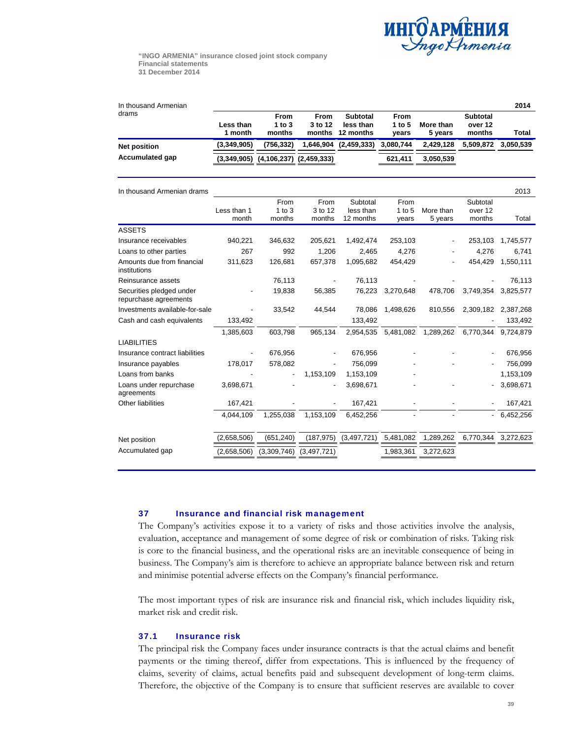| In thousand Armenian drams | Less than 1 month | From 1 to 3 months | From 3 to 12 months | Subtotal less than 12 months | From 1 to 5 years | More than 5 years | Subtotal over 12 months | Total |
|---|---|---|---|---|---|---|---|---|
| | | | | | | | | **2014** |
| **Net position** | **(3,349,905)** | **(756,332)** | **1,646,904** | **(2,459,333)** | **3,080,744** | **2,429,128** | **5,509,872** | **3,050,539** |
| **Accumulated gap** | **(3,349,905)** | **(4,106,237)** | **(2,459,333)** | | **621,411** | **3,050,539** | | |

| In thousand Armenian drams | Less than 1 month | From 1 to 3 months | From 3 to 12 months | Subtotal less than 12 months | From 1 to 5 years | More than 5 years | Subtotal over 12 months | Total |
|---|---|---|---|---|---|---|---|---|
| | | | | | | | | 2013 |
| ASSETS | | | | | | | | |
| Insurance receivables | 940,221 | 346,632 | 205,621 | 1,492,474 | 253,103 | - | 253,103 | 1,745,577 |
| Loans to other parties | 267 | 992 | 1,206 | 2,465 | 4,276 | - | 4,276 | 6,741 |
| Amounts due from financial institutions | 311,623 | 126,681 | 657,378 | 1,095,682 | 454,429 | - | 454,429 | 1,550,111 |
| Reinsurance assets | | 76,113 | - | 76,113 | - | - | - | 76,113 |
| Securities pledged under repurchase agreements | - | 19,838 | 56,385 | 76,223 | 3,270,648 | 478,706 | 3,749,354 | 3,825,577 |
| Investments available-for-sale | - | 33,542 | 44,544 | 78,086 | 1,498,626 | 810,556 | 2,309,182 | 2,387,268 |
| Cash and cash equivalents | 133,492 | | | 133,492 | | | - | 133,492 |
| | 1,385,603 | 603,798 | 965,134 | 2,954,535 | 5,481,082 | 1,289,262 | 6,770,344 | 9,724,879 |
| LIABILITIES | | | | | | | | |
| Insurance contract liabilities | - | 676,956 | - | 676,956 | - | - | - | 676,956 |
| Insurance payables | 178,017 | 578,082 | - | 756,099 | - | - | - | 756,099 |
| Loans from banks | - | - | 1,153,109 | 1,153,109 | - | | | 1,153,109 |
| Loans under repurchase agreements | 3,698,671 | - | - | 3,698,671 | - | - | - | 3,698,671 |
| Other liabilities | 167,421 | - | - | 167,421 | - | - | - | 167,421 |
| | 4,044,109 | 1,255,038 | 1,153,109 | 6,452,256 | - | - | - | 6,452,256 |
| Net position | (2,658,506) | (651,240) | (187,975) | (3,497,721) | 5,481,082 | 1,289,262 | 6,770,344 | 3,272,623 |
| Accumulated gap | (2,658,506) | (3,309,746) | (3,497,721) | | 1,983,361 | 3,272,623 | | |

## 37 Insurance and financial risk management

The Company's activities expose it to a variety of risks and those activities involve the analysis, evaluation, acceptance and management of some degree of risk or combination of risks. Taking risk is core to the financial business, and the operational risks are an inevitable consequence of being in business. The Company's aim is therefore to achieve an appropriate balance between risk and return and minimise potential adverse effects on the Company's financial performance.

The most important types of risk are insurance risk and financial risk, which includes liquidity risk, market risk and credit risk.

### 37.1 Insurance risk

The principal risk the Company faces under insurance contracts is that the actual claims and benefit payments or the timing thereof, differ from expectations. This is influenced by the frequency of claims, severity of claims, actual benefits paid and subsequent development of long-term claims. Therefore, the objective of the Company is to ensure that sufficient reserves are available to cover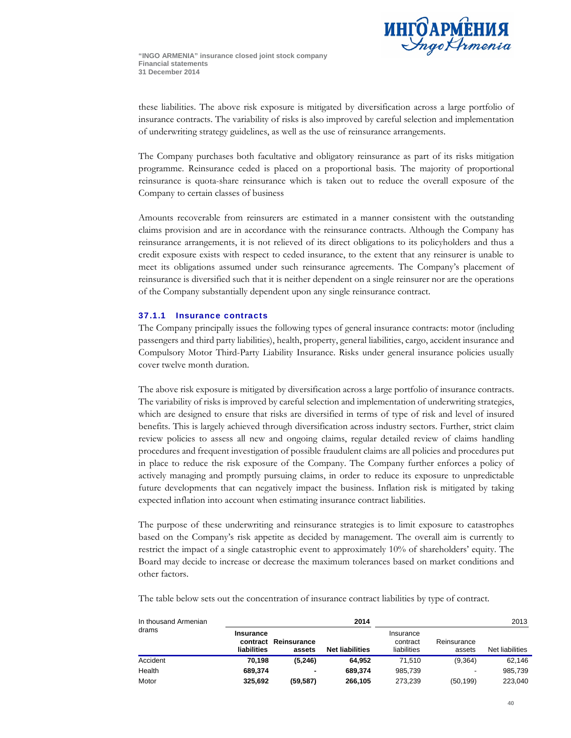these liabilities. The above risk exposure is mitigated by diversification across a large portfolio of insurance contracts. The variability of risks is also improved by careful selection and implementation of underwriting strategy guidelines, as well as the use of reinsurance arrangements.

The Company purchases both facultative and obligatory reinsurance as part of its risks mitigation programme. Reinsurance ceded is placed on a proportional basis. The majority of proportional reinsurance is quota-share reinsurance which is taken out to reduce the overall exposure of the Company to certain classes of business

Amounts recoverable from reinsurers are estimated in a manner consistent with the outstanding claims provision and are in accordance with the reinsurance contracts. Although the Company has reinsurance arrangements, it is not relieved of its direct obligations to its policyholders and thus a credit exposure exists with respect to ceded insurance, to the extent that any reinsurer is unable to meet its obligations assumed under such reinsurance agreements. The Company's placement of reinsurance is diversified such that it is neither dependent on a single reinsurer nor are the operations of the Company substantially dependent upon any single reinsurance contract.

### 37.1.1 Insurance contracts

The Company principally issues the following types of general insurance contracts: motor (including passengers and third party liabilities), health, property, general liabilities, cargo, accident insurance and Compulsory Motor Third-Party Liability Insurance. Risks under general insurance policies usually cover twelve month duration.

The above risk exposure is mitigated by diversification across a large portfolio of insurance contracts. The variability of risks is improved by careful selection and implementation of underwriting strategies, which are designed to ensure that risks are diversified in terms of type of risk and level of insured benefits. This is largely achieved through diversification across industry sectors. Further, strict claim review policies to assess all new and ongoing claims, regular detailed review of claims handling procedures and frequent investigation of possible fraudulent claims are all policies and procedures put in place to reduce the risk exposure of the Company. The Company further enforces a policy of actively managing and promptly pursuing claims, in order to reduce its exposure to unpredictable future developments that can negatively impact the business. Inflation risk is mitigated by taking expected inflation into account when estimating insurance contract liabilities.

The purpose of these underwriting and reinsurance strategies is to limit exposure to catastrophes based on the Company's risk appetite as decided by management. The overall aim is currently to restrict the impact of a single catastrophic event to approximately 10% of shareholders' equity. The Board may decide to increase or decrease the maximum tolerances based on market conditions and other factors.

The table below sets out the concentration of insurance contract liabilities by type of contract.

| In thousand Armenian drams | | | **2014** | | | 2013 |
|---|---|---|---|---|---|---|
| | **Insurance contract liabilities** | **Reinsurance assets** | **Net liabilities** | Insurance contract liabilities | Reinsurance assets | Net liabilities |
| Accident | **70,198** | **(5,246)** | **64,952** | 71,510 | (9,364) | 62,146 |
| Health | **689,374** | **-** | **689,374** | 985,739 | - | 985,739 |
| Motor | **325,692** | **(59,587)** | **266,105** | 273,239 | (50,199) | 223,040 |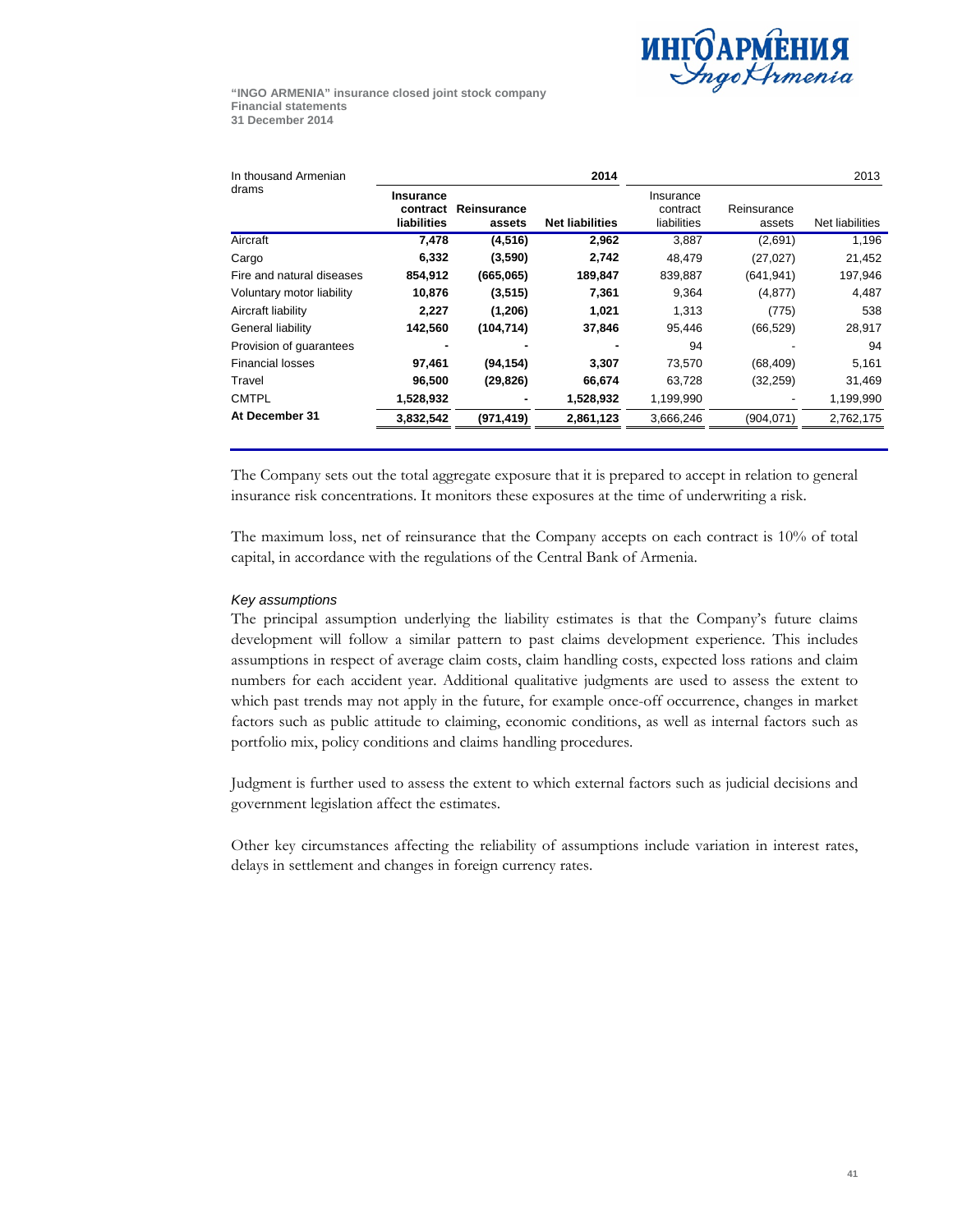| In thousand Armenian drams | 2014 | | | 2013 | | |
|---|---|---|---|---|---|---|
| | **Insurance contract liabilities** | **Reinsurance assets** | **Net liabilities** | Insurance contract liabilities | Reinsurance assets | Net liabilities |
| Aircraft | **7,478** | **(4,516)** | **2,962** | 3,887 | (2,691) | 1,196 |
| Cargo | **6,332** | **(3,590)** | **2,742** | 48,479 | (27,027) | 21,452 |
| Fire and natural diseases | **854,912** | **(665,065)** | **189,847** | 839,887 | (641,941) | 197,946 |
| Voluntary motor liability | **10,876** | **(3,515)** | **7,361** | 9,364 | (4,877) | 4,487 |
| Aircraft liability | **2,227** | **(1,206)** | **1,021** | 1,313 | (775) | 538 |
| General liability | **142,560** | **(104,714)** | **37,846** | 95,446 | (66,529) | 28,917 |
| Provision of guarantees | **-** | **-** | **-** | 94 | - | 94 |
| Financial losses | **97,461** | **(94,154)** | **3,307** | 73,570 | (68,409) | 5,161 |
| Travel | **96,500** | **(29,826)** | **66,674** | 63,728 | (32,259) | 31,469 |
| CMTPL | **1,528,932** | **-** | **1,528,932** | 1,199,990 | - | 1,199,990 |
| **At December 31** | **3,832,542** | **(971,419)** | **2,861,123** | 3,666,246 | (904,071) | 2,762,175 |

The Company sets out the total aggregate exposure that it is prepared to accept in relation to general insurance risk concentrations. It monitors these exposures at the time of underwriting a risk.

The maximum loss, net of reinsurance that the Company accepts on each contract is 10% of total capital, in accordance with the regulations of the Central Bank of Armenia.

*Key assumptions*

The principal assumption underlying the liability estimates is that the Company's future claims development will follow a similar pattern to past claims development experience. This includes assumptions in respect of average claim costs, claim handling costs, expected loss rations and claim numbers for each accident year. Additional qualitative judgments are used to assess the extent to which past trends may not apply in the future, for example once-off occurrence, changes in market factors such as public attitude to claiming, economic conditions, as well as internal factors such as portfolio mix, policy conditions and claims handling procedures.

Judgment is further used to assess the extent to which external factors such as judicial decisions and government legislation affect the estimates.

Other key circumstances affecting the reliability of assumptions include variation in interest rates, delays in settlement and changes in foreign currency rates.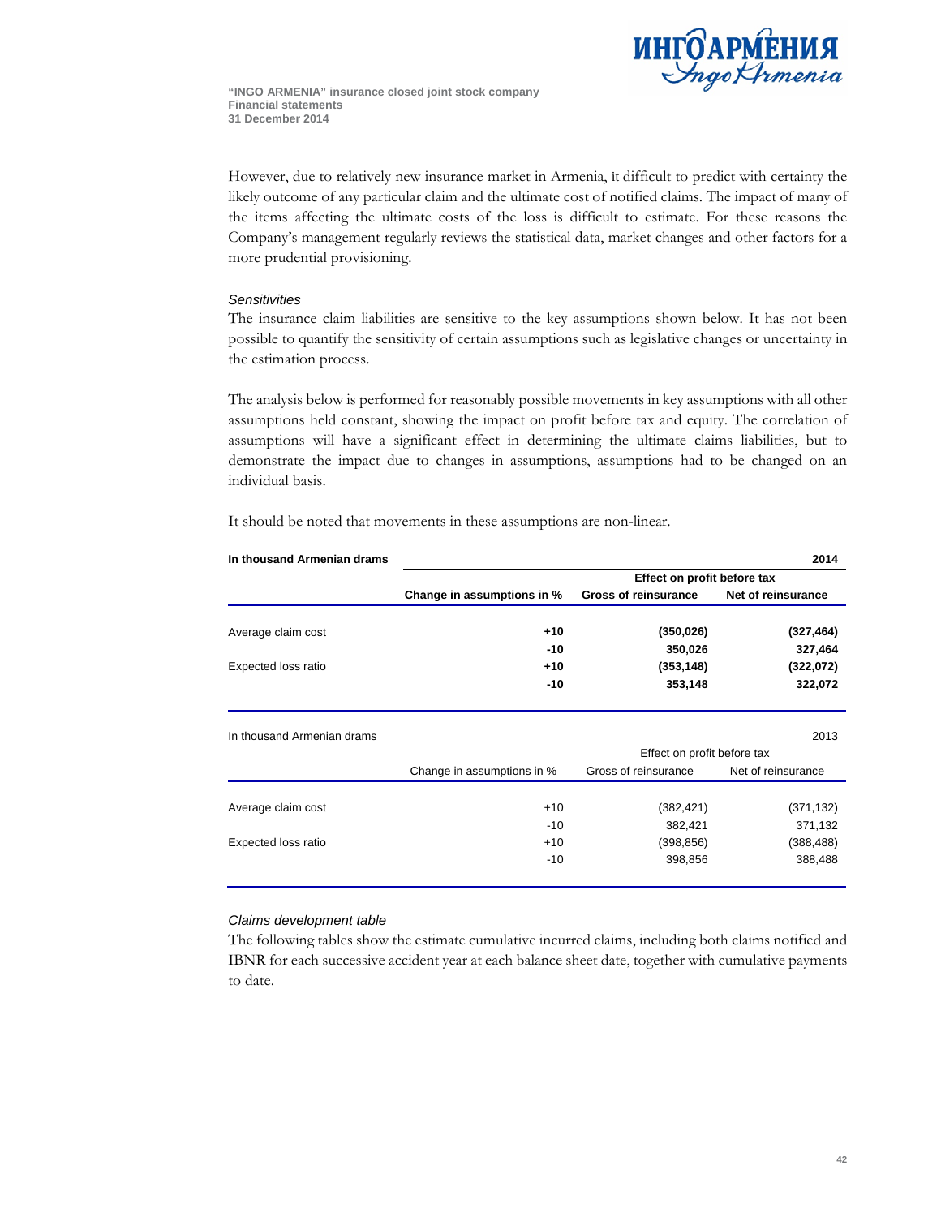However, due to relatively new insurance market in Armenia, it difficult to predict with certainty the likely outcome of any particular claim and the ultimate cost of notified claims. The impact of many of the items affecting the ultimate costs of the loss is difficult to estimate. For these reasons the Company's management regularly reviews the statistical data, market changes and other factors for a more prudential provisioning.

*Sensitivities*

The insurance claim liabilities are sensitive to the key assumptions shown below. It has not been possible to quantify the sensitivity of certain assumptions such as legislative changes or uncertainty in the estimation process.

The analysis below is performed for reasonably possible movements in key assumptions with all other assumptions held constant, showing the impact on profit before tax and equity. The correlation of assumptions will have a significant effect in determining the ultimate claims liabilities, but to demonstrate the impact due to changes in assumptions, assumptions had to be changed on an individual basis.

It should be noted that movements in these assumptions are non-linear.

| **In thousand Armenian drams** | | | **2014** |
|---|---|---|---|
| | | **Effect on profit before tax** | |
| | **Change in assumptions in %** | **Gross of reinsurance** | **Net of reinsurance** |
| Average claim cost | **+10** | **(350,026)** | **(327,464)** |
| | **-10** | **350,026** | **327,464** |
| Expected loss ratio | **+10** | **(353,148)** | **(322,072)** |
| | **-10** | **353,148** | **322,072** |

| In thousand Armenian drams | | | 2013 |
|---|---|---|---|
| | | Effect on profit before tax | |
| | Change in assumptions in % | Gross of reinsurance | Net of reinsurance |
| Average claim cost | +10 | (382,421) | (371,132) |
| | -10 | 382,421 | 371,132 |
| Expected loss ratio | +10 | (398,856) | (388,488) |
| | -10 | 398,856 | 388,488 |

*Claims development table*

The following tables show the estimate cumulative incurred claims, including both claims notified and IBNR for each successive accident year at each balance sheet date, together with cumulative payments to date.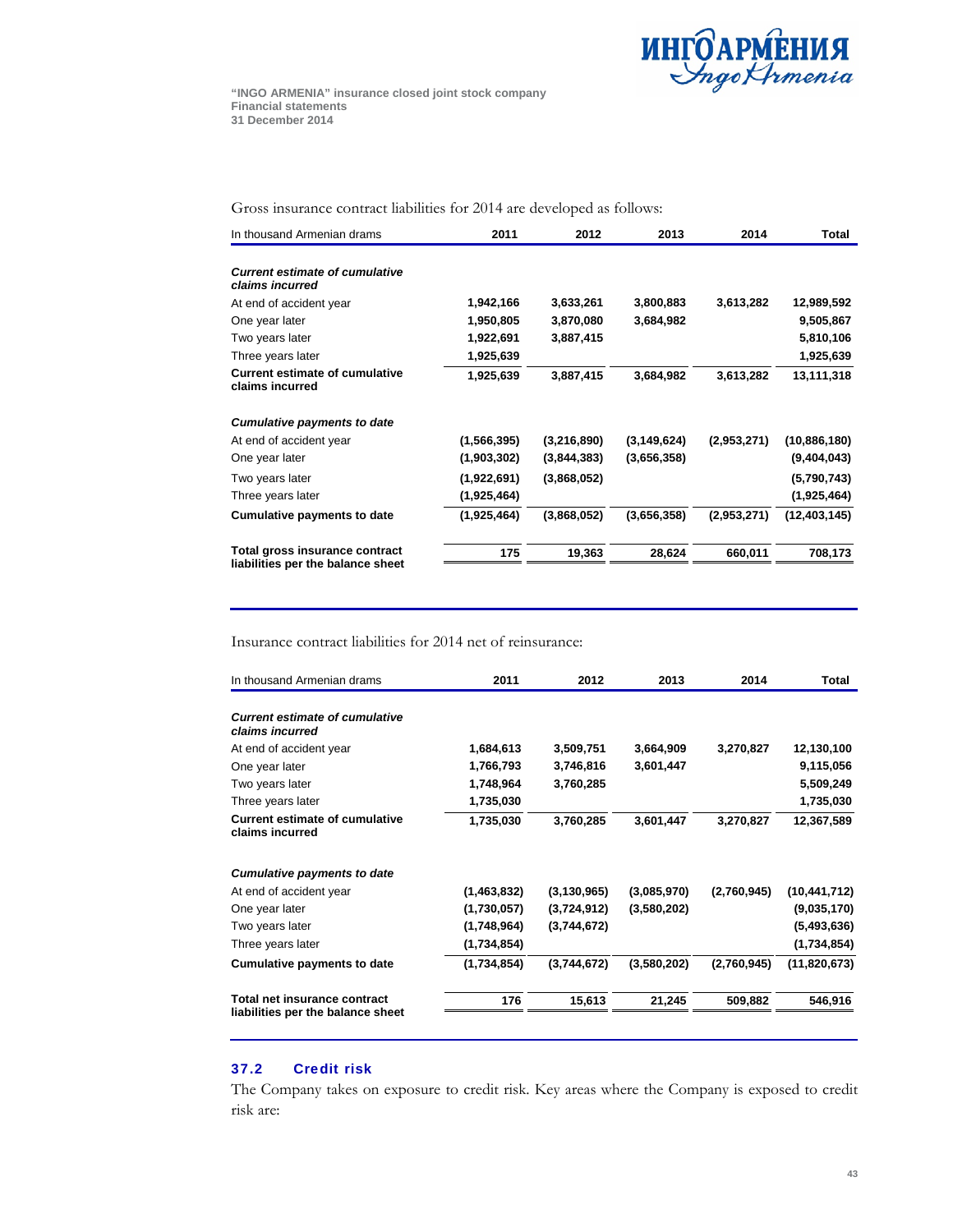Gross insurance contract liabilities for 2014 are developed as follows:

| In thousand Armenian drams | 2011 | 2012 | 2013 | 2014 | Total |
|---|---|---|---|---|---|
| ***Current estimate of cumulative claims incurred*** | | | | | |
| At end of accident year | **1,942,166** | **3,633,261** | **3,800,883** | **3,613,282** | **12,989,592** |
| One year later | **1,950,805** | **3,870,080** | **3,684,982** | | **9,505,867** |
| Two years later | **1,922,691** | **3,887,415** | | | **5,810,106** |
| Three years later | **1,925,639** | | | | **1,925,639** |
| **Current estimate of cumulative claims incurred** | **1,925,639** | **3,887,415** | **3,684,982** | **3,613,282** | **13,111,318** |
| ***Cumulative payments to date*** | | | | | |
| At end of accident year | **(1,566,395)** | **(3,216,890)** | **(3,149,624)** | **(2,953,271)** | **(10,886,180)** |
| One year later | **(1,903,302)** | **(3,844,383)** | **(3,656,358)** | | **(9,404,043)** |
| Two years later | **(1,922,691)** | **(3,868,052)** | | | **(5,790,743)** |
| Three years later | **(1,925,464)** | | | | **(1,925,464)** |
| **Cumulative payments to date** | **(1,925,464)** | **(3,868,052)** | **(3,656,358)** | **(2,953,271)** | **(12,403,145)** |
| **Total gross insurance contract liabilities per the balance sheet** | **175** | **19,363** | **28,624** | **660,011** | **708,173** |

Insurance contract liabilities for 2014 net of reinsurance:

| In thousand Armenian drams | 2011 | 2012 | 2013 | 2014 | Total |
|---|---|---|---|---|---|
| ***Current estimate of cumulative claims incurred*** | | | | | |
| At end of accident year | **1,684,613** | **3,509,751** | **3,664,909** | **3,270,827** | **12,130,100** |
| One year later | **1,766,793** | **3,746,816** | **3,601,447** | | **9,115,056** |
| Two years later | **1,748,964** | **3,760,285** | | | **5,509,249** |
| Three years later | **1,735,030** | | | | **1,735,030** |
| **Current estimate of cumulative claims incurred** | **1,735,030** | **3,760,285** | **3,601,447** | **3,270,827** | **12,367,589** |
| ***Cumulative payments to date*** | | | | | |
| At end of accident year | **(1,463,832)** | **(3,130,965)** | **(3,085,970)** | **(2,760,945)** | **(10,441,712)** |
| One year later | **(1,730,057)** | **(3,724,912)** | **(3,580,202)** | | **(9,035,170)** |
| Two years later | **(1,748,964)** | **(3,744,672)** | | | **(5,493,636)** |
| Three years later | **(1,734,854)** | | | | **(1,734,854)** |
| **Cumulative payments to date** | **(1,734,854)** | **(3,744,672)** | **(3,580,202)** | **(2,760,945)** | **(11,820,673)** |
| **Total net insurance contract liabilities per the balance sheet** | **176** | **15,613** | **21,245** | **509,882** | **546,916** |

### 37.2 Credit risk

The Company takes on exposure to credit risk. Key areas where the Company is exposed to credit risk are: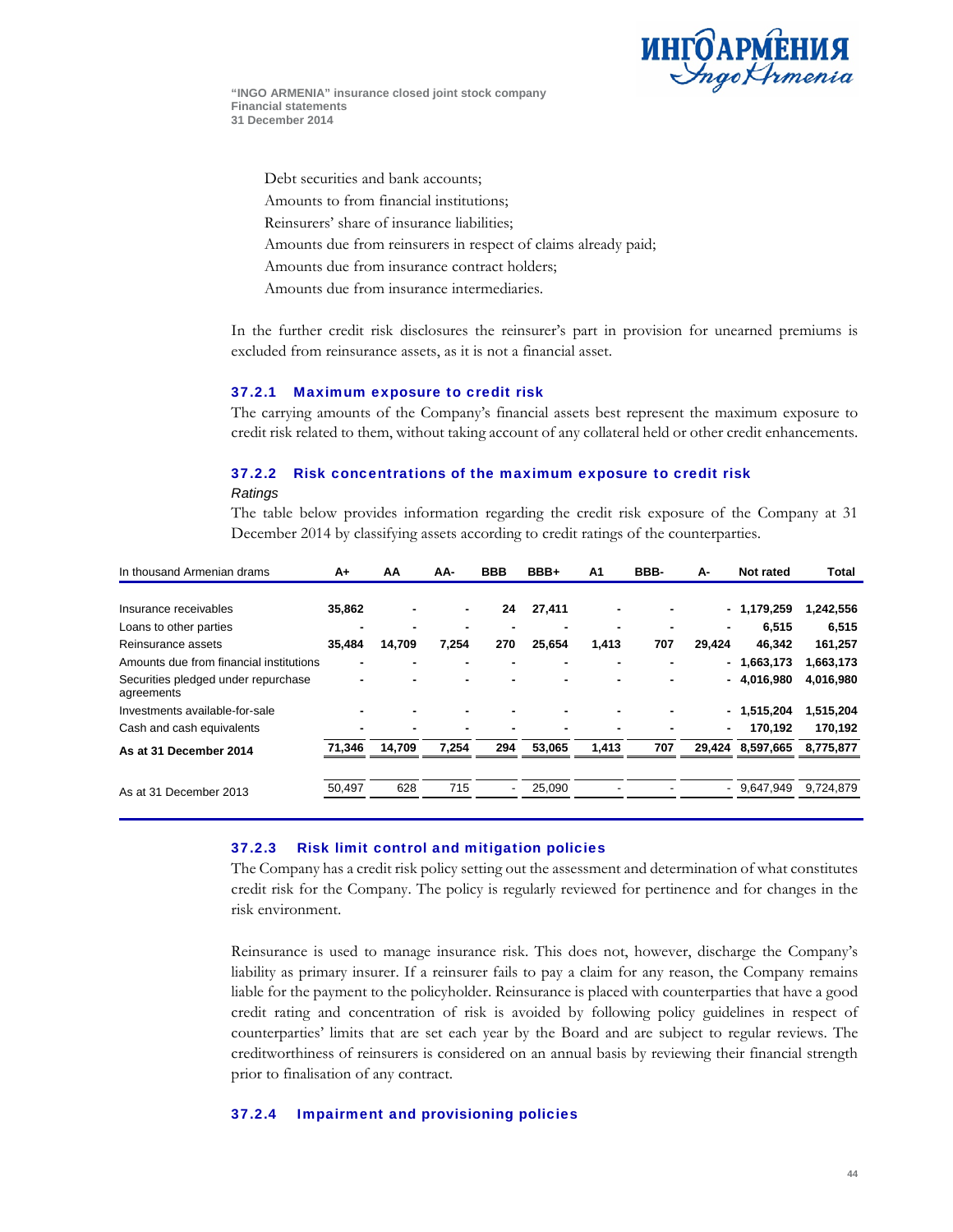Debt securities and bank accounts;

Amounts to from financial institutions;

Reinsurers' share of insurance liabilities;

Amounts due from reinsurers in respect of claims already paid;

Amounts due from insurance contract holders;

Amounts due from insurance intermediaries.

In the further credit risk disclosures the reinsurer's part in provision for unearned premiums is excluded from reinsurance assets, as it is not a financial asset.

### 37.2.1 Maximum exposure to credit risk

The carrying amounts of the Company's financial assets best represent the maximum exposure to credit risk related to them, without taking account of any collateral held or other credit enhancements.

### 37.2.2 Risk concentrations of the maximum exposure to credit risk

*Ratings*

The table below provides information regarding the credit risk exposure of the Company at 31 December 2014 by classifying assets according to credit ratings of the counterparties.

| In thousand Armenian drams | A+ | AA | AA- | BBB | BBB+ | A1 | BBB- | A- | Not rated | Total |
|---|---|---|---|---|---|---|---|---|---|---|
| Insurance receivables | 35,862 | - | - | 24 | 27,411 | - | - | - | 1,179,259 | 1,242,556 |
| Loans to other parties | - | - | - | - | - | - | - | - | 6,515 | 6,515 |
| Reinsurance assets | 35,484 | 14,709 | 7,254 | 270 | 25,654 | 1,413 | 707 | 29,424 | 46,342 | 161,257 |
| Amounts due from financial institutions | - | - | - | - | - | - | - | - | 1,663,173 | 1,663,173 |
| Securities pledged under repurchase agreements | - | - | - | - | - | - | - | - | 4,016,980 | 4,016,980 |
| Investments available-for-sale | - | - | - | - | - | - | - | - | 1,515,204 | 1,515,204 |
| Cash and cash equivalents | - | - | - | - | - | - | - | - | 170,192 | 170,192 |
| **As at 31 December 2014** | **71,346** | **14,709** | **7,254** | **294** | **53,065** | **1,413** | **707** | **29,424** | **8,597,665** | **8,775,877** |
| As at 31 December 2013 | 50,497 | 628 | 715 | - | 25,090 | - | - | - | 9,647,949 | 9,724,879 |

### 37.2.3 Risk limit control and mitigation policies

The Company has a credit risk policy setting out the assessment and determination of what constitutes credit risk for the Company. The policy is regularly reviewed for pertinence and for changes in the risk environment.

Reinsurance is used to manage insurance risk. This does not, however, discharge the Company's liability as primary insurer. If a reinsurer fails to pay a claim for any reason, the Company remains liable for the payment to the policyholder. Reinsurance is placed with counterparties that have a good credit rating and concentration of risk is avoided by following policy guidelines in respect of counterparties' limits that are set each year by the Board and are subject to regular reviews. The creditworthiness of reinsurers is considered on an annual basis by reviewing their financial strength prior to finalisation of any contract.

### 37.2.4 Impairment and provisioning policies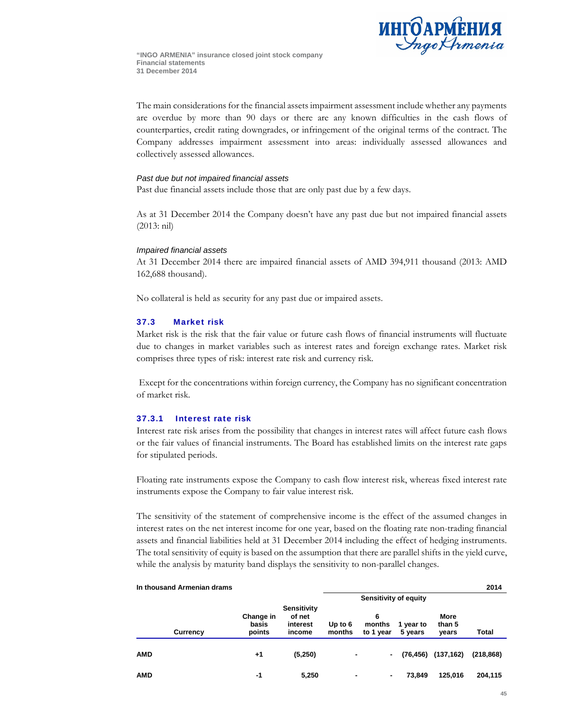The main considerations for the financial assets impairment assessment include whether any payments are overdue by more than 90 days or there are any known difficulties in the cash flows of counterparties, credit rating downgrades, or infringement of the original terms of the contract. The Company addresses impairment assessment into areas: individually assessed allowances and collectively assessed allowances.

*Past due but not impaired financial assets*

Past due financial assets include those that are only past due by a few days.

As at 31 December 2014 the Company doesn't have any past due but not impaired financial assets (2013: nil)

*Impaired financial assets*

At 31 December 2014 there are impaired financial assets of AMD 394,911 thousand (2013: AMD 162,688 thousand).

No collateral is held as security for any past due or impaired assets.

### 37.3 Market risk

Market risk is the risk that the fair value or future cash flows of financial instruments will fluctuate due to changes in market variables such as interest rates and foreign exchange rates. Market risk comprises three types of risk: interest rate risk and currency risk.

Except for the concentrations within foreign currency, the Company has no significant concentration of market risk.

#### 37.3.1 Interest rate risk

Interest rate risk arises from the possibility that changes in interest rates will affect future cash flows or the fair values of financial instruments. The Board has established limits on the interest rate gaps for stipulated periods.

Floating rate instruments expose the Company to cash flow interest risk, whereas fixed interest rate instruments expose the Company to fair value interest risk.

The sensitivity of the statement of comprehensive income is the effect of the assumed changes in interest rates on the net interest income for one year, based on the floating rate non-trading financial assets and financial liabilities held at 31 December 2014 including the effect of hedging instruments. The total sensitivity of equity is based on the assumption that there are parallel shifts in the yield curve, while the analysis by maturity band displays the sensitivity to non-parallel changes.

**In thousand Armenian drams** **2014**

| | | | Sensitivity of equity | | | | |
|---|---|---|---|---|---|---|---|
| **Currency** | **Change in basis points** | **Sensitivity of net interest income** | **Up to 6 months** | **6 months to 1 year** | **1 year to 5 years** | **More than 5 years** | **Total** |
| **AMD** | **+1** | **(5,250)** | **-** | **-** | **(76,456)** | **(137,162)** | **(218,868)** |
| **AMD** | **-1** | **5,250** | **-** | **-** | **73,849** | **125,016** | **204,115** |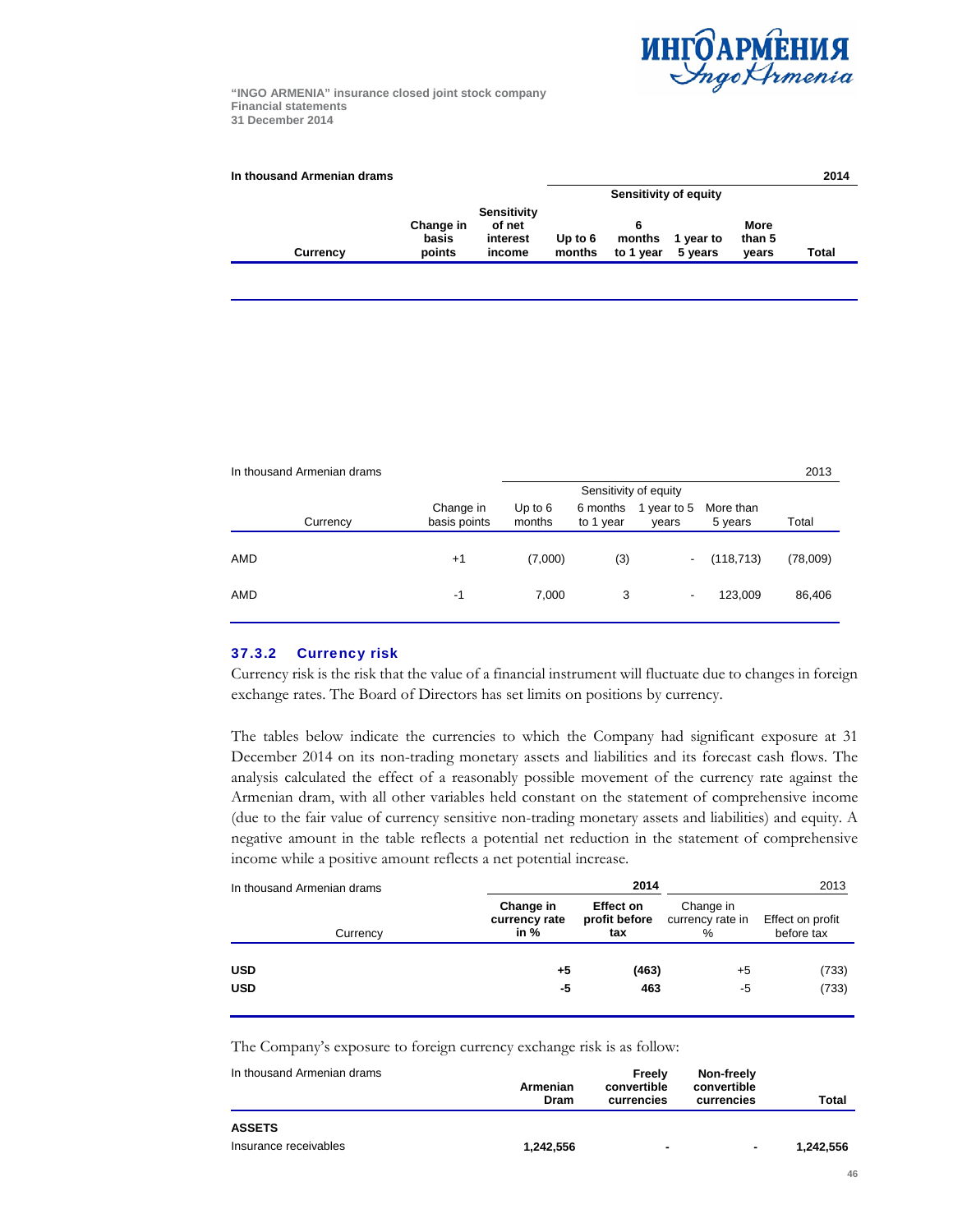| In thousand Armenian drams | | | | | | | 2014 |
|---|---|---|---|---|---|---|---|
| | | | Sensitivity of equity | | | | |
| Currency | Change in basis points | Sensitivity of net interest income | Up to 6 months | 6 months to 1 year | 1 year to 5 years | More than 5 years | Total |

| In thousand Armenian drams | | | | | | 2013 |
|---|---|---|---|---|---|---|
| | | Sensitivity of equity | | | | |
| Currency | Change in basis points | Up to 6 months | 6 months to 1 year | 1 year to 5 years | More than 5 years | Total |
| AMD | +1 | (7,000) | (3) | - | (118,713) | (78,009) |
| AMD | -1 | 7,000 | 3 | - | 123,009 | 86,406 |

### 37.3.2 Currency risk

Currency risk is the risk that the value of a financial instrument will fluctuate due to changes in foreign exchange rates. The Board of Directors has set limits on positions by currency.

The tables below indicate the currencies to which the Company had significant exposure at 31 December 2014 on its non-trading monetary assets and liabilities and its forecast cash flows. The analysis calculated the effect of a reasonably possible movement of the currency rate against the Armenian dram, with all other variables held constant on the statement of comprehensive income (due to the fair value of currency sensitive non-trading monetary assets and liabilities) and equity. A negative amount in the table reflects a potential net reduction in the statement of comprehensive income while a positive amount reflects a net potential increase.

| In thousand Armenian drams | 2014 | | 2013 | |
|---|---|---|---|---|
| Currency | **Change in currency rate in %** | **Effect on profit before tax** | Change in currency rate in % | Effect on profit before tax |
| **USD** | **+5** | **(463)** | +5 | (733) |
| **USD** | **-5** | **463** | -5 | (733) |

The Company's exposure to foreign currency exchange risk is as follow:

| In thousand Armenian drams | Armenian Dram | Freely convertible currencies | Non-freely convertible currencies | Total |
|---|---|---|---|---|
| **ASSETS** | | | | |
| Insurance receivables | **1,242,556** | **-** | **-** | **1,242,556** |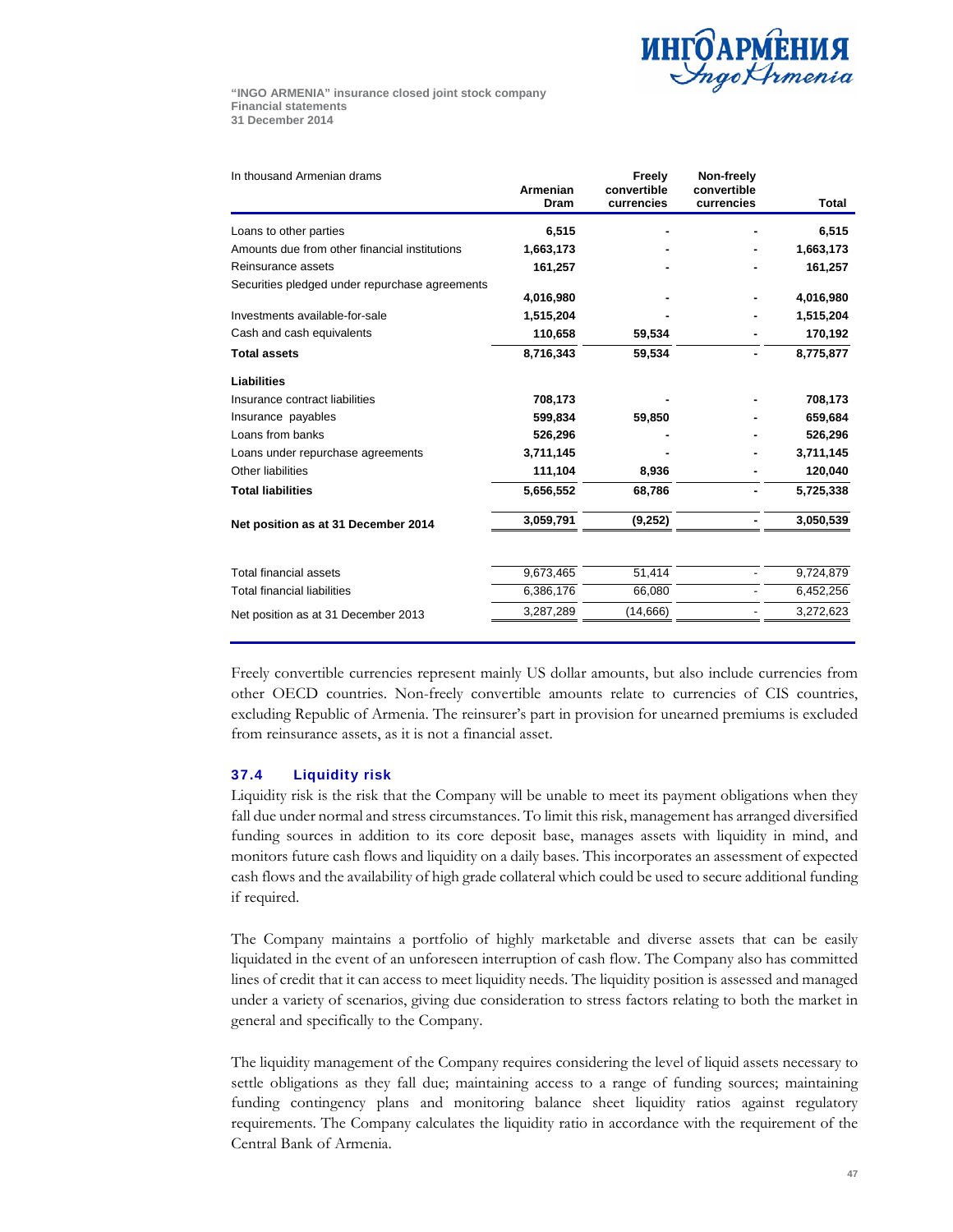| In thousand Armenian drams | Armenian Dram | Freely convertible currencies | Non-freely convertible currencies | Total |
|---|---|---|---|---|
| Loans to other parties | **6,515** | **-** | **-** | **6,515** |
| Amounts due from other financial institutions | **1,663,173** | **-** | **-** | **1,663,173** |
| Reinsurance assets | **161,257** | **-** | **-** | **161,257** |
| Securities pledged under repurchase agreements | **4,016,980** | **-** | **-** | **4,016,980** |
| Investments available-for-sale | **1,515,204** | **-** | **-** | **1,515,204** |
| Cash and cash equivalents | **110,658** | **59,534** | **-** | **170,192** |
| **Total assets** | **8,716,343** | **59,534** | **-** | **8,775,877** |
| **Liabilities** | | | | |
| Insurance contract liabilities | **708,173** | **-** | **-** | **708,173** |
| Insurance payables | **599,834** | **59,850** | **-** | **659,684** |
| Loans from banks | **526,296** | **-** | **-** | **526,296** |
| Loans under repurchase agreements | **3,711,145** | **-** | **-** | **3,711,145** |
| Other liabilities | **111,104** | **8,936** | **-** | **120,040** |
| **Total liabilities** | **5,656,552** | **68,786** | **-** | **5,725,338** |
| **Net position as at 31 December 2014** | **3,059,791** | **(9,252)** | **-** | **3,050,539** |
| | | | | |
| Total financial assets | 9,673,465 | 51,414 | - | 9,724,879 |
| Total financial liabilities | 6,386,176 | 66,080 | - | 6,452,256 |
| Net position as at 31 December 2013 | 3,287,289 | (14,666) | - | 3,272,623 |

Freely convertible currencies represent mainly US dollar amounts, but also include currencies from other OECD countries. Non-freely convertible amounts relate to currencies of CIS countries, excluding Republic of Armenia. The reinsurer's part in provision for unearned premiums is excluded from reinsurance assets, as it is not a financial asset.

### 37.4 Liquidity risk

Liquidity risk is the risk that the Company will be unable to meet its payment obligations when they fall due under normal and stress circumstances. To limit this risk, management has arranged diversified funding sources in addition to its core deposit base, manages assets with liquidity in mind, and monitors future cash flows and liquidity on a daily bases. This incorporates an assessment of expected cash flows and the availability of high grade collateral which could be used to secure additional funding if required.

The Company maintains a portfolio of highly marketable and diverse assets that can be easily liquidated in the event of an unforeseen interruption of cash flow. The Company also has committed lines of credit that it can access to meet liquidity needs. The liquidity position is assessed and managed under a variety of scenarios, giving due consideration to stress factors relating to both the market in general and specifically to the Company.

The liquidity management of the Company requires considering the level of liquid assets necessary to settle obligations as they fall due; maintaining access to a range of funding sources; maintaining funding contingency plans and monitoring balance sheet liquidity ratios against regulatory requirements. The Company calculates the liquidity ratio in accordance with the requirement of the Central Bank of Armenia.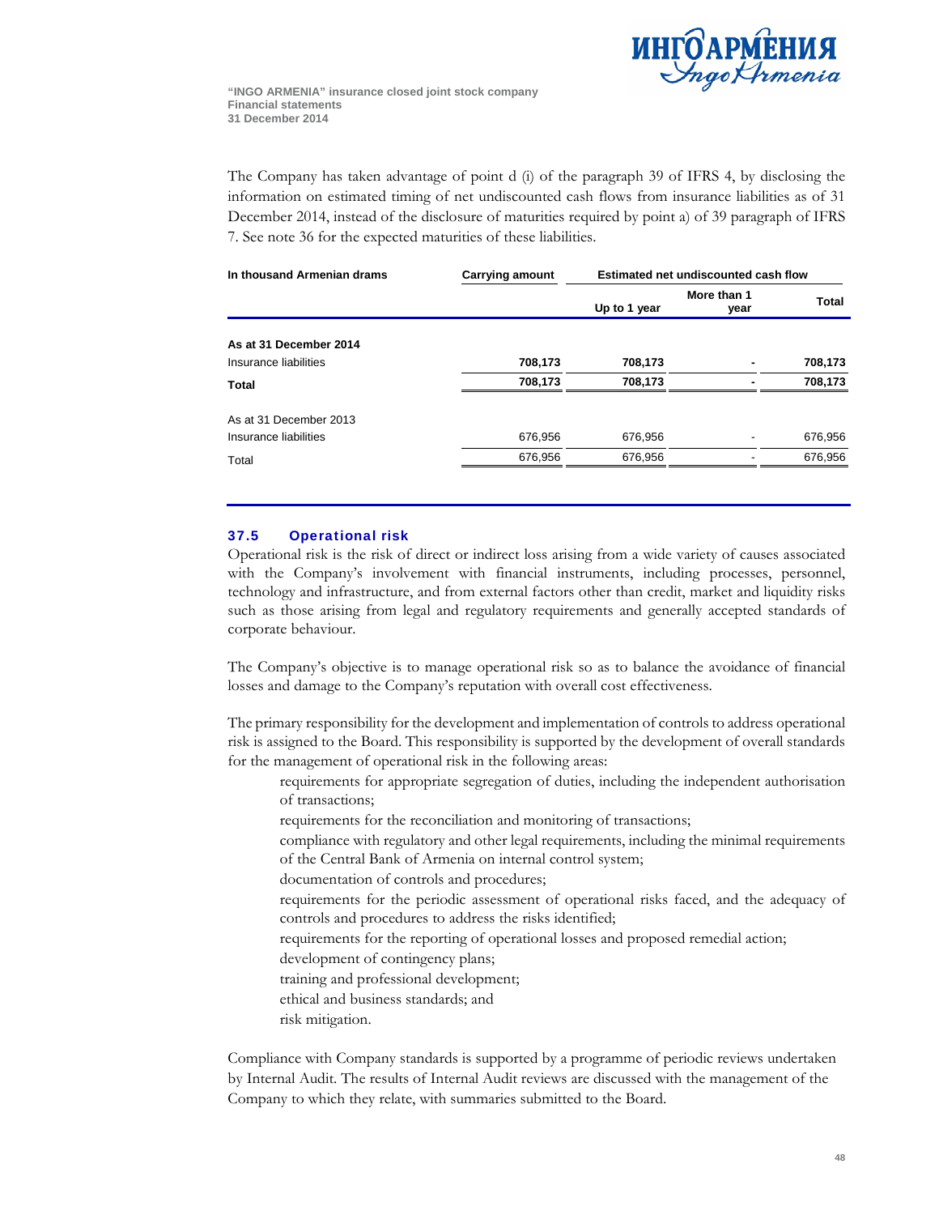The Company has taken advantage of point d (i) of the paragraph 39 of IFRS 4, by disclosing the information on estimated timing of net undiscounted cash flows from insurance liabilities as of 31 December 2014, instead of the disclosure of maturities required by point a) of 39 paragraph of IFRS 7. See note 36 for the expected maturities of these liabilities.

| In thousand Armenian drams | Carrying amount | Estimated net undiscounted cash flow | | |
|---|---|---|---|---|
| | | Up to 1 year | More than 1 year | Total |
| **As at 31 December 2014** | | | | |
| Insurance liabilities | **708,173** | **708,173** | **-** | **708,173** |
| **Total** | **708,173** | **708,173** | **-** | **708,173** |
| As at 31 December 2013 | | | | |
| Insurance liabilities | 676,956 | 676,956 | - | 676,956 |
| Total | 676,956 | 676,956 | - | 676,956 |

### 37.5 Operational risk

Operational risk is the risk of direct or indirect loss arising from a wide variety of causes associated with the Company's involvement with financial instruments, including processes, personnel, technology and infrastructure, and from external factors other than credit, market and liquidity risks such as those arising from legal and regulatory requirements and generally accepted standards of corporate behaviour.

The Company's objective is to manage operational risk so as to balance the avoidance of financial losses and damage to the Company's reputation with overall cost effectiveness.

The primary responsibility for the development and implementation of controls to address operational risk is assigned to the Board. This responsibility is supported by the development of overall standards for the management of operational risk in the following areas:

- requirements for appropriate segregation of duties, including the independent authorisation of transactions;
- requirements for the reconciliation and monitoring of transactions;
- compliance with regulatory and other legal requirements, including the minimal requirements of the Central Bank of Armenia on internal control system;
- documentation of controls and procedures;
- requirements for the periodic assessment of operational risks faced, and the adequacy of controls and procedures to address the risks identified;
- requirements for the reporting of operational losses and proposed remedial action;
- development of contingency plans;
- training and professional development;
- ethical and business standards; and
- risk mitigation.

Compliance with Company standards is supported by a programme of periodic reviews undertaken by Internal Audit. The results of Internal Audit reviews are discussed with the management of the Company to which they relate, with summaries submitted to the Board.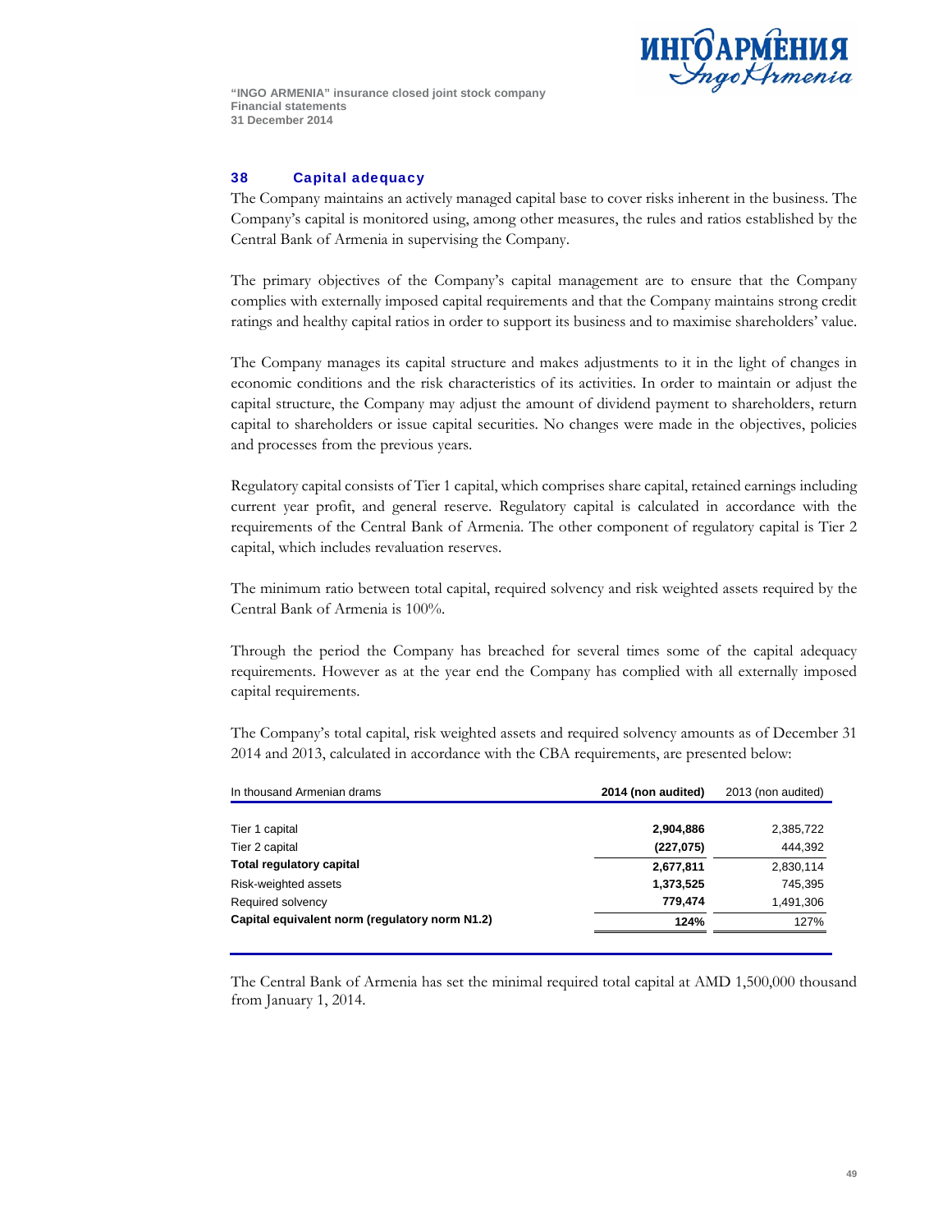## 38 Capital adequacy

The Company maintains an actively managed capital base to cover risks inherent in the business. The Company's capital is monitored using, among other measures, the rules and ratios established by the Central Bank of Armenia in supervising the Company.

The primary objectives of the Company's capital management are to ensure that the Company complies with externally imposed capital requirements and that the Company maintains strong credit ratings and healthy capital ratios in order to support its business and to maximise shareholders' value.

The Company manages its capital structure and makes adjustments to it in the light of changes in economic conditions and the risk characteristics of its activities. In order to maintain or adjust the capital structure, the Company may adjust the amount of dividend payment to shareholders, return capital to shareholders or issue capital securities. No changes were made in the objectives, policies and processes from the previous years.

Regulatory capital consists of Tier 1 capital, which comprises share capital, retained earnings including current year profit, and general reserve. Regulatory capital is calculated in accordance with the requirements of the Central Bank of Armenia. The other component of regulatory capital is Tier 2 capital, which includes revaluation reserves.

The minimum ratio between total capital, required solvency and risk weighted assets required by the Central Bank of Armenia is 100%.

Through the period the Company has breached for several times some of the capital adequacy requirements. However as at the year end the Company has complied with all externally imposed capital requirements.

The Company's total capital, risk weighted assets and required solvency amounts as of December 31 2014 and 2013, calculated in accordance with the CBA requirements, are presented below:

| In thousand Armenian drams | 2014 (non audited) | 2013 (non audited) |
|---|---|---|
| Tier 1 capital | 2,904,886 | 2,385,722 |
| Tier 2 capital | (227,075) | 444,392 |
| **Total regulatory capital** | 2,677,811 | 2,830,114 |
| Risk-weighted assets | 1,373,525 | 745,395 |
| Required solvency | 779,474 | 1,491,306 |
| **Capital equivalent norm (regulatory norm N1.2)** | 124% | 127% |

The Central Bank of Armenia has set the minimal required total capital at AMD 1,500,000 thousand from January 1, 2014.